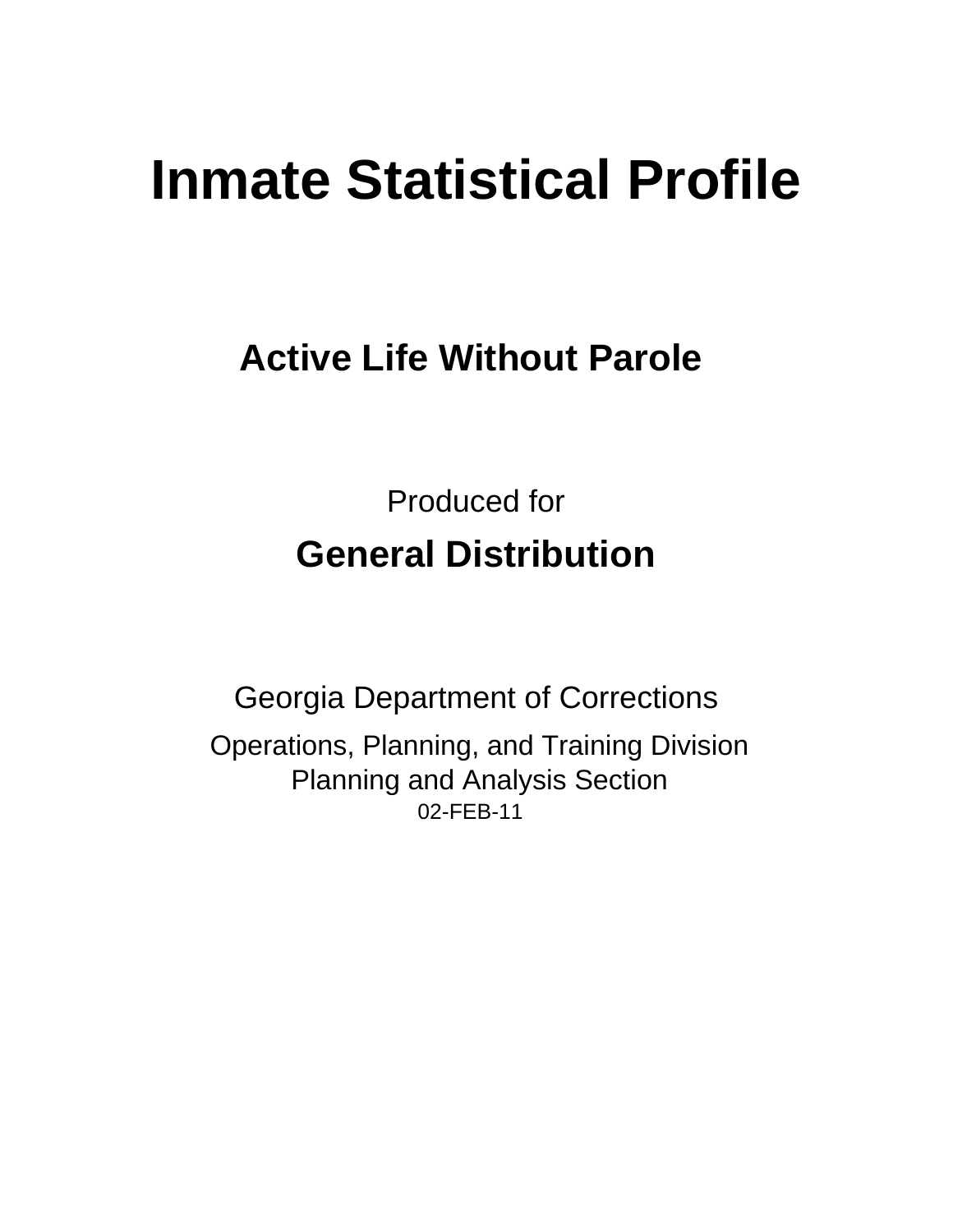# Inmate Statistical Profile

## Active Life Without Parole

Produced for

## General Distribution

Georgia Department of Corrections

Operations, Planning, and Training Division
Planning and Analysis Section
02-FEB-11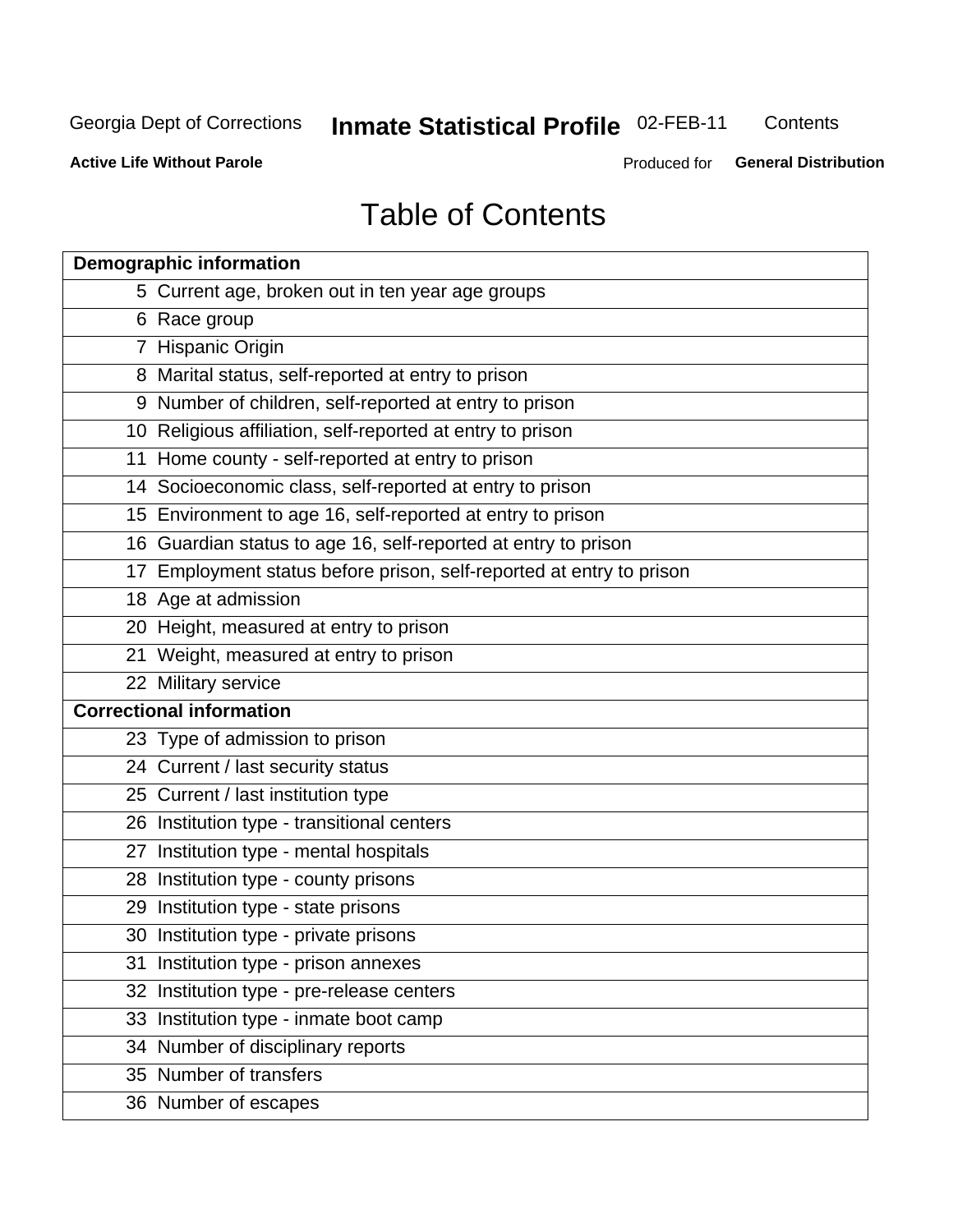# Table of Contents

| Demographic information | |
|---|---|
| 5 | Current age, broken out in ten year age groups |
| 6 | Race group |
| 7 | Hispanic Origin |
| 8 | Marital status, self-reported at entry to prison |
| 9 | Number of children, self-reported at entry to prison |
| 10 | Religious affiliation, self-reported at entry to prison |
| 11 | Home county - self-reported at entry to prison |
| 14 | Socioeconomic class, self-reported at entry to prison |
| 15 | Environment to age 16, self-reported at entry to prison |
| 16 | Guardian status to age 16, self-reported at entry to prison |
| 17 | Employment status before prison, self-reported at entry to prison |
| 18 | Age at admission |
| 20 | Height, measured at entry to prison |
| 21 | Weight, measured at entry to prison |
| 22 | Military service |
| **Correctional information** | |
| 23 | Type of admission to prison |
| 24 | Current / last security status |
| 25 | Current / last institution type |
| 26 | Institution type - transitional centers |
| 27 | Institution type - mental hospitals |
| 28 | Institution type - county prisons |
| 29 | Institution type - state prisons |
| 30 | Institution type - private prisons |
| 31 | Institution type - prison annexes |
| 32 | Institution type - pre-release centers |
| 33 | Institution type - inmate boot camp |
| 34 | Number of disciplinary reports |
| 35 | Number of transfers |
| 36 | Number of escapes |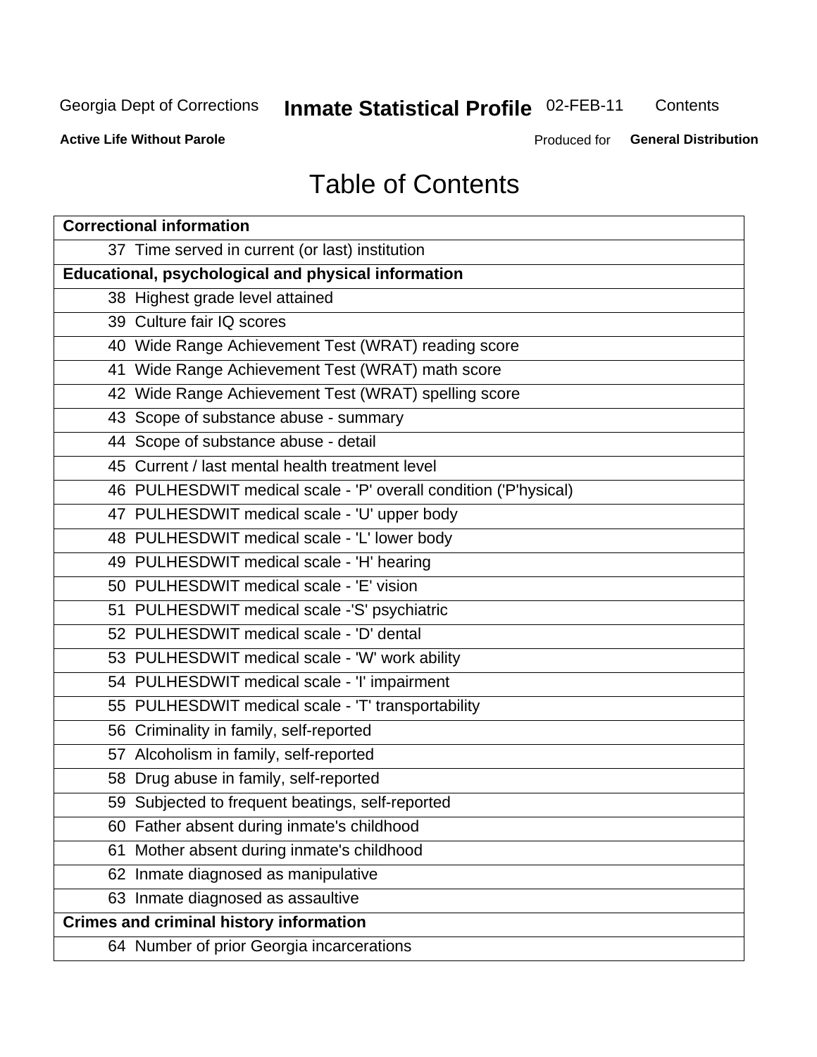# Table of Contents

| Correctional information |
|---|
| 37 Time served in current (or last) institution |
| **Educational, psychological and physical information** |
| 38 Highest grade level attained |
| 39 Culture fair IQ scores |
| 40 Wide Range Achievement Test (WRAT) reading score |
| 41 Wide Range Achievement Test (WRAT) math score |
| 42 Wide Range Achievement Test (WRAT) spelling score |
| 43 Scope of substance abuse - summary |
| 44 Scope of substance abuse - detail |
| 45 Current / last mental health treatment level |
| 46 PULHESDWIT medical scale - 'P' overall condition ('P'hysical) |
| 47 PULHESDWIT medical scale - 'U' upper body |
| 48 PULHESDWIT medical scale - 'L' lower body |
| 49 PULHESDWIT medical scale - 'H' hearing |
| 50 PULHESDWIT medical scale - 'E' vision |
| 51 PULHESDWIT medical scale -'S' psychiatric |
| 52 PULHESDWIT medical scale - 'D' dental |
| 53 PULHESDWIT medical scale - 'W' work ability |
| 54 PULHESDWIT medical scale - 'I' impairment |
| 55 PULHESDWIT medical scale - 'T' transportability |
| 56 Criminality in family, self-reported |
| 57 Alcoholism in family, self-reported |
| 58 Drug abuse in family, self-reported |
| 59 Subjected to frequent beatings, self-reported |
| 60 Father absent during inmate's childhood |
| 61 Mother absent during inmate's childhood |
| 62 Inmate diagnosed as manipulative |
| 63 Inmate diagnosed as assaultive |
| **Crimes and criminal history information** |
| 64 Number of prior Georgia incarcerations |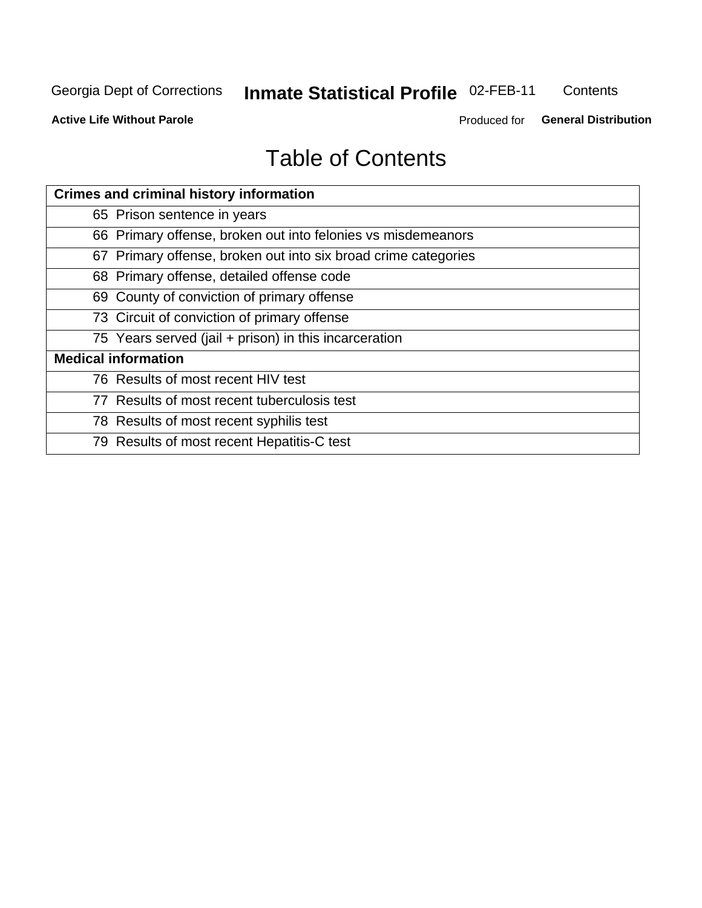# Table of Contents

| Crimes and criminal history information |
|---|
| 65 Prison sentence in years |
| 66 Primary offense, broken out into felonies vs misdemeanors |
| 67 Primary offense, broken out into six broad crime categories |
| 68 Primary offense, detailed offense code |
| 69 County of conviction of primary offense |
| 73 Circuit of conviction of primary offense |
| 75 Years served (jail + prison) in this incarceration |
| **Medical information** |
| 76 Results of most recent HIV test |
| 77 Results of most recent tuberculosis test |
| 78 Results of most recent syphilis test |
| 79 Results of most recent Hepatitis-C test |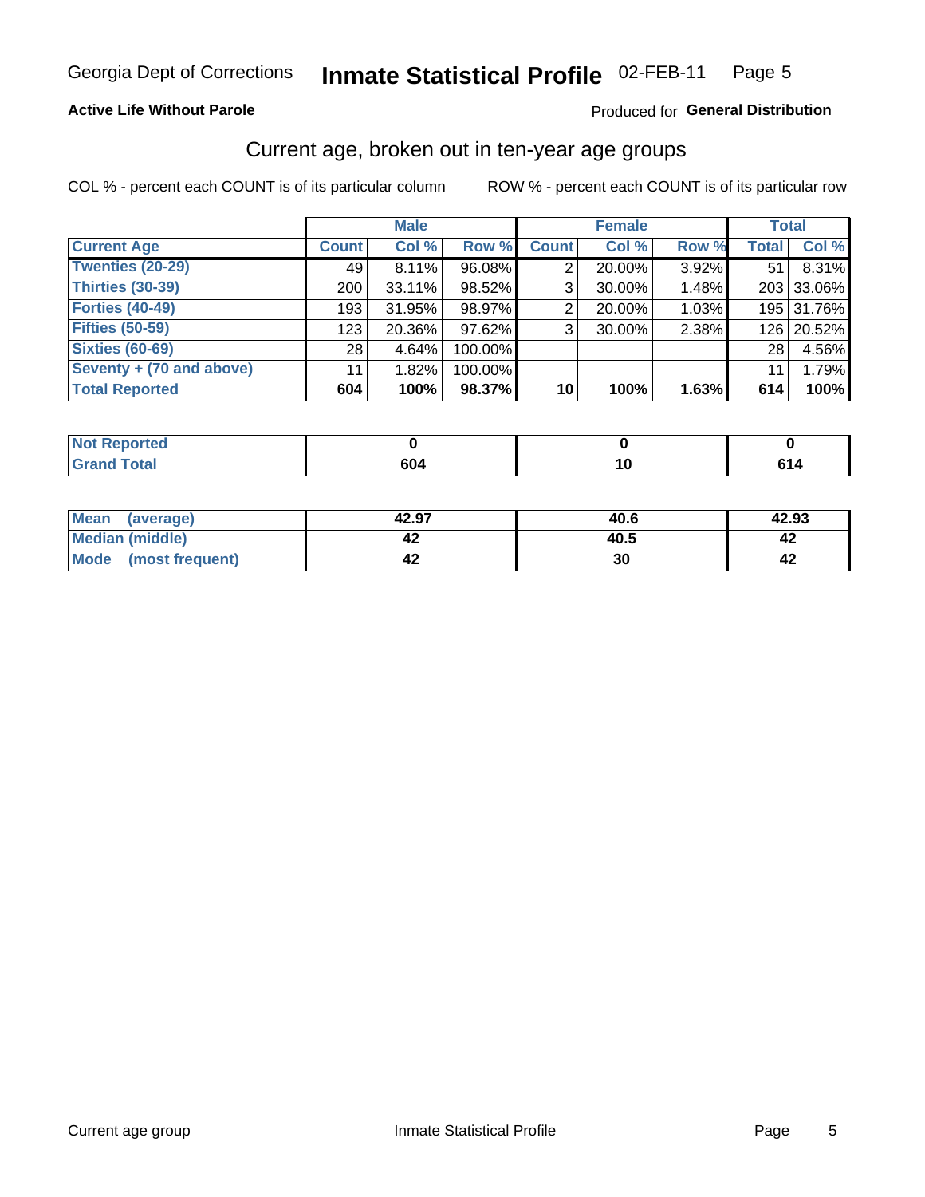# Inmate Statistical Profile

Georgia Dept of Corrections — 02-FEB-11

**Active Life Without Parole**

Produced for **General Distribution**

## Current age, broken out in ten-year age groups

COL % - percent each COUNT is of its particular column

ROW % - percent each COUNT is of its particular row

| | Male | | | Female | | | Total | |
|---|---|---|---|---|---|---|---|---|
| **Current Age** | **Count** | **Col %** | **Row %** | **Count** | **Col %** | **Row %** | **Total** | **Col %** |
| **Twenties (20-29)** | 49 | 8.11% | 96.08% | 2 | 20.00% | 3.92% | 51 | 8.31% |
| **Thirties (30-39)** | 200 | 33.11% | 98.52% | 3 | 30.00% | 1.48% | 203 | 33.06% |
| **Forties (40-49)** | 193 | 31.95% | 98.97% | 2 | 20.00% | 1.03% | 195 | 31.76% |
| **Fifties (50-59)** | 123 | 20.36% | 97.62% | 3 | 30.00% | 2.38% | 126 | 20.52% |
| **Sixties (60-69)** | 28 | 4.64% | 100.00% | | | | 28 | 4.56% |
| **Seventy + (70 and above)** | 11 | 1.82% | 100.00% | | | | 11 | 1.79% |
| **Total Reported** | **604** | **100%** | **98.37%** | **10** | **100%** | **1.63%** | **614** | **100%** |

| | Male | Female | Total |
|---|---|---|---|
| **Not Reported** | **0** | **0** | **0** |
| **Grand Total** | **604** | **10** | **614** |

| | Male | Female | Total |
|---|---|---|---|
| **Mean (average)** | **42.97** | **40.6** | **42.93** |
| **Median (middle)** | **42** | **40.5** | **42** |
| **Mode (most frequent)** | **42** | **30** | **42** |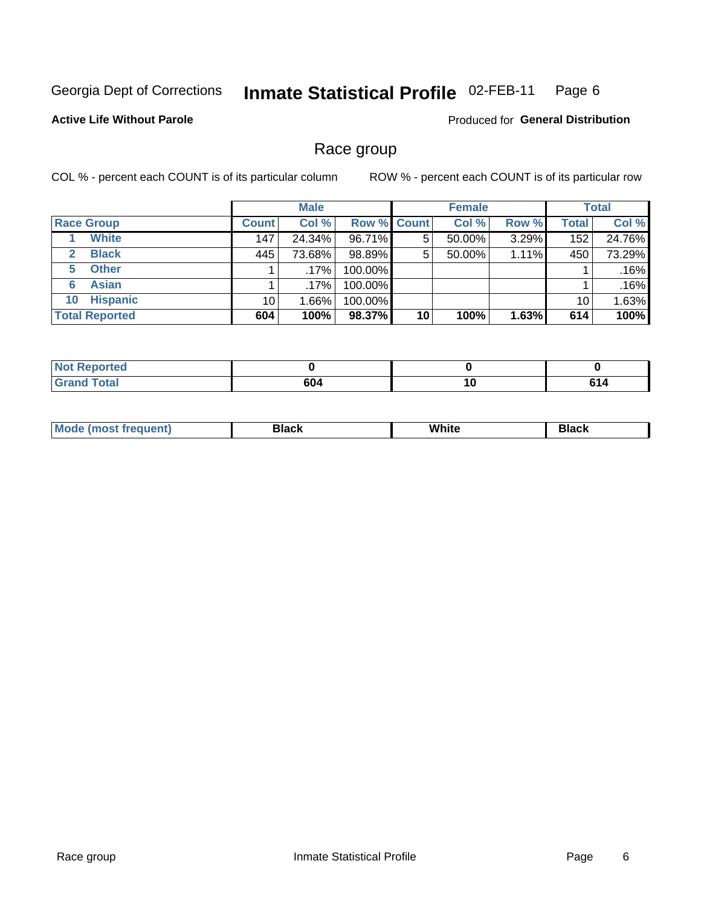Georgia Dept of Corrections **Inmate Statistical Profile** 02-FEB-11

**Active Life Without Parole**

Produced for **General Distribution**

## Race group

COL % - percent each COUNT is of its particular column

ROW % - percent each COUNT is of its particular row

| | Male | | | Female | | | Total | |
|---|---|---|---|---|---|---|---|---|
| **Race Group** | **Count** | **Col %** | **Row %** | **Count** | **Col %** | **Row %** | **Total** | **Col %** |
| 1 **White** | 147 | 24.34% | 96.71% | 5 | 50.00% | 3.29% | 152 | 24.76% |
| 2 **Black** | 445 | 73.68% | 98.89% | 5 | 50.00% | 1.11% | 450 | 73.29% |
| 5 **Other** | 1 | .17% | 100.00% | | | | 1 | .16% |
| 6 **Asian** | 1 | .17% | 100.00% | | | | 1 | .16% |
| 10 **Hispanic** | 10 | 1.66% | 100.00% | | | | 10 | 1.63% |
| **Total Reported** | **604** | **100%** | **98.37%** | **10** | **100%** | **1.63%** | **614** | **100%** |

| | Male | Female | Total |
|---|---|---|---|
| **Not Reported** | **0** | **0** | **0** |
| **Grand Total** | **604** | **10** | **614** |

| | Male | Female | Total |
|---|---|---|---|
| **Mode (most frequent)** | **Black** | **White** | **Black** |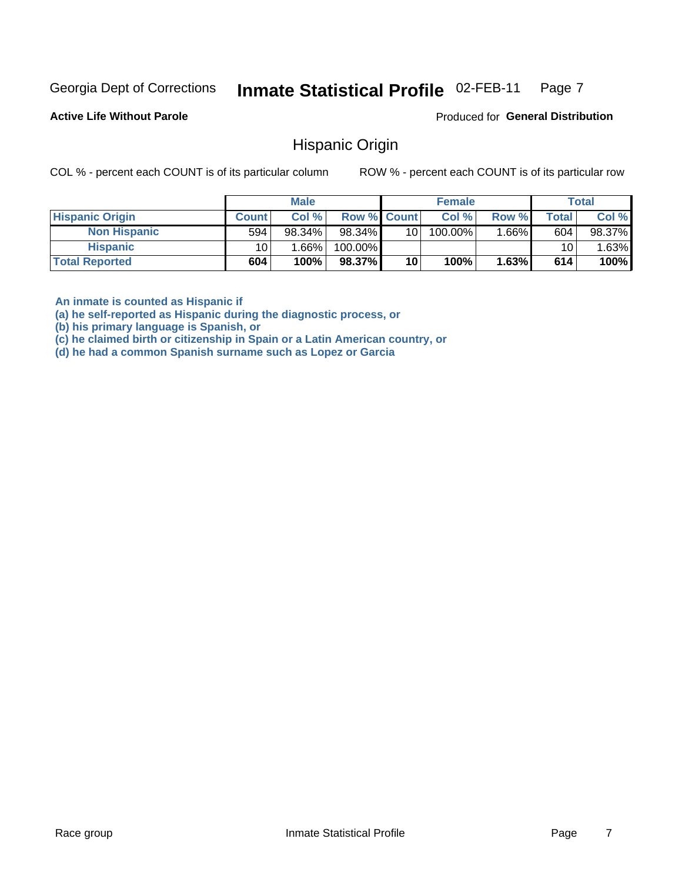Georgia Dept of Corrections **Inmate Statistical Profile** 02-FEB-11

**Active Life Without Parole**

Produced for **General Distribution**

## Hispanic Origin

COL % - percent each COUNT is of its particular column ROW % - percent each COUNT is of its particular row

| | Male | | | Female | | | Total | |
|---|---|---|---|---|---|---|---|---|
| **Hispanic Origin** | **Count** | **Col %** | **Row %** | **Count** | **Col %** | **Row %** | **Total** | **Col %** |
| **Non Hispanic** | 594 | 98.34% | 98.34% | 10 | 100.00% | 1.66% | 604 | 98.37% |
| **Hispanic** | 10 | 1.66% | 100.00% | | | | 10 | 1.63% |
| **Total Reported** | **604** | **100%** | **98.37%** | **10** | **100%** | **1.63%** | **614** | **100%** |

**An inmate is counted as Hispanic if**
**(a) he self-reported as Hispanic during the diagnostic process, or**
**(b) his primary language is Spanish, or**
**(c) he claimed birth or citizenship in Spain or a Latin American country, or**
**(d) he had a common Spanish surname such as Lopez or Garcia**

Race group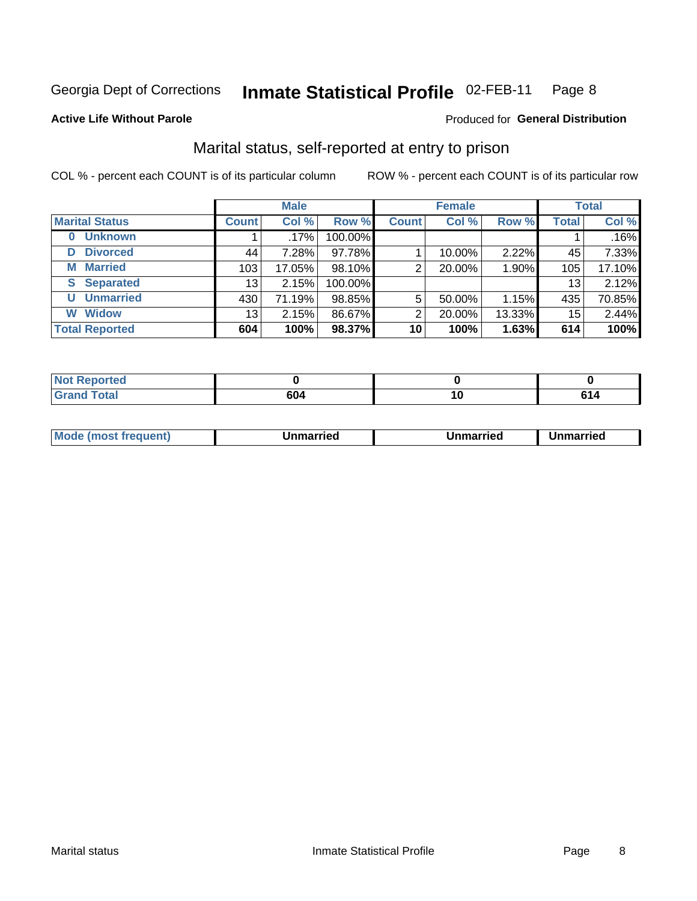Georgia Dept of Corrections **Inmate Statistical Profile** 02-FEB-11

**Active Life Without Parole**

Produced for **General Distribution**

## Marital status, self-reported at entry to prison

COL % - percent each COUNT is of its particular column

ROW % - percent each COUNT is of its particular row

| | Male | | | Female | | | Total | |
|---|---|---|---|---|---|---|---|---|
| **Marital Status** | **Count** | **Col %** | **Row %** | **Count** | **Col %** | **Row %** | **Total** | **Col %** |
| **0 Unknown** | 1 | .17% | 100.00% | | | | 1 | .16% |
| **D Divorced** | 44 | 7.28% | 97.78% | 1 | 10.00% | 2.22% | 45 | 7.33% |
| **M Married** | 103 | 17.05% | 98.10% | 2 | 20.00% | 1.90% | 105 | 17.10% |
| **S Separated** | 13 | 2.15% | 100.00% | | | | 13 | 2.12% |
| **U Unmarried** | 430 | 71.19% | 98.85% | 5 | 50.00% | 1.15% | 435 | 70.85% |
| **W Widow** | 13 | 2.15% | 86.67% | 2 | 20.00% | 13.33% | 15 | 2.44% |
| **Total Reported** | **604** | **100%** | **98.37%** | **10** | **100%** | **1.63%** | **614** | **100%** |

| | Male | Female | Total |
|---|---|---|---|
| **Not Reported** | **0** | **0** | **0** |
| **Grand Total** | **604** | **10** | **614** |

| | Male | Female | Total |
|---|---|---|---|
| **Mode (most frequent)** | **Unmarried** | **Unmarried** | **Unmarried** |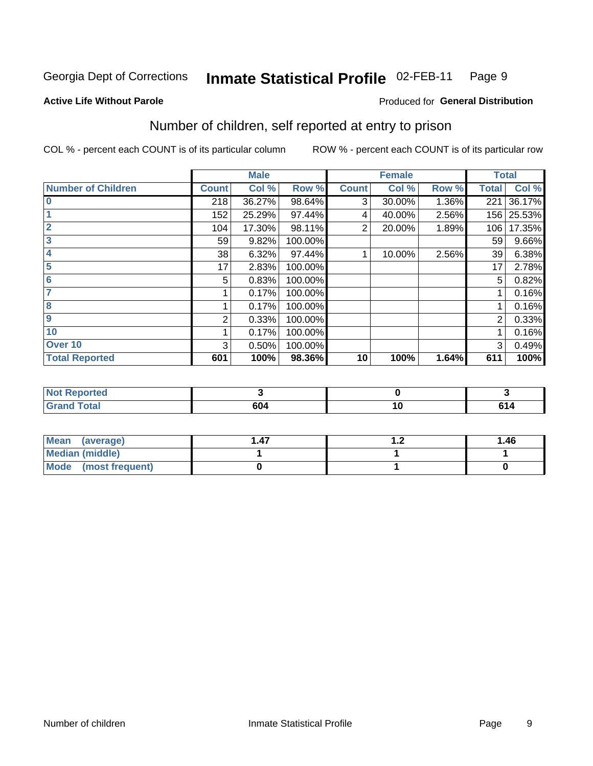Georgia Dept of Corrections **Inmate Statistical Profile** 02-FEB-11

**Active Life Without Parole**

Produced for **General Distribution**

## Number of children, self reported at entry to prison

COL % - percent each COUNT is of its particular column

ROW % - percent each COUNT is of its particular row

| | Male | | | Female | | | Total | |
|---|---|---|---|---|---|---|---|---|
| **Number of Children** | **Count** | **Col %** | **Row %** | **Count** | **Col %** | **Row %** | **Total** | **Col %** |
| **0** | 218 | 36.27% | 98.64% | 3 | 30.00% | 1.36% | 221 | 36.17% |
| **1** | 152 | 25.29% | 97.44% | 4 | 40.00% | 2.56% | 156 | 25.53% |
| **2** | 104 | 17.30% | 98.11% | 2 | 20.00% | 1.89% | 106 | 17.35% |
| **3** | 59 | 9.82% | 100.00% | | | | 59 | 9.66% |
| **4** | 38 | 6.32% | 97.44% | 1 | 10.00% | 2.56% | 39 | 6.38% |
| **5** | 17 | 2.83% | 100.00% | | | | 17 | 2.78% |
| **6** | 5 | 0.83% | 100.00% | | | | 5 | 0.82% |
| **7** | 1 | 0.17% | 100.00% | | | | 1 | 0.16% |
| **8** | 1 | 0.17% | 100.00% | | | | 1 | 0.16% |
| **9** | 2 | 0.33% | 100.00% | | | | 2 | 0.33% |
| **10** | 1 | 0.17% | 100.00% | | | | 1 | 0.16% |
| **Over 10** | 3 | 0.50% | 100.00% | | | | 3 | 0.49% |
| **Total Reported** | **601** | **100%** | **98.36%** | **10** | **100%** | **1.64%** | **611** | **100%** |

| | Male | Female | Total |
|---|---|---|---|
| **Not Reported** | **3** | **0** | **3** |
| **Grand Total** | **604** | **10** | **614** |

| | Male | Female | Total |
|---|---|---|---|
| **Mean (average)** | **1.47** | **1.2** | **1.46** |
| **Median (middle)** | **1** | **1** | **1** |
| **Mode (most frequent)** | **0** | **1** | **0** |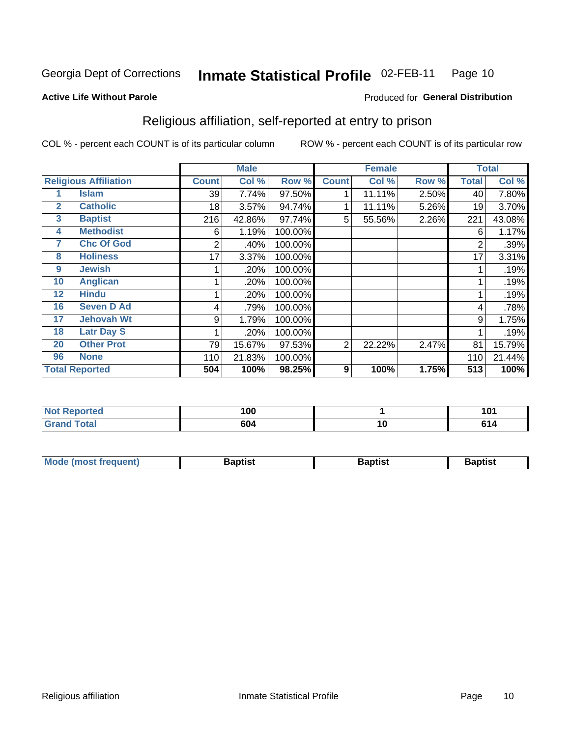Georgia Dept of Corrections **Inmate Statistical Profile** 02-FEB-11 Page 10

**Active Life Without Parole**

Produced for **General Distribution**

## Religious affiliation, self-reported at entry to prison

COL % - percent each COUNT is of its particular column ROW % - percent each COUNT is of its particular row

| Religious Affiliation | | Male | | | Female | | | Total | |
|---|---|---|---|---|---|---|---|---|---|
| | | Count | Col % | Row % | Count | Col % | Row % | Total | Col % |
| 1 | Islam | 39 | 7.74% | 97.50% | 1 | 11.11% | 2.50% | 40 | 7.80% |
| 2 | Catholic | 18 | 3.57% | 94.74% | 1 | 11.11% | 5.26% | 19 | 3.70% |
| 3 | Baptist | 216 | 42.86% | 97.74% | 5 | 55.56% | 2.26% | 221 | 43.08% |
| 4 | Methodist | 6 | 1.19% | 100.00% | | | | 6 | 1.17% |
| 7 | Chc Of God | 2 | .40% | 100.00% | | | | 2 | .39% |
| 8 | Holiness | 17 | 3.37% | 100.00% | | | | 17 | 3.31% |
| 9 | Jewish | 1 | .20% | 100.00% | | | | 1 | .19% |
| 10 | Anglican | 1 | .20% | 100.00% | | | | 1 | .19% |
| 12 | Hindu | 1 | .20% | 100.00% | | | | 1 | .19% |
| 16 | Seven D Ad | 4 | .79% | 100.00% | | | | 4 | .78% |
| 17 | Jehovah Wt | 9 | 1.79% | 100.00% | | | | 9 | 1.75% |
| 18 | Latr Day S | 1 | .20% | 100.00% | | | | 1 | .19% |
| 20 | Other Prot | 79 | 15.67% | 97.53% | 2 | 22.22% | 2.47% | 81 | 15.79% |
| 96 | None | 110 | 21.83% | 100.00% | | | | 110 | 21.44% |
| **Total Reported** | | **504** | **100%** | **98.25%** | **9** | **100%** | **1.75%** | **513** | **100%** |

| | Male | Female | Total |
|---|---|---|---|
| Not Reported | 100 | 1 | 101 |
| Grand Total | 604 | 10 | 614 |

| | Male | Female | Total |
|---|---|---|---|
| Mode (most frequent) | Baptist | Baptist | Baptist |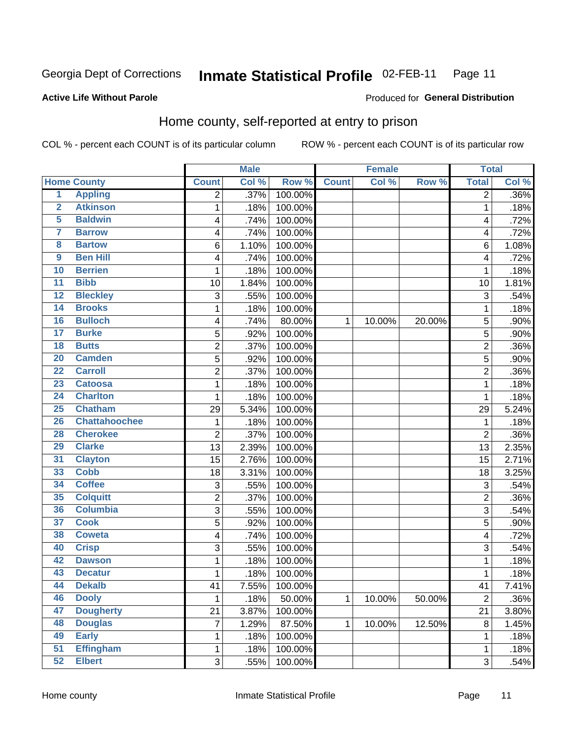Georgia Dept of Corrections **Inmate Statistical Profile** 02-FEB-11

**Active Life Without Parole**

Produced for **General Distribution**

## Home county, self-reported at entry to prison

COL % - percent each COUNT is of its particular column ROW % - percent each COUNT is of its particular row

| Home County | | Male | | | Female | | | Total | |
|---|---|---|---|---|---|---|---|---|---|
| | | Count | Col % | Row % | Count | Col % | Row % | Total | Col % |
| 1 | Appling | 2 | .37% | 100.00% | | | | 2 | .36% |
| 2 | Atkinson | 1 | .18% | 100.00% | | | | 1 | .18% |
| 5 | Baldwin | 4 | .74% | 100.00% | | | | 4 | .72% |
| 7 | Barrow | 4 | .74% | 100.00% | | | | 4 | .72% |
| 8 | Bartow | 6 | 1.10% | 100.00% | | | | 6 | 1.08% |
| 9 | Ben Hill | 4 | .74% | 100.00% | | | | 4 | .72% |
| 10 | Berrien | 1 | .18% | 100.00% | | | | 1 | .18% |
| 11 | Bibb | 10 | 1.84% | 100.00% | | | | 10 | 1.81% |
| 12 | Bleckley | 3 | .55% | 100.00% | | | | 3 | .54% |
| 14 | Brooks | 1 | .18% | 100.00% | | | | 1 | .18% |
| 16 | Bulloch | 4 | .74% | 80.00% | 1 | 10.00% | 20.00% | 5 | .90% |
| 17 | Burke | 5 | .92% | 100.00% | | | | 5 | .90% |
| 18 | Butts | 2 | .37% | 100.00% | | | | 2 | .36% |
| 20 | Camden | 5 | .92% | 100.00% | | | | 5 | .90% |
| 22 | Carroll | 2 | .37% | 100.00% | | | | 2 | .36% |
| 23 | Catoosa | 1 | .18% | 100.00% | | | | 1 | .18% |
| 24 | Charlton | 1 | .18% | 100.00% | | | | 1 | .18% |
| 25 | Chatham | 29 | 5.34% | 100.00% | | | | 29 | 5.24% |
| 26 | Chattahoochee | 1 | .18% | 100.00% | | | | 1 | .18% |
| 28 | Cherokee | 2 | .37% | 100.00% | | | | 2 | .36% |
| 29 | Clarke | 13 | 2.39% | 100.00% | | | | 13 | 2.35% |
| 31 | Clayton | 15 | 2.76% | 100.00% | | | | 15 | 2.71% |
| 33 | Cobb | 18 | 3.31% | 100.00% | | | | 18 | 3.25% |
| 34 | Coffee | 3 | .55% | 100.00% | | | | 3 | .54% |
| 35 | Colquitt | 2 | .37% | 100.00% | | | | 2 | .36% |
| 36 | Columbia | 3 | .55% | 100.00% | | | | 3 | .54% |
| 37 | Cook | 5 | .92% | 100.00% | | | | 5 | .90% |
| 38 | Coweta | 4 | .74% | 100.00% | | | | 4 | .72% |
| 40 | Crisp | 3 | .55% | 100.00% | | | | 3 | .54% |
| 42 | Dawson | 1 | .18% | 100.00% | | | | 1 | .18% |
| 43 | Decatur | 1 | .18% | 100.00% | | | | 1 | .18% |
| 44 | Dekalb | 41 | 7.55% | 100.00% | | | | 41 | 7.41% |
| 46 | Dooly | 1 | .18% | 50.00% | 1 | 10.00% | 50.00% | 2 | .36% |
| 47 | Dougherty | 21 | 3.87% | 100.00% | | | | 21 | 3.80% |
| 48 | Douglas | 7 | 1.29% | 87.50% | 1 | 10.00% | 12.50% | 8 | 1.45% |
| 49 | Early | 1 | .18% | 100.00% | | | | 1 | .18% |
| 51 | Effingham | 1 | .18% | 100.00% | | | | 1 | .18% |
| 52 | Elbert | 3 | .55% | 100.00% | | | | 3 | .54% |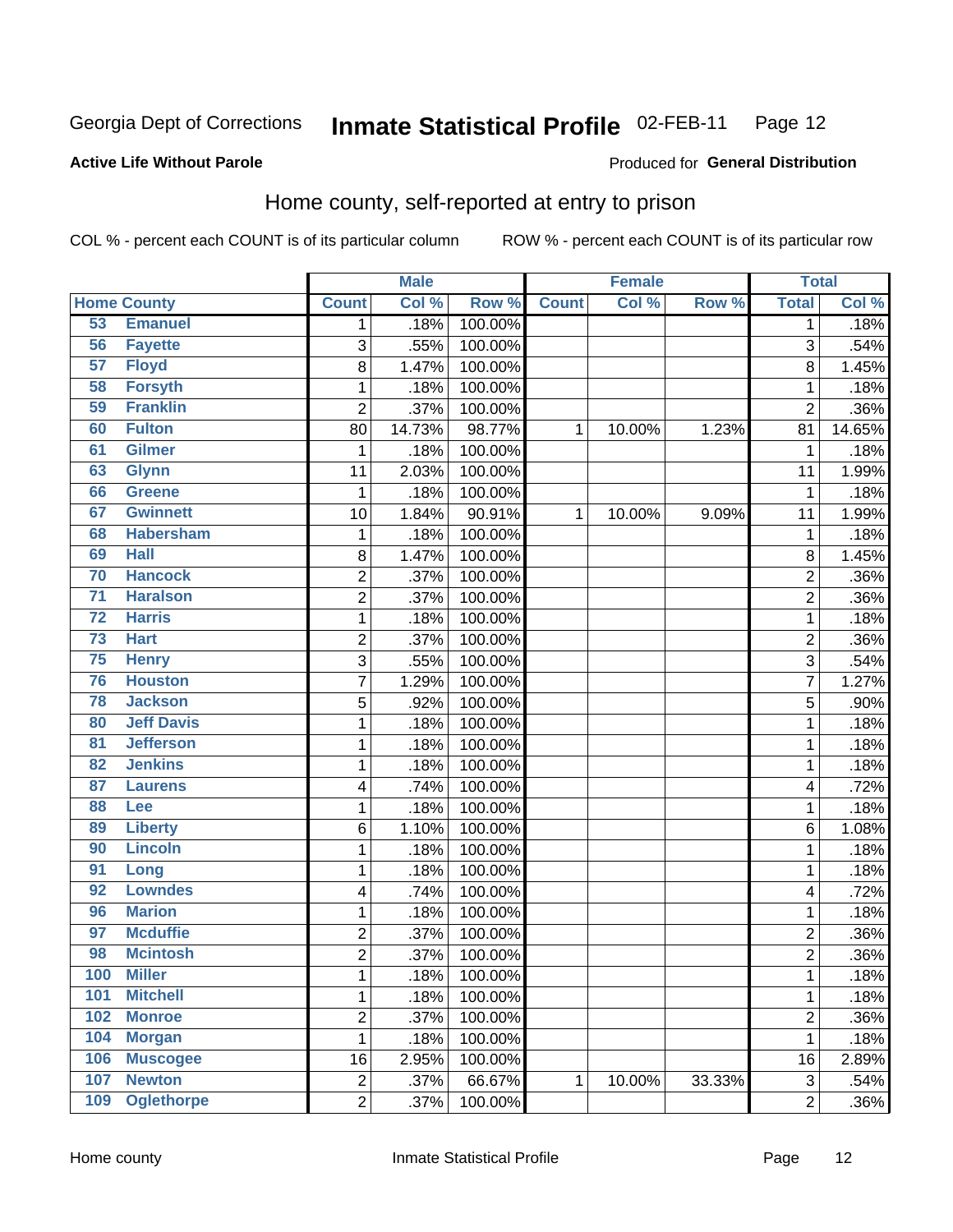Georgia Dept of Corrections **Inmate Statistical Profile** 02-FEB-11 Page 12

**Active Life Without Parole**

Produced for **General Distribution**

## Home county, self-reported at entry to prison

COL % - percent each COUNT is of its particular column ROW % - percent each COUNT is of its particular row

| Home County | | Male | | | Female | | | Total | |
|---|---|---|---|---|---|---|---|---|---|
| | | Count | Col % | Row % | Count | Col % | Row % | Total | Col % |
| 53 | Emanuel | 1 | .18% | 100.00% | | | | 1 | .18% |
| 56 | Fayette | 3 | .55% | 100.00% | | | | 3 | .54% |
| 57 | Floyd | 8 | 1.47% | 100.00% | | | | 8 | 1.45% |
| 58 | Forsyth | 1 | .18% | 100.00% | | | | 1 | .18% |
| 59 | Franklin | 2 | .37% | 100.00% | | | | 2 | .36% |
| 60 | Fulton | 80 | 14.73% | 98.77% | 1 | 10.00% | 1.23% | 81 | 14.65% |
| 61 | Gilmer | 1 | .18% | 100.00% | | | | 1 | .18% |
| 63 | Glynn | 11 | 2.03% | 100.00% | | | | 11 | 1.99% |
| 66 | Greene | 1 | .18% | 100.00% | | | | 1 | .18% |
| 67 | Gwinnett | 10 | 1.84% | 90.91% | 1 | 10.00% | 9.09% | 11 | 1.99% |
| 68 | Habersham | 1 | .18% | 100.00% | | | | 1 | .18% |
| 69 | Hall | 8 | 1.47% | 100.00% | | | | 8 | 1.45% |
| 70 | Hancock | 2 | .37% | 100.00% | | | | 2 | .36% |
| 71 | Haralson | 2 | .37% | 100.00% | | | | 2 | .36% |
| 72 | Harris | 1 | .18% | 100.00% | | | | 1 | .18% |
| 73 | Hart | 2 | .37% | 100.00% | | | | 2 | .36% |
| 75 | Henry | 3 | .55% | 100.00% | | | | 3 | .54% |
| 76 | Houston | 7 | 1.29% | 100.00% | | | | 7 | 1.27% |
| 78 | Jackson | 5 | .92% | 100.00% | | | | 5 | .90% |
| 80 | Jeff Davis | 1 | .18% | 100.00% | | | | 1 | .18% |
| 81 | Jefferson | 1 | .18% | 100.00% | | | | 1 | .18% |
| 82 | Jenkins | 1 | .18% | 100.00% | | | | 1 | .18% |
| 87 | Laurens | 4 | .74% | 100.00% | | | | 4 | .72% |
| 88 | Lee | 1 | .18% | 100.00% | | | | 1 | .18% |
| 89 | Liberty | 6 | 1.10% | 100.00% | | | | 6 | 1.08% |
| 90 | Lincoln | 1 | .18% | 100.00% | | | | 1 | .18% |
| 91 | Long | 1 | .18% | 100.00% | | | | 1 | .18% |
| 92 | Lowndes | 4 | .74% | 100.00% | | | | 4 | .72% |
| 96 | Marion | 1 | .18% | 100.00% | | | | 1 | .18% |
| 97 | Mcduffie | 2 | .37% | 100.00% | | | | 2 | .36% |
| 98 | Mcintosh | 2 | .37% | 100.00% | | | | 2 | .36% |
| 100 | Miller | 1 | .18% | 100.00% | | | | 1 | .18% |
| 101 | Mitchell | 1 | .18% | 100.00% | | | | 1 | .18% |
| 102 | Monroe | 2 | .37% | 100.00% | | | | 2 | .36% |
| 104 | Morgan | 1 | .18% | 100.00% | | | | 1 | .18% |
| 106 | Muscogee | 16 | 2.95% | 100.00% | | | | 16 | 2.89% |
| 107 | Newton | 2 | .37% | 66.67% | 1 | 10.00% | 33.33% | 3 | .54% |
| 109 | Oglethorpe | 2 | .37% | 100.00% | | | | 2 | .36% |

Home county Inmate Statistical Profile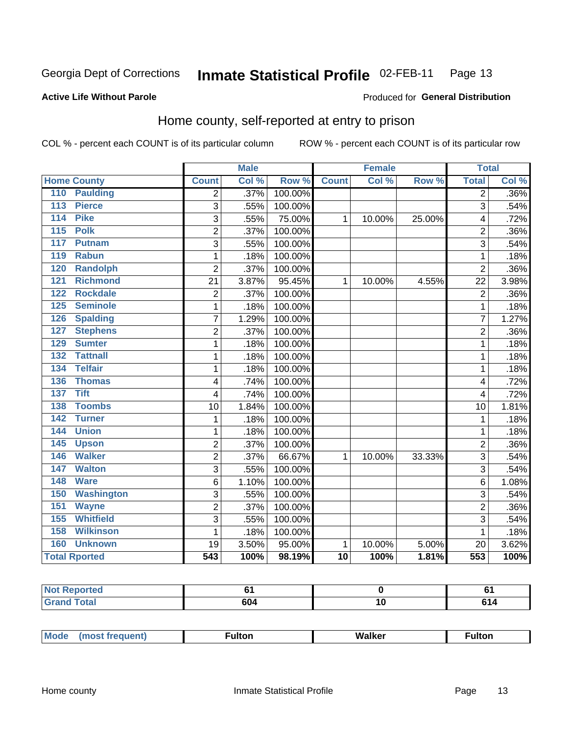Georgia Dept of Corrections **Inmate Statistical Profile** 02-FEB-11

**Active Life Without Parole**

Produced for **General Distribution**

## Home county, self-reported at entry to prison

COL % - percent each COUNT is of its particular column    ROW % - percent each COUNT is of its particular row

| Home County | | Male | | | Female | | | Total | |
|---|---|---|---|---|---|---|---|---|---|
| | | Count | Col % | Row % | Count | Col % | Row % | Total | Col % |
| 110 | Paulding | 2 | .37% | 100.00% | | | | 2 | .36% |
| 113 | Pierce | 3 | .55% | 100.00% | | | | 3 | .54% |
| 114 | Pike | 3 | .55% | 75.00% | 1 | 10.00% | 25.00% | 4 | .72% |
| 115 | Polk | 2 | .37% | 100.00% | | | | 2 | .36% |
| 117 | Putnam | 3 | .55% | 100.00% | | | | 3 | .54% |
| 119 | Rabun | 1 | .18% | 100.00% | | | | 1 | .18% |
| 120 | Randolph | 2 | .37% | 100.00% | | | | 2 | .36% |
| 121 | Richmond | 21 | 3.87% | 95.45% | 1 | 10.00% | 4.55% | 22 | 3.98% |
| 122 | Rockdale | 2 | .37% | 100.00% | | | | 2 | .36% |
| 125 | Seminole | 1 | .18% | 100.00% | | | | 1 | .18% |
| 126 | Spalding | 7 | 1.29% | 100.00% | | | | 7 | 1.27% |
| 127 | Stephens | 2 | .37% | 100.00% | | | | 2 | .36% |
| 129 | Sumter | 1 | .18% | 100.00% | | | | 1 | .18% |
| 132 | Tattnall | 1 | .18% | 100.00% | | | | 1 | .18% |
| 134 | Telfair | 1 | .18% | 100.00% | | | | 1 | .18% |
| 136 | Thomas | 4 | .74% | 100.00% | | | | 4 | .72% |
| 137 | Tift | 4 | .74% | 100.00% | | | | 4 | .72% |
| 138 | Toombs | 10 | 1.84% | 100.00% | | | | 10 | 1.81% |
| 142 | Turner | 1 | .18% | 100.00% | | | | 1 | .18% |
| 144 | Union | 1 | .18% | 100.00% | | | | 1 | .18% |
| 145 | Upson | 2 | .37% | 100.00% | | | | 2 | .36% |
| 146 | Walker | 2 | .37% | 66.67% | 1 | 10.00% | 33.33% | 3 | .54% |
| 147 | Walton | 3 | .55% | 100.00% | | | | 3 | .54% |
| 148 | Ware | 6 | 1.10% | 100.00% | | | | 6 | 1.08% |
| 150 | Washington | 3 | .55% | 100.00% | | | | 3 | .54% |
| 151 | Wayne | 2 | .37% | 100.00% | | | | 2 | .36% |
| 155 | Whitfield | 3 | .55% | 100.00% | | | | 3 | .54% |
| 158 | Wilkinson | 1 | .18% | 100.00% | | | | 1 | .18% |
| 160 | Unknown | 19 | 3.50% | 95.00% | 1 | 10.00% | 5.00% | 20 | 3.62% |
| Total Rported | | **543** | **100%** | **98.19%** | **10** | **100%** | **1.81%** | **553** | **100%** |

| | Male | Female | Total |
|---|---|---|---|
| Not Reported | **61** | **0** | **61** |
| Grand Total | **604** | **10** | **614** |

| | Male | Female | Total |
|---|---|---|---|
| Mode (most frequent) | **Fulton** | **Walker** | **Fulton** |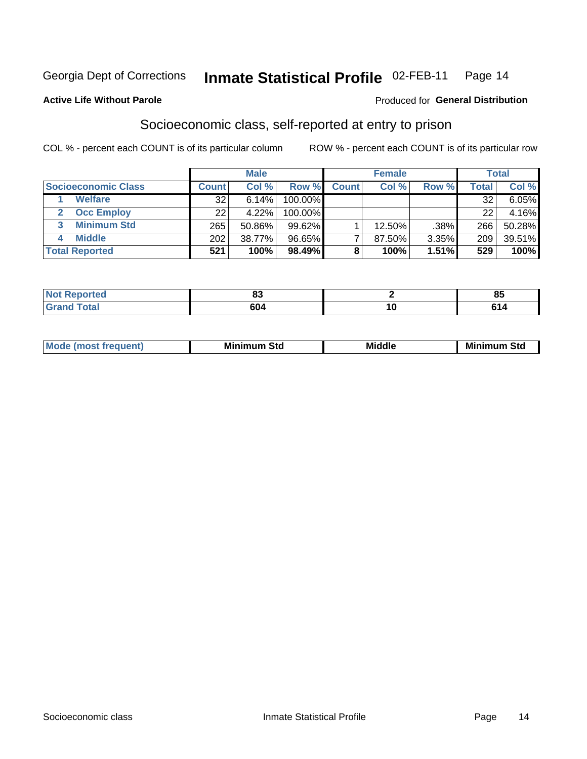Georgia Dept of Corrections **Inmate Statistical Profile** 02-FEB-11

**Active Life Without Parole**

Produced for **General Distribution**

## Socioeconomic class, self-reported at entry to prison

COL % - percent each COUNT is of its particular column ROW % - percent each COUNT is of its particular row

| | Male | | | Female | | | Total | |
|---|---|---|---|---|---|---|---|---|
| **Socioeconomic Class** | **Count** | **Col %** | **Row %** | **Count** | **Col %** | **Row %** | **Total** | **Col %** |
| 1 **Welfare** | 32 | 6.14% | 100.00% | | | | 32 | 6.05% |
| 2 **Occ Employ** | 22 | 4.22% | 100.00% | | | | 22 | 4.16% |
| 3 **Minimum Std** | 265 | 50.86% | 99.62% | 1 | 12.50% | .38% | 266 | 50.28% |
| 4 **Middle** | 202 | 38.77% | 96.65% | 7 | 87.50% | 3.35% | 209 | 39.51% |
| **Total Reported** | **521** | **100%** | **98.49%** | **8** | **100%** | **1.51%** | **529** | **100%** |

| | Male | Female | Total |
|---|---|---|---|
| **Not Reported** | **83** | **2** | **85** |
| **Grand Total** | **604** | **10** | **614** |

| | Male | Female | Total |
|---|---|---|---|
| **Mode (most frequent)** | **Minimum Std** | **Middle** | **Minimum Std** |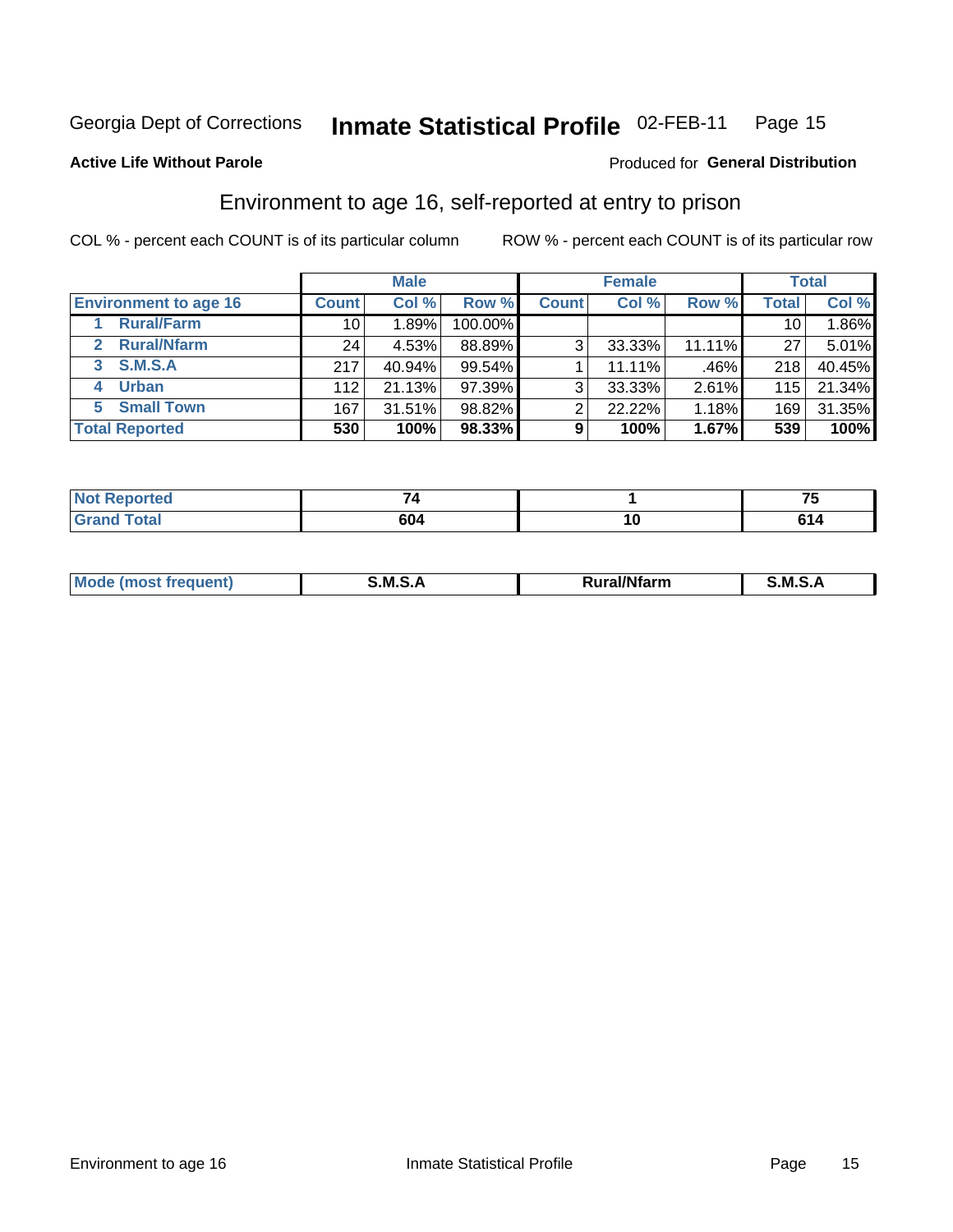Georgia Dept of Corrections **Inmate Statistical Profile** 02-FEB-11

**Active Life Without Parole**

Produced for **General Distribution**

## Environment to age 16, self-reported at entry to prison

COL % - percent each COUNT is of its particular column

ROW % - percent each COUNT is of its particular row

| | Male | | | Female | | | Total | |
|---|---|---|---|---|---|---|---|---|
| **Environment to age 16** | **Count** | **Col %** | **Row %** | **Count** | **Col %** | **Row %** | **Total** | **Col %** |
| 1 Rural/Farm | 10 | 1.89% | 100.00% | | | | 10 | 1.86% |
| 2 Rural/Nfarm | 24 | 4.53% | 88.89% | 3 | 33.33% | 11.11% | 27 | 5.01% |
| 3 S.M.S.A | 217 | 40.94% | 99.54% | 1 | 11.11% | .46% | 218 | 40.45% |
| 4 Urban | 112 | 21.13% | 97.39% | 3 | 33.33% | 2.61% | 115 | 21.34% |
| 5 Small Town | 167 | 31.51% | 98.82% | 2 | 22.22% | 1.18% | 169 | 31.35% |
| **Total Reported** | **530** | **100%** | **98.33%** | **9** | **100%** | **1.67%** | **539** | **100%** |

| | Male | Female | Total |
|---|---|---|---|
| **Not Reported** | 74 | 1 | 75 |
| **Grand Total** | 604 | 10 | 614 |

| | Male | Female | Total |
|---|---|---|---|
| **Mode (most frequent)** | S.M.S.A | Rural/Nfarm | S.M.S.A |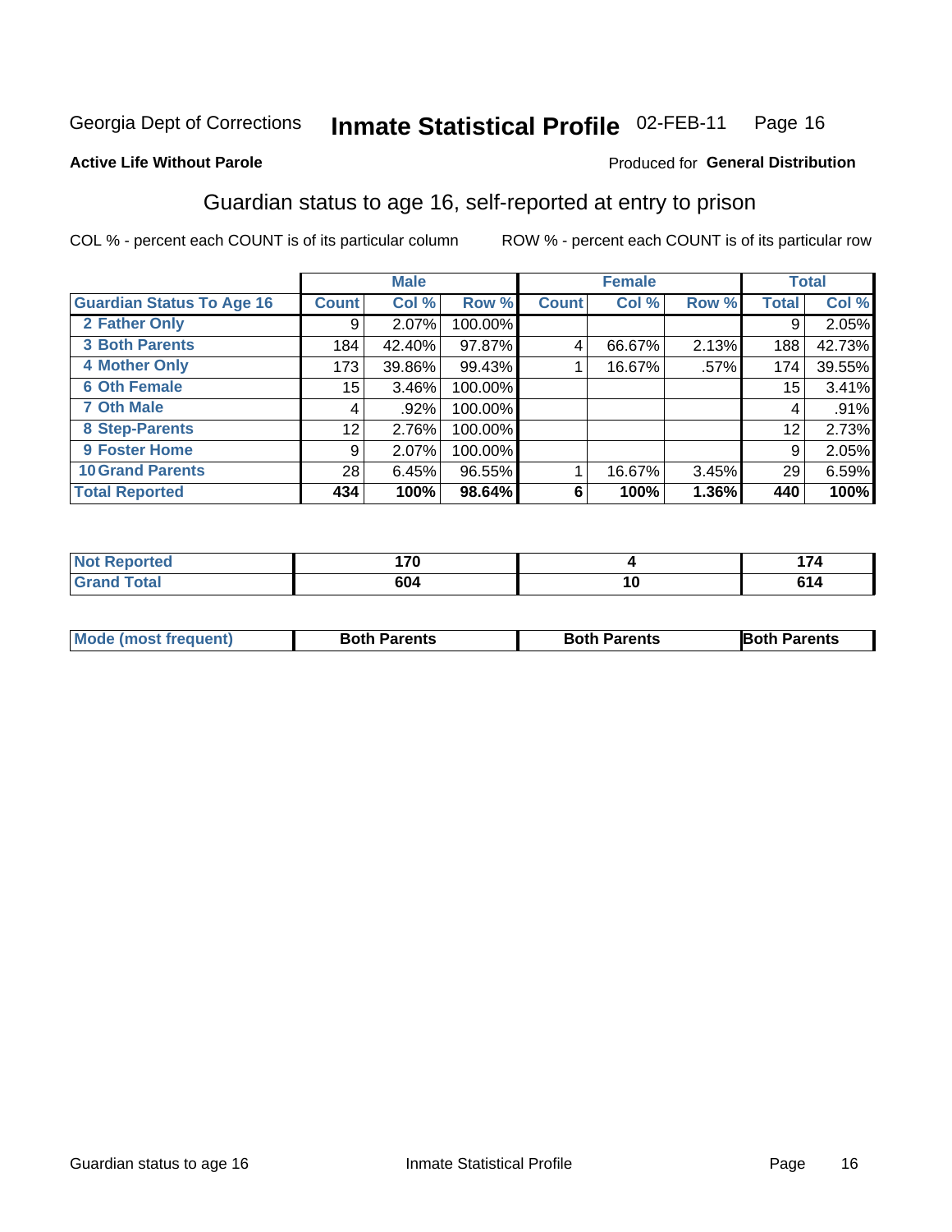Georgia Dept of Corrections **Inmate Statistical Profile** 02-FEB-11

**Active Life Without Parole**

Produced for **General Distribution**

## Guardian status to age 16, self-reported at entry to prison

COL % - percent each COUNT is of its particular column ROW % - percent each COUNT is of its particular row

| | Male | | | Female | | | Total | |
|---|---|---|---|---|---|---|---|---|
| **Guardian Status To Age 16** | **Count** | **Col %** | **Row %** | **Count** | **Col %** | **Row %** | **Total** | **Col %** |
| 2 Father Only | 9 | 2.07% | 100.00% | | | | 9 | 2.05% |
| 3 Both Parents | 184 | 42.40% | 97.87% | 4 | 66.67% | 2.13% | 188 | 42.73% |
| 4 Mother Only | 173 | 39.86% | 99.43% | 1 | 16.67% | .57% | 174 | 39.55% |
| 6 Oth Female | 15 | 3.46% | 100.00% | | | | 15 | 3.41% |
| 7 Oth Male | 4 | .92% | 100.00% | | | | 4 | .91% |
| 8 Step-Parents | 12 | 2.76% | 100.00% | | | | 12 | 2.73% |
| 9 Foster Home | 9 | 2.07% | 100.00% | | | | 9 | 2.05% |
| 10 Grand Parents | 28 | 6.45% | 96.55% | 1 | 16.67% | 3.45% | 29 | 6.59% |
| **Total Reported** | **434** | **100%** | **98.64%** | **6** | **100%** | **1.36%** | **440** | **100%** |

| | Male | Female | Total |
|---|---|---|---|
| Not Reported | 170 | 4 | 174 |
| Grand Total | 604 | 10 | 614 |

| | Male | Female | Total |
|---|---|---|---|
| Mode (most frequent) | Both Parents | Both Parents | Both Parents |

Guardian status to age 16 Inmate Statistical Profile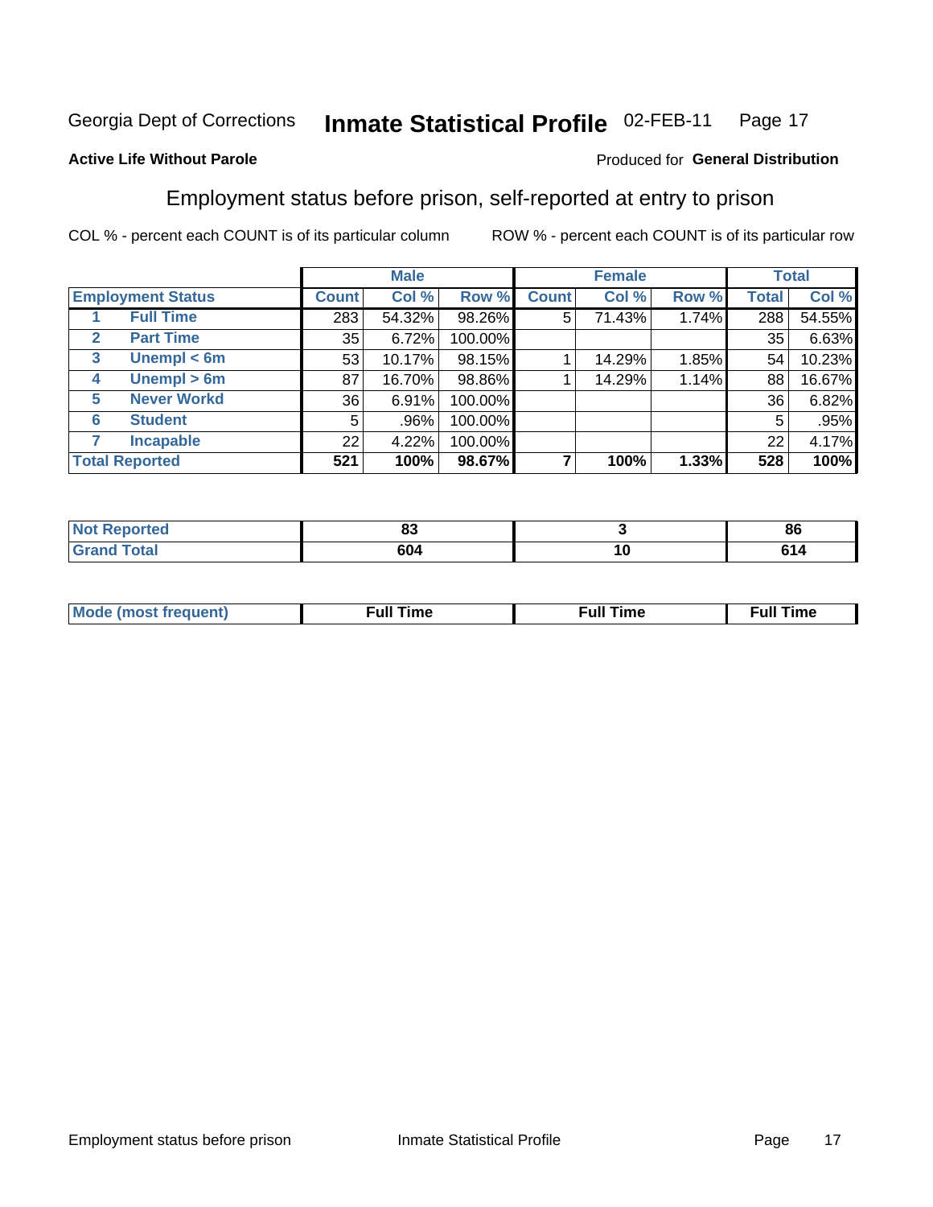Georgia Dept of Corrections **Inmate Statistical Profile** 02-FEB-11

**Active Life Without Parole**

Produced for **General Distribution**

## Employment status before prison, self-reported at entry to prison

COL % - percent each COUNT is of its particular column

ROW % - percent each COUNT is of its particular row

| | | Male | | | Female | | | Total | |
|---|---|---|---|---|---|---|---|---|---|
| **Employment Status** | | **Count** | **Col %** | **Row %** | **Count** | **Col %** | **Row %** | **Total** | **Col %** |
| 1 | **Full Time** | 283 | 54.32% | 98.26% | 5 | 71.43% | 1.74% | 288 | 54.55% |
| 2 | **Part Time** | 35 | 6.72% | 100.00% | | | | 35 | 6.63% |
| 3 | **Unempl < 6m** | 53 | 10.17% | 98.15% | 1 | 14.29% | 1.85% | 54 | 10.23% |
| 4 | **Unempl > 6m** | 87 | 16.70% | 98.86% | 1 | 14.29% | 1.14% | 88 | 16.67% |
| 5 | **Never Workd** | 36 | 6.91% | 100.00% | | | | 36 | 6.82% |
| 6 | **Student** | 5 | .96% | 100.00% | | | | 5 | .95% |
| 7 | **Incapable** | 22 | 4.22% | 100.00% | | | | 22 | 4.17% |
| **Total Reported** | | **521** | **100%** | **98.67%** | **7** | **100%** | **1.33%** | **528** | **100%** |

| | Male | Female | Total |
|---|---|---|---|
| **Not Reported** | **83** | **3** | **86** |
| **Grand Total** | **604** | **10** | **614** |

| | Male | Female | Total |
|---|---|---|---|
| **Mode (most frequent)** | **Full Time** | **Full Time** | **Full Time** |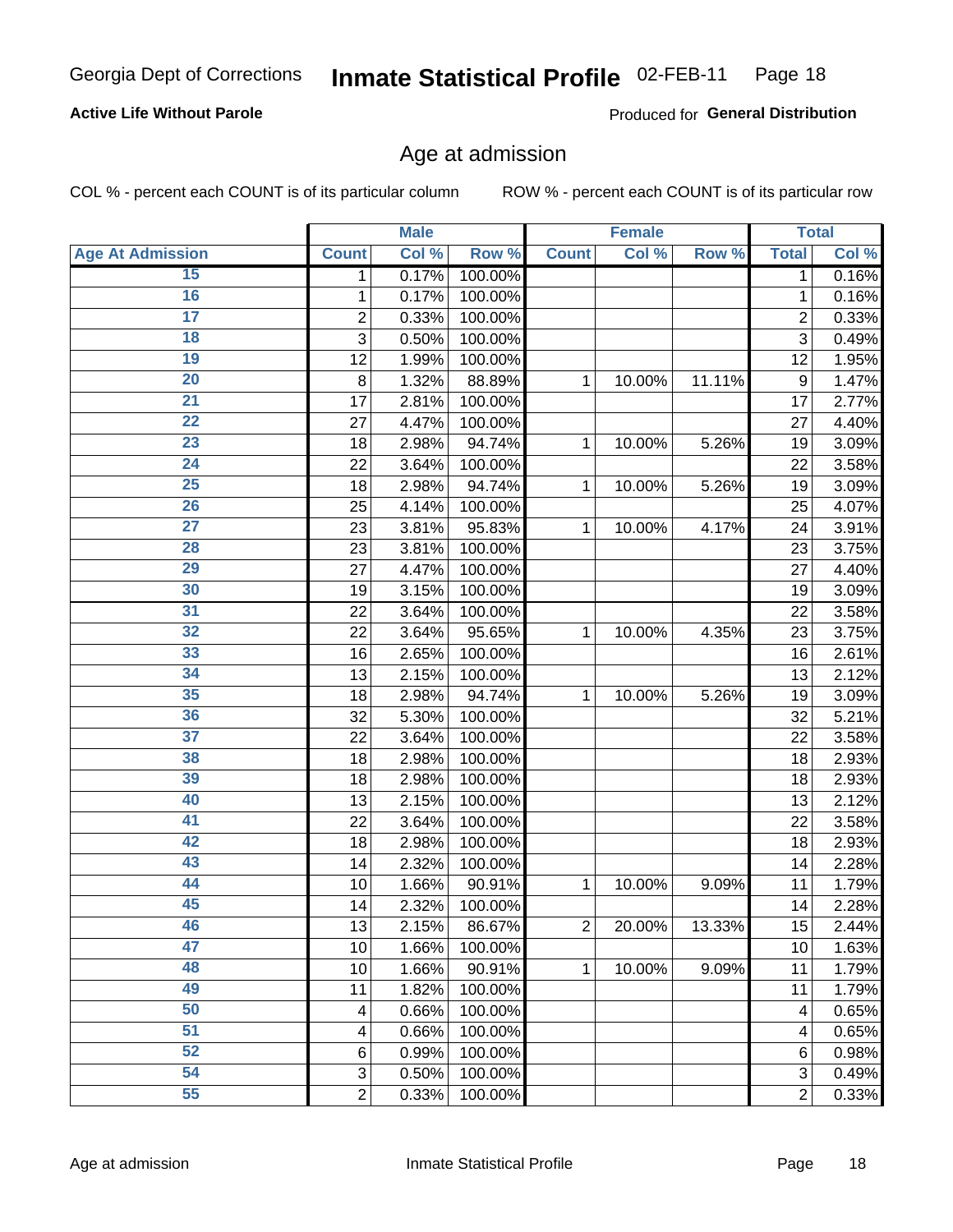Georgia Dept of Corrections **Inmate Statistical Profile** 02-FEB-11

**Active Life Without Parole**

Produced for **General Distribution**

## Age at admission

COL % - percent each COUNT is of its particular column     ROW % - percent each COUNT is of its particular row

| | Male | | | Female | | | Total | |
|---|---|---|---|---|---|---|---|---|
| Age At Admission | Count | Col % | Row % | Count | Col % | Row % | Total | Col % |
| 15 | 1 | 0.17% | 100.00% | | | | 1 | 0.16% |
| 16 | 1 | 0.17% | 100.00% | | | | 1 | 0.16% |
| 17 | 2 | 0.33% | 100.00% | | | | 2 | 0.33% |
| 18 | 3 | 0.50% | 100.00% | | | | 3 | 0.49% |
| 19 | 12 | 1.99% | 100.00% | | | | 12 | 1.95% |
| 20 | 8 | 1.32% | 88.89% | 1 | 10.00% | 11.11% | 9 | 1.47% |
| 21 | 17 | 2.81% | 100.00% | | | | 17 | 2.77% |
| 22 | 27 | 4.47% | 100.00% | | | | 27 | 4.40% |
| 23 | 18 | 2.98% | 94.74% | 1 | 10.00% | 5.26% | 19 | 3.09% |
| 24 | 22 | 3.64% | 100.00% | | | | 22 | 3.58% |
| 25 | 18 | 2.98% | 94.74% | 1 | 10.00% | 5.26% | 19 | 3.09% |
| 26 | 25 | 4.14% | 100.00% | | | | 25 | 4.07% |
| 27 | 23 | 3.81% | 95.83% | 1 | 10.00% | 4.17% | 24 | 3.91% |
| 28 | 23 | 3.81% | 100.00% | | | | 23 | 3.75% |
| 29 | 27 | 4.47% | 100.00% | | | | 27 | 4.40% |
| 30 | 19 | 3.15% | 100.00% | | | | 19 | 3.09% |
| 31 | 22 | 3.64% | 100.00% | | | | 22 | 3.58% |
| 32 | 22 | 3.64% | 95.65% | 1 | 10.00% | 4.35% | 23 | 3.75% |
| 33 | 16 | 2.65% | 100.00% | | | | 16 | 2.61% |
| 34 | 13 | 2.15% | 100.00% | | | | 13 | 2.12% |
| 35 | 18 | 2.98% | 94.74% | 1 | 10.00% | 5.26% | 19 | 3.09% |
| 36 | 32 | 5.30% | 100.00% | | | | 32 | 5.21% |
| 37 | 22 | 3.64% | 100.00% | | | | 22 | 3.58% |
| 38 | 18 | 2.98% | 100.00% | | | | 18 | 2.93% |
| 39 | 18 | 2.98% | 100.00% | | | | 18 | 2.93% |
| 40 | 13 | 2.15% | 100.00% | | | | 13 | 2.12% |
| 41 | 22 | 3.64% | 100.00% | | | | 22 | 3.58% |
| 42 | 18 | 2.98% | 100.00% | | | | 18 | 2.93% |
| 43 | 14 | 2.32% | 100.00% | | | | 14 | 2.28% |
| 44 | 10 | 1.66% | 90.91% | 1 | 10.00% | 9.09% | 11 | 1.79% |
| 45 | 14 | 2.32% | 100.00% | | | | 14 | 2.28% |
| 46 | 13 | 2.15% | 86.67% | 2 | 20.00% | 13.33% | 15 | 2.44% |
| 47 | 10 | 1.66% | 100.00% | | | | 10 | 1.63% |
| 48 | 10 | 1.66% | 90.91% | 1 | 10.00% | 9.09% | 11 | 1.79% |
| 49 | 11 | 1.82% | 100.00% | | | | 11 | 1.79% |
| 50 | 4 | 0.66% | 100.00% | | | | 4 | 0.65% |
| 51 | 4 | 0.66% | 100.00% | | | | 4 | 0.65% |
| 52 | 6 | 0.99% | 100.00% | | | | 6 | 0.98% |
| 54 | 3 | 0.50% | 100.00% | | | | 3 | 0.49% |
| 55 | 2 | 0.33% | 100.00% | | | | 2 | 0.33% |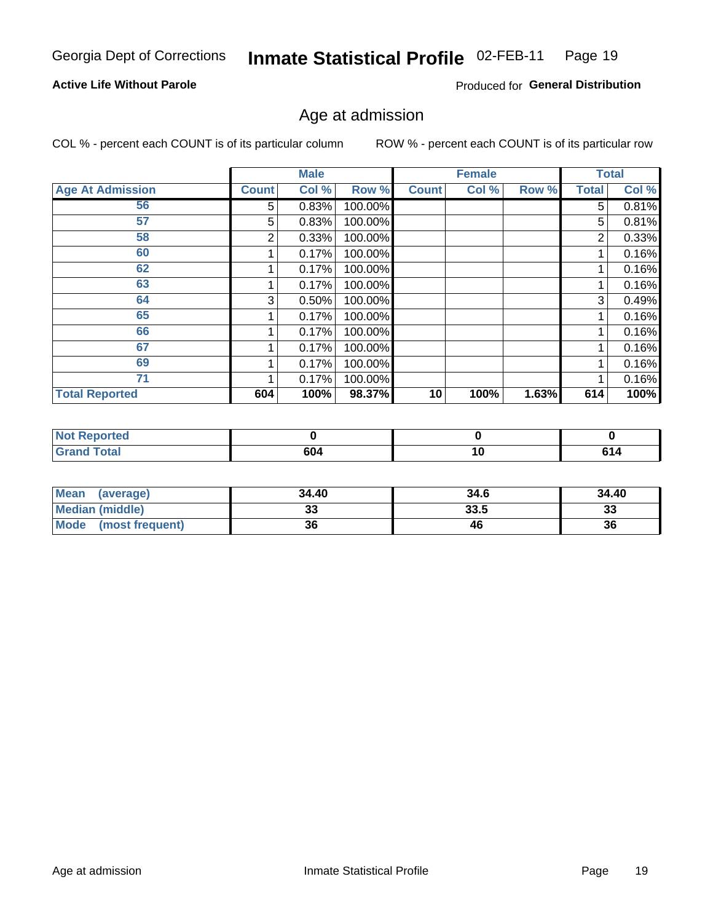Georgia Dept of Corrections **Inmate Statistical Profile** 02-FEB-11

**Active Life Without Parole**

Produced for **General Distribution**

## Age at admission

COL % - percent each COUNT is of its particular column    ROW % - percent each COUNT is of its particular row

| | Male | | | Female | | | Total | |
|---|---|---|---|---|---|---|---|---|
| **Age At Admission** | **Count** | **Col %** | **Row %** | **Count** | **Col %** | **Row %** | **Total** | **Col %** |
| 56 | 5 | 0.83% | 100.00% | | | | 5 | 0.81% |
| 57 | 5 | 0.83% | 100.00% | | | | 5 | 0.81% |
| 58 | 2 | 0.33% | 100.00% | | | | 2 | 0.33% |
| 60 | 1 | 0.17% | 100.00% | | | | 1 | 0.16% |
| 62 | 1 | 0.17% | 100.00% | | | | 1 | 0.16% |
| 63 | 1 | 0.17% | 100.00% | | | | 1 | 0.16% |
| 64 | 3 | 0.50% | 100.00% | | | | 3 | 0.49% |
| 65 | 1 | 0.17% | 100.00% | | | | 1 | 0.16% |
| 66 | 1 | 0.17% | 100.00% | | | | 1 | 0.16% |
| 67 | 1 | 0.17% | 100.00% | | | | 1 | 0.16% |
| 69 | 1 | 0.17% | 100.00% | | | | 1 | 0.16% |
| 71 | 1 | 0.17% | 100.00% | | | | 1 | 0.16% |
| **Total Reported** | **604** | **100%** | **98.37%** | **10** | **100%** | **1.63%** | **614** | **100%** |

| | Male | Female | Total |
|---|---|---|---|
| **Not Reported** | **0** | **0** | **0** |
| **Grand Total** | **604** | **10** | **614** |

| | Male | Female | Total |
|---|---|---|---|
| **Mean (average)** | **34.40** | **34.6** | **34.40** |
| **Median (middle)** | **33** | **33.5** | **33** |
| **Mode (most frequent)** | **36** | **46** | **36** |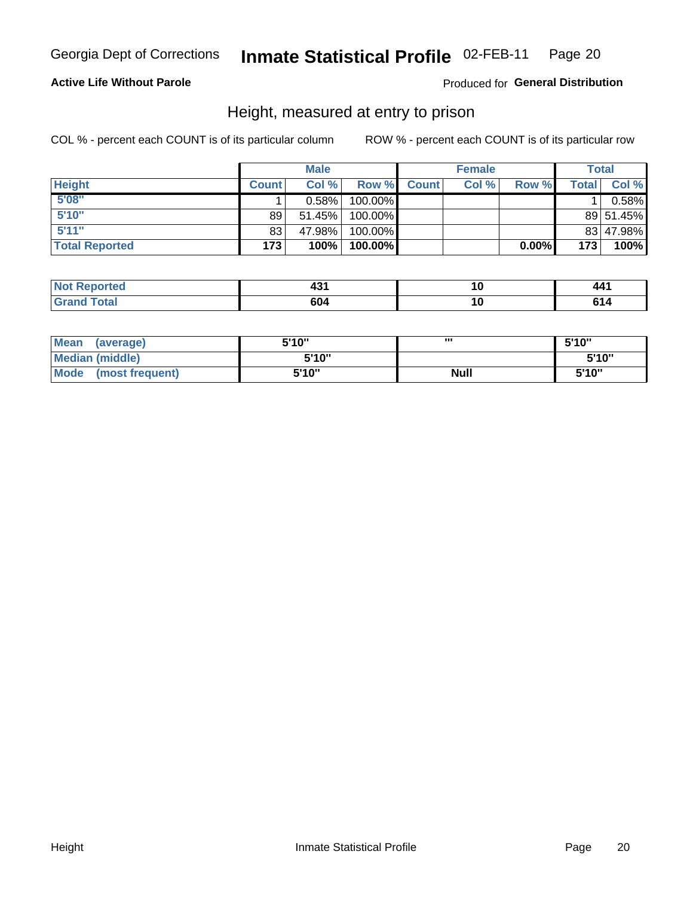Georgia Dept of Corrections **Inmate Statistical Profile** 02-FEB-11

**Active Life Without Parole**

Produced for **General Distribution**

## Height, measured at entry to prison

COL % - percent each COUNT is of its particular column

ROW % - percent each COUNT is of its particular row

| | Male | | | Female | | | Total | |
|---|---|---|---|---|---|---|---|---|
| Height | Count | Col % | Row % | Count | Col % | Row % | Total | Col % |
| 5'08" | 1 | 0.58% | 100.00% | | | | 1 | 0.58% |
| 5'10" | 89 | 51.45% | 100.00% | | | | 89 | 51.45% |
| 5'11" | 83 | 47.98% | 100.00% | | | | 83 | 47.98% |
| **Total Reported** | **173** | **100%** | **100.00%** | | | **0.00%** | **173** | **100%** |

| | Male | Female | Total |
|---|---|---|---|
| Not Reported | 431 | 10 | 441 |
| Grand Total | 604 | 10 | 614 |

| | Male | Female | Total |
|---|---|---|---|
| Mean (average) | 5'10" | '" | 5'10" |
| Median (middle) | 5'10" | | 5'10" |
| Mode (most frequent) | 5'10" | Null | 5'10" |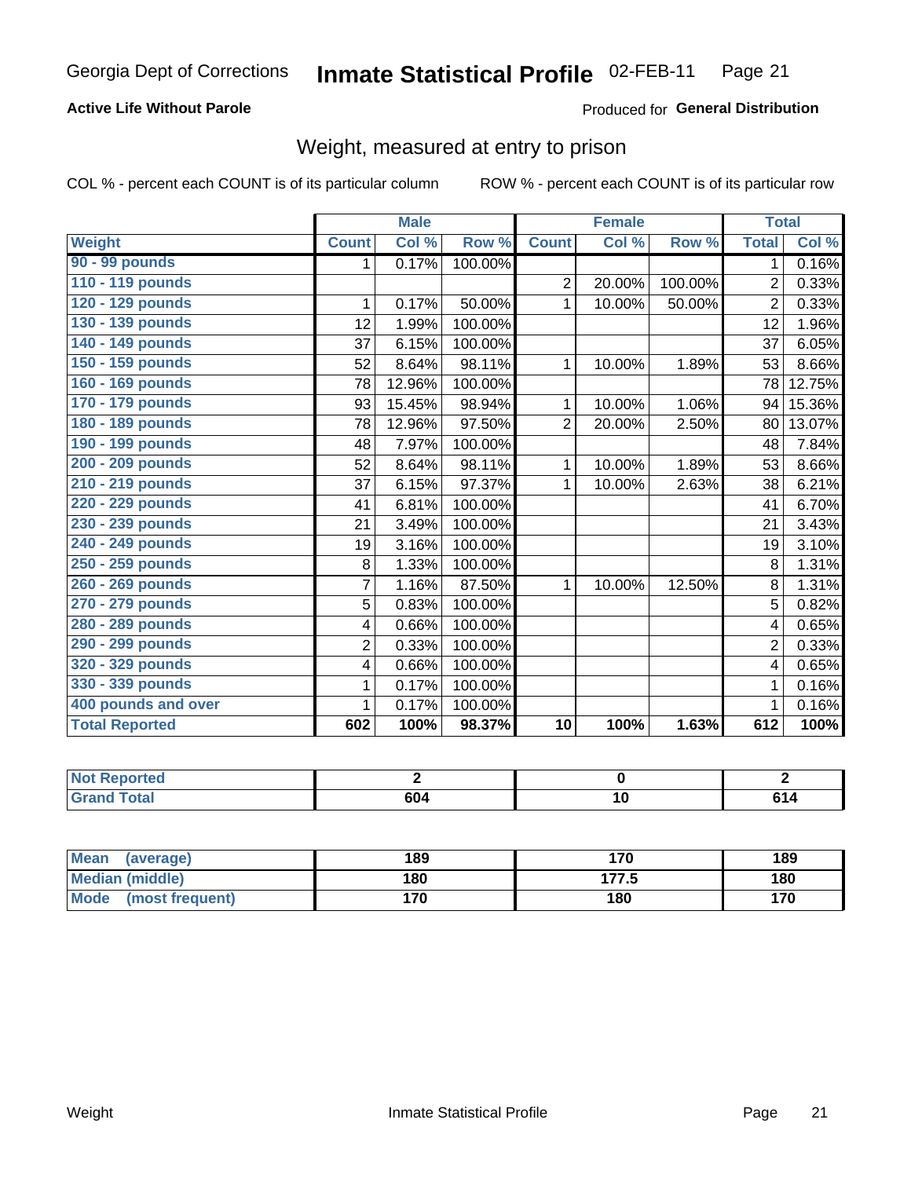Georgia Dept of Corrections **Inmate Statistical Profile** 02-FEB-11

**Active Life Without Parole**

Produced for **General Distribution**

## Weight, measured at entry to prison

COL % - percent each COUNT is of its particular column ROW % - percent each COUNT is of its particular row

| | Male | | | Female | | | Total | |
|---|---|---|---|---|---|---|---|---|
| Weight | Count | Col % | Row % | Count | Col % | Row % | Total | Col % |
| 90 - 99 pounds | 1 | 0.17% | 100.00% | | | | 1 | 0.16% |
| 110 - 119 pounds | | | | 2 | 20.00% | 100.00% | 2 | 0.33% |
| 120 - 129 pounds | 1 | 0.17% | 50.00% | 1 | 10.00% | 50.00% | 2 | 0.33% |
| 130 - 139 pounds | 12 | 1.99% | 100.00% | | | | 12 | 1.96% |
| 140 - 149 pounds | 37 | 6.15% | 100.00% | | | | 37 | 6.05% |
| 150 - 159 pounds | 52 | 8.64% | 98.11% | 1 | 10.00% | 1.89% | 53 | 8.66% |
| 160 - 169 pounds | 78 | 12.96% | 100.00% | | | | 78 | 12.75% |
| 170 - 179 pounds | 93 | 15.45% | 98.94% | 1 | 10.00% | 1.06% | 94 | 15.36% |
| 180 - 189 pounds | 78 | 12.96% | 97.50% | 2 | 20.00% | 2.50% | 80 | 13.07% |
| 190 - 199 pounds | 48 | 7.97% | 100.00% | | | | 48 | 7.84% |
| 200 - 209 pounds | 52 | 8.64% | 98.11% | 1 | 10.00% | 1.89% | 53 | 8.66% |
| 210 - 219 pounds | 37 | 6.15% | 97.37% | 1 | 10.00% | 2.63% | 38 | 6.21% |
| 220 - 229 pounds | 41 | 6.81% | 100.00% | | | | 41 | 6.70% |
| 230 - 239 pounds | 21 | 3.49% | 100.00% | | | | 21 | 3.43% |
| 240 - 249 pounds | 19 | 3.16% | 100.00% | | | | 19 | 3.10% |
| 250 - 259 pounds | 8 | 1.33% | 100.00% | | | | 8 | 1.31% |
| 260 - 269 pounds | 7 | 1.16% | 87.50% | 1 | 10.00% | 12.50% | 8 | 1.31% |
| 270 - 279 pounds | 5 | 0.83% | 100.00% | | | | 5 | 0.82% |
| 280 - 289 pounds | 4 | 0.66% | 100.00% | | | | 4 | 0.65% |
| 290 - 299 pounds | 2 | 0.33% | 100.00% | | | | 2 | 0.33% |
| 320 - 329 pounds | 4 | 0.66% | 100.00% | | | | 4 | 0.65% |
| 330 - 339 pounds | 1 | 0.17% | 100.00% | | | | 1 | 0.16% |
| 400 pounds and over | 1 | 0.17% | 100.00% | | | | 1 | 0.16% |
| **Total Reported** | **602** | **100%** | **98.37%** | **10** | **100%** | **1.63%** | **612** | **100%** |

| | Male | Female | Total |
|---|---|---|---|
| Not Reported | 2 | 0 | 2 |
| Grand Total | 604 | 10 | 614 |

| | Male | Female | Total |
|---|---|---|---|
| Mean (average) | 189 | 170 | 189 |
| Median (middle) | 180 | 177.5 | 180 |
| Mode (most frequent) | 170 | 180 | 170 |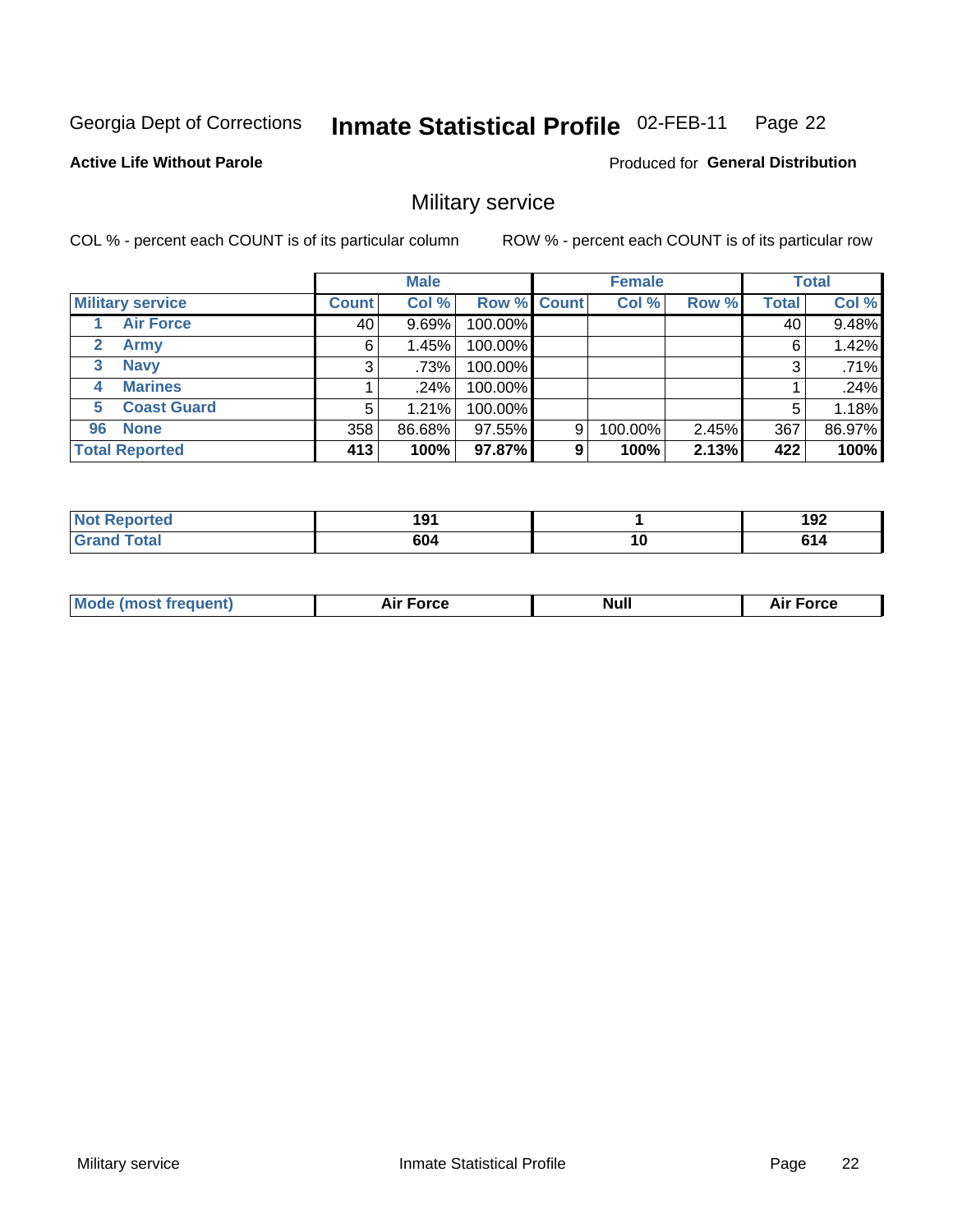Georgia Dept of Corrections **Inmate Statistical Profile** 02-FEB-11

**Active Life Without Parole**

Produced for **General Distribution**

## Military service

COL % - percent each COUNT is of its particular column

ROW % - percent each COUNT is of its particular row

| | Male | | | Female | | | Total | |
|---|---|---|---|---|---|---|---|---|
| **Military service** | **Count** | **Col %** | **Row %** | **Count** | **Col %** | **Row %** | **Total** | **Col %** |
| 1 **Air Force** | 40 | 9.69% | 100.00% | | | | 40 | 9.48% |
| 2 **Army** | 6 | 1.45% | 100.00% | | | | 6 | 1.42% |
| 3 **Navy** | 3 | .73% | 100.00% | | | | 3 | .71% |
| 4 **Marines** | 1 | .24% | 100.00% | | | | 1 | .24% |
| 5 **Coast Guard** | 5 | 1.21% | 100.00% | | | | 5 | 1.18% |
| 96 **None** | 358 | 86.68% | 97.55% | 9 | 100.00% | 2.45% | 367 | 86.97% |
| **Total Reported** | **413** | **100%** | **97.87%** | **9** | **100%** | **2.13%** | **422** | **100%** |

| | Male | Female | Total |
|---|---|---|---|
| **Not Reported** | **191** | **1** | **192** |
| **Grand Total** | **604** | **10** | **614** |

| | Male | Female | Total |
|---|---|---|---|
| **Mode (most frequent)** | **Air Force** | **Null** | **Air Force** |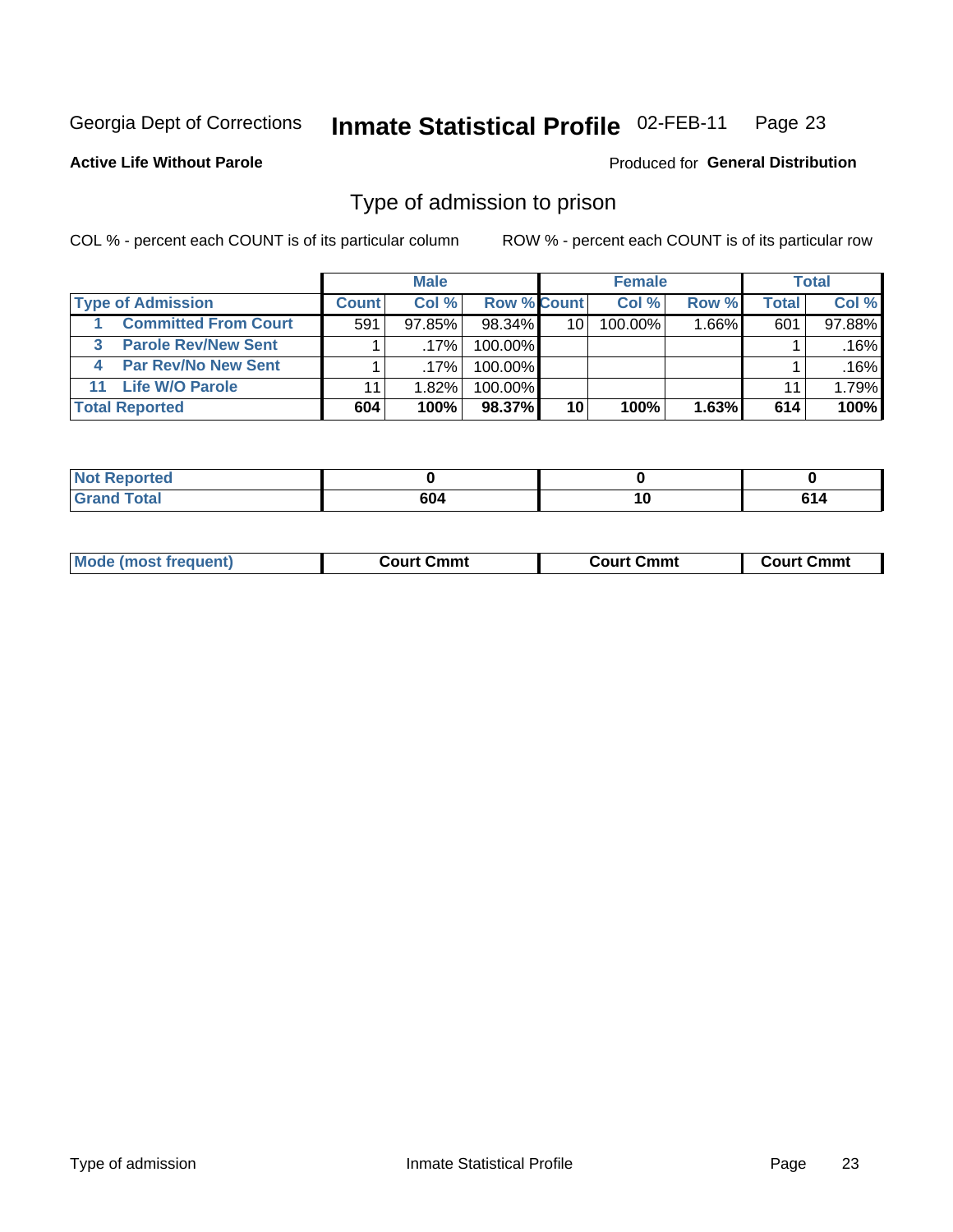Georgia Dept of Corrections **Inmate Statistical Profile** 02-FEB-11 Page 23

**Active Life Without Parole**

Produced for **General Distribution**

## Type of admission to prison

COL % - percent each COUNT is of its particular column

ROW % - percent each COUNT is of its particular row

| | Male | | | Female | | | Total | |
|---|---|---|---|---|---|---|---|---|
| **Type of Admission** | **Count** | **Col %** | **Row %** | **Count** | **Col %** | **Row %** | **Total** | **Col %** |
| 1 Committed From Court | 591 | 97.85% | 98.34% | 10 | 100.00% | 1.66% | 601 | 97.88% |
| 3 Parole Rev/New Sent | 1 | .17% | 100.00% | | | | 1 | .16% |
| 4 Par Rev/No New Sent | 1 | .17% | 100.00% | | | | 1 | .16% |
| 11 Life W/O Parole | 11 | 1.82% | 100.00% | | | | 11 | 1.79% |
| **Total Reported** | **604** | **100%** | **98.37%** | **10** | **100%** | **1.63%** | **614** | **100%** |

| | Male | Female | Total |
|---|---|---|---|
| **Not Reported** | **0** | **0** | **0** |
| **Grand Total** | **604** | **10** | **614** |

| | Male | Female | Total |
|---|---|---|---|
| **Mode (most frequent)** | **Court Cmmt** | **Court Cmmt** | **Court Cmmt** |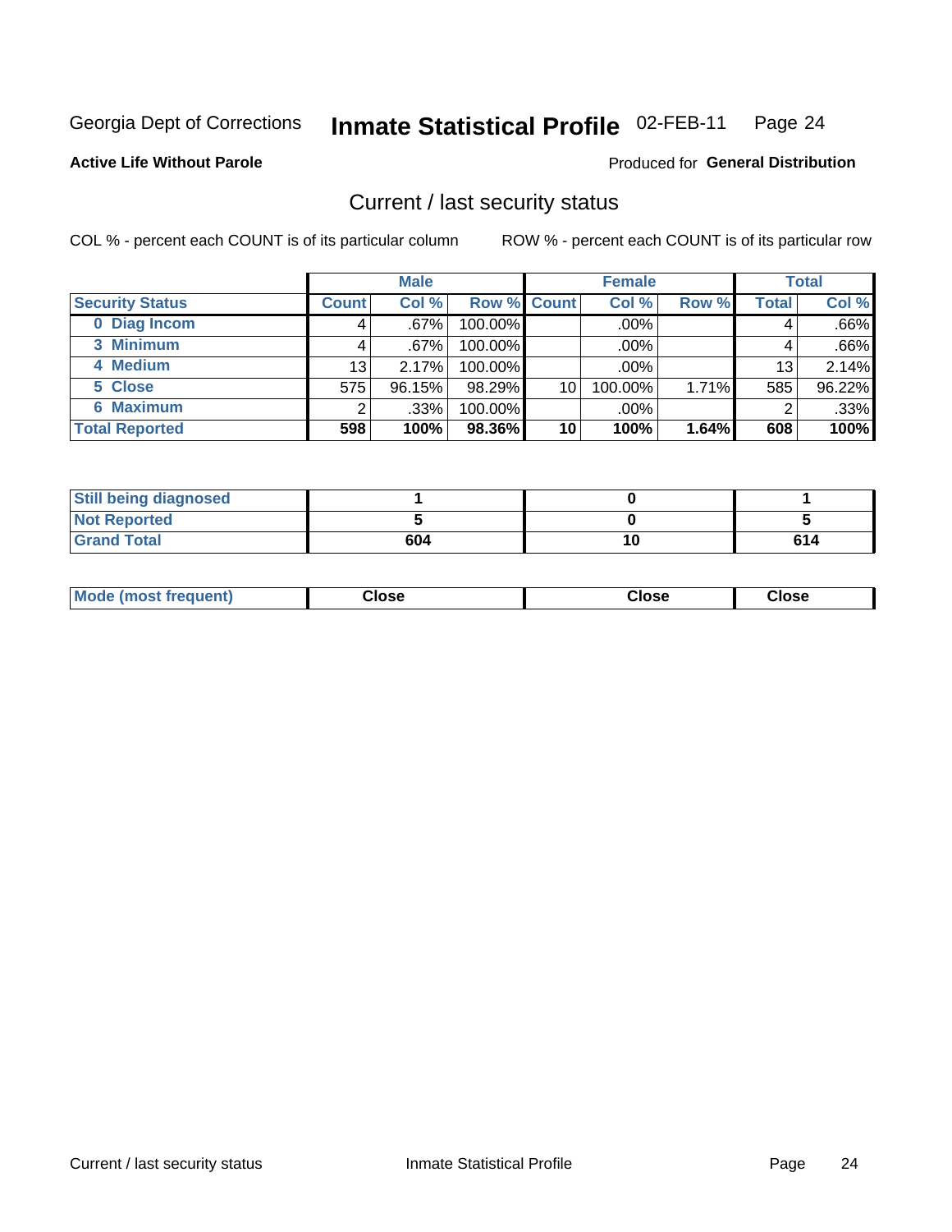Georgia Dept of Corrections **Inmate Statistical Profile** 02-FEB-11

**Active Life Without Parole**

Produced for **General Distribution**

## Current / last security status

COL % - percent each COUNT is of its particular column

ROW % - percent each COUNT is of its particular row

| | Male | | | Female | | | Total | |
|---|---|---|---|---|---|---|---|---|
| **Security Status** | **Count** | **Col %** | **Row %** | **Count** | **Col %** | **Row %** | **Total** | **Col %** |
| **0 Diag Incom** | 4 | .67% | 100.00% | | .00% | | 4 | .66% |
| **3 Minimum** | 4 | .67% | 100.00% | | .00% | | 4 | .66% |
| **4 Medium** | 13 | 2.17% | 100.00% | | .00% | | 13 | 2.14% |
| **5 Close** | 575 | 96.15% | 98.29% | 10 | 100.00% | 1.71% | 585 | 96.22% |
| **6 Maximum** | 2 | .33% | 100.00% | | .00% | | 2 | .33% |
| **Total Reported** | **598** | **100%** | **98.36%** | **10** | **100%** | **1.64%** | **608** | **100%** |

| | Male | Female | Total |
|---|---|---|---|
| **Still being diagnosed** | **1** | **0** | **1** |
| **Not Reported** | **5** | **0** | **5** |
| **Grand Total** | **604** | **10** | **614** |

| | Male | Female | Total |
|---|---|---|---|
| **Mode (most frequent)** | **Close** | **Close** | **Close** |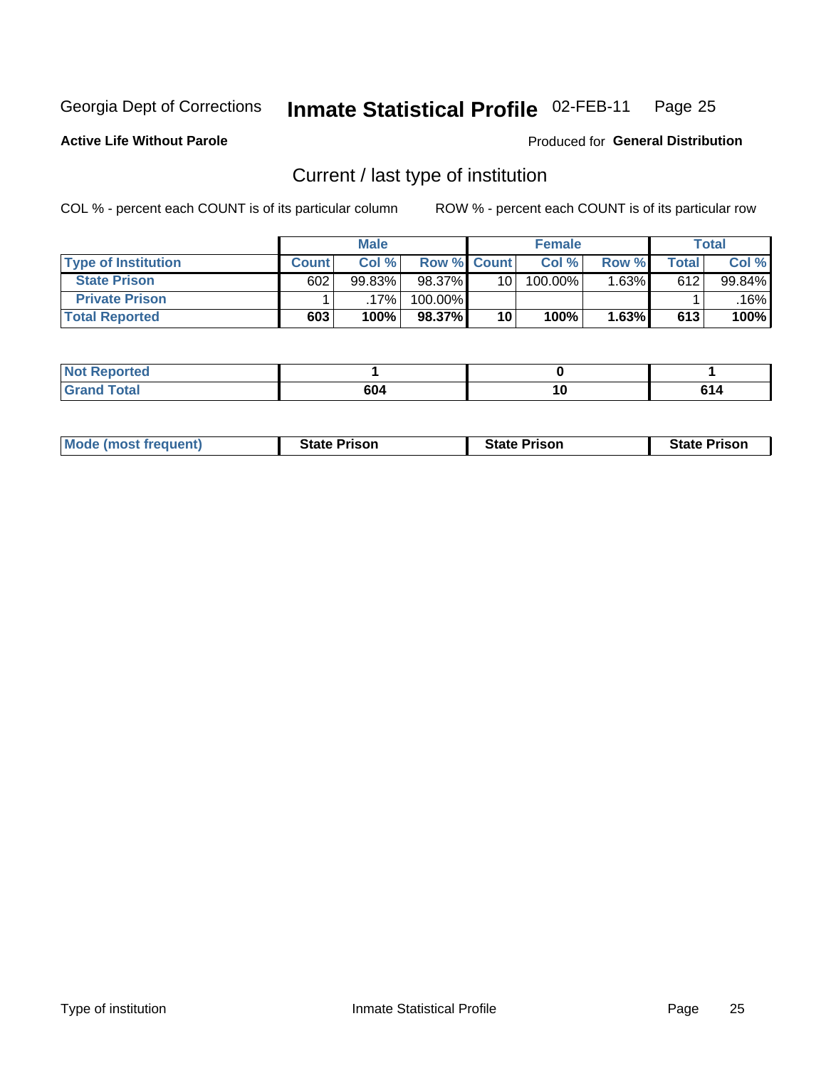Georgia Dept of Corrections **Inmate Statistical Profile** 02-FEB-11

**Active Life Without Parole**

Produced for **General Distribution**

## Current / last type of institution

COL % - percent each COUNT is of its particular column ROW % - percent each COUNT is of its particular row

| | Male | | | Female | | | Total | |
|---|---|---|---|---|---|---|---|---|
| **Type of Institution** | **Count** | **Col %** | **Row %** | **Count** | **Col %** | **Row %** | **Total** | **Col %** |
| **State Prison** | 602 | 99.83% | 98.37% | 10 | 100.00% | 1.63% | 612 | 99.84% |
| **Private Prison** | 1 | .17% | 100.00% | | | | 1 | .16% |
| **Total Reported** | **603** | **100%** | **98.37%** | **10** | **100%** | **1.63%** | **613** | **100%** |

| | Male | Female | Total |
|---|---|---|---|
| **Not Reported** | **1** | **0** | **1** |
| **Grand Total** | **604** | **10** | **614** |

| | Male | Female | Total |
|---|---|---|---|
| **Mode (most frequent)** | **State Prison** | **State Prison** | **State Prison** |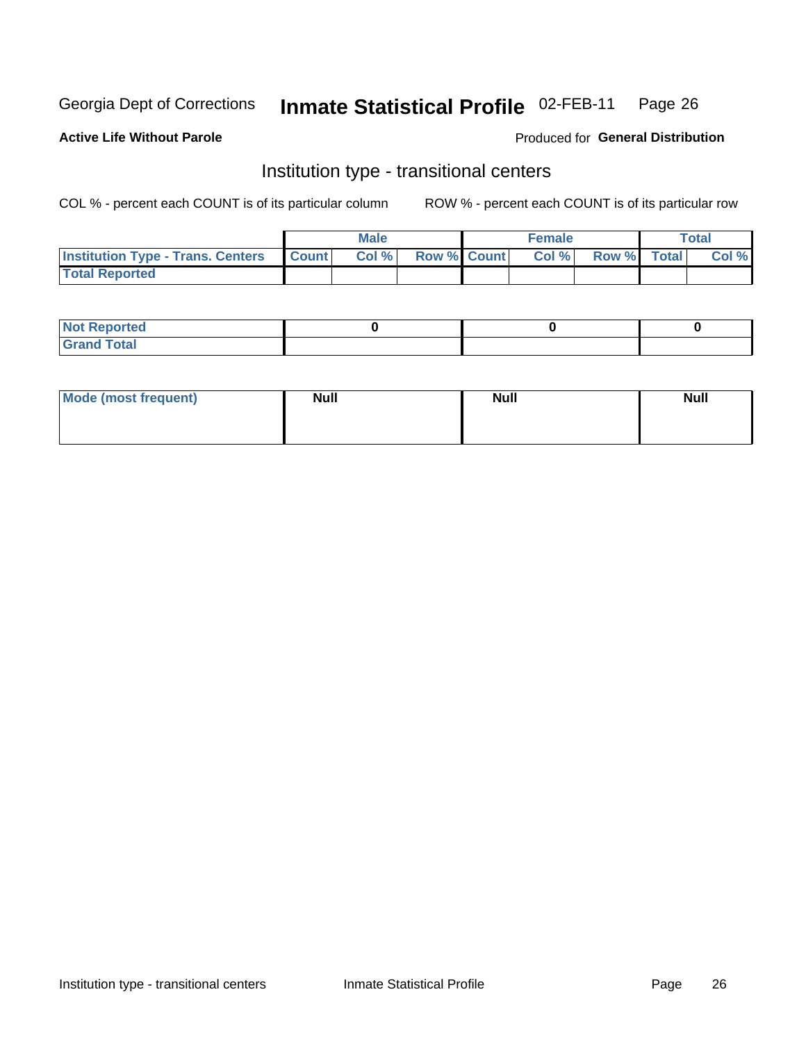Georgia Dept of Corrections **Inmate Statistical Profile** 02-FEB-11 Page 26

**Active Life Without Parole**

Produced for **General Distribution**

## Institution type - transitional centers

COL % - percent each COUNT is of its particular column

ROW % - percent each COUNT is of its particular row

| | Male | | | Female | | | Total | |
|---|---|---|---|---|---|---|---|---|
| **Institution Type - Trans. Centers** | **Count** | **Col %** | **Row %** | **Count** | **Col %** | **Row %** | **Total** | **Col %** |
| **Total Reported** | | | | | | | | |

| | Male | Female | Total |
|---|---|---|---|
| **Not Reported** | 0 | 0 | 0 |
| **Grand Total** | | | |

| | Male | Female | Total |
|---|---|---|---|
| **Mode (most frequent)** | Null | Null | Null |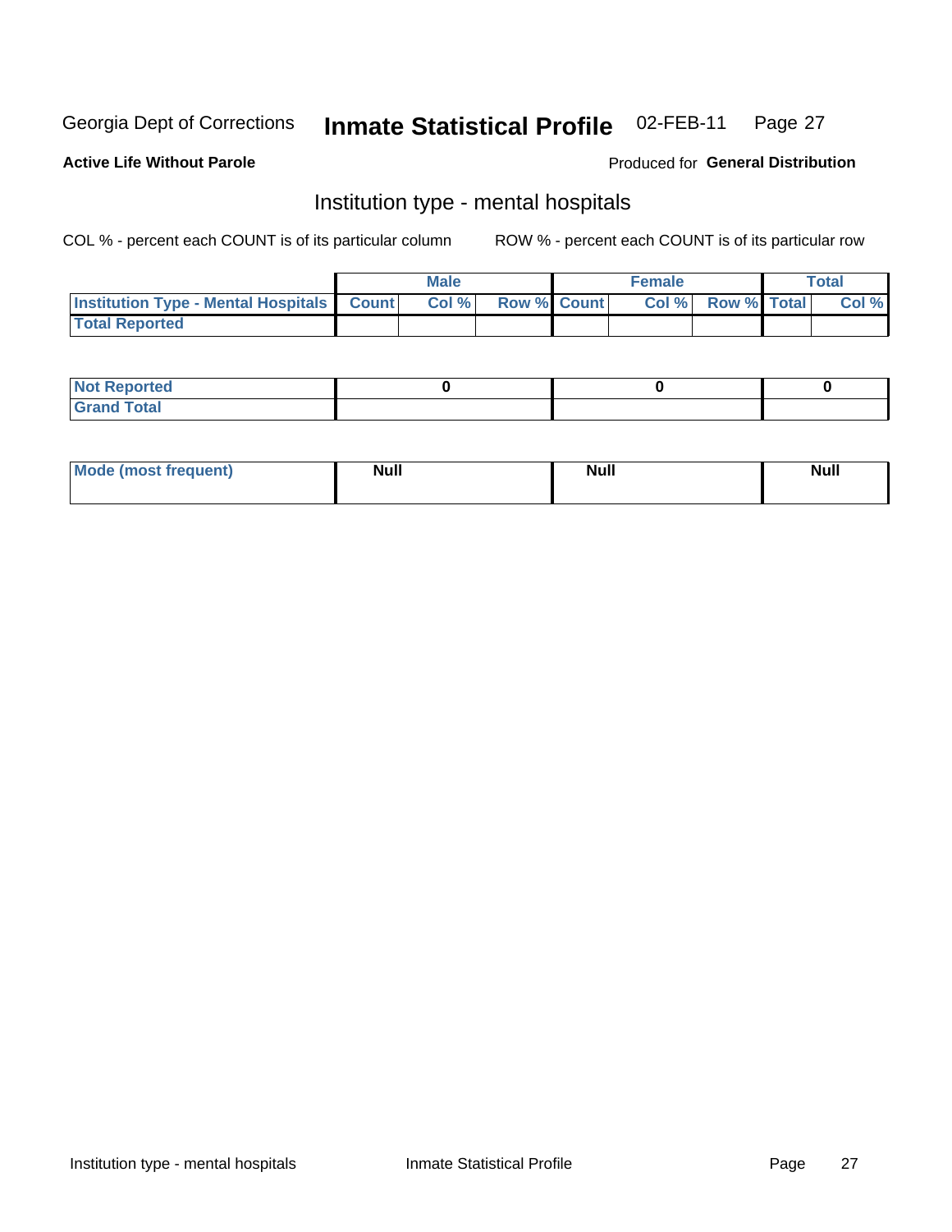Georgia Dept of Corrections **Inmate Statistical Profile** 02-FEB-11 Page 27

**Active Life Without Parole**

Produced for **General Distribution**

## Institution type - mental hospitals

COL % - percent each COUNT is of its particular column

ROW % - percent each COUNT is of its particular row

| | Male | | | Female | | | Total | |
|---|---|---|---|---|---|---|---|---|
| **Institution Type - Mental Hospitals** | **Count** | **Col %** | **Row %** | **Count** | **Col %** | **Row %** | **Total** | **Col %** |
| **Total Reported** | | | | | | | | |

| | Male | Female | Total |
|---|---|---|---|
| **Not Reported** | 0 | 0 | 0 |
| **Grand Total** | | | |

| | Male | Female | Total |
|---|---|---|---|
| **Mode (most frequent)** | Null | Null | Null |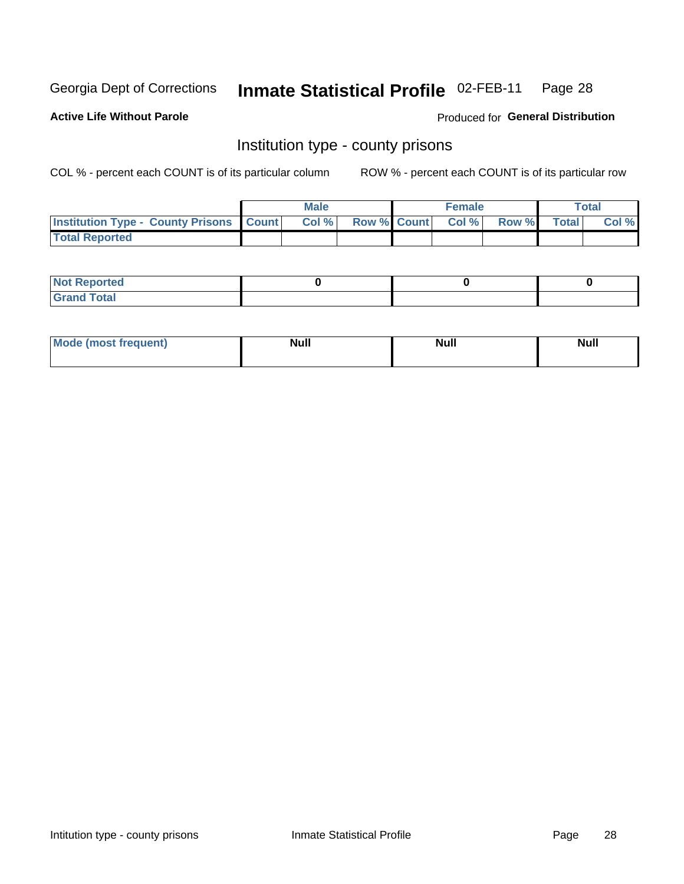Georgia Dept of Corrections **Inmate Statistical Profile** 02-FEB-11

**Active Life Without Parole**

Produced for **General Distribution**

## Institution type - county prisons

COL % - percent each COUNT is of its particular column

ROW % - percent each COUNT is of its particular row

| | Male | | | Female | | | Total | |
|---|---|---|---|---|---|---|---|---|
| **Institution Type - County Prisons** | **Count** | **Col %** | **Row %** | **Count** | **Col %** | **Row %** | **Total** | **Col %** |
| **Total Reported** | | | | | | | | |

| | Male | Female | Total |
|---|---|---|---|
| **Not Reported** | **0** | **0** | **0** |
| **Grand Total** | | | |

| | Male | Female | Total |
|---|---|---|---|
| **Mode (most frequent)** | **Null** | **Null** | **Null** |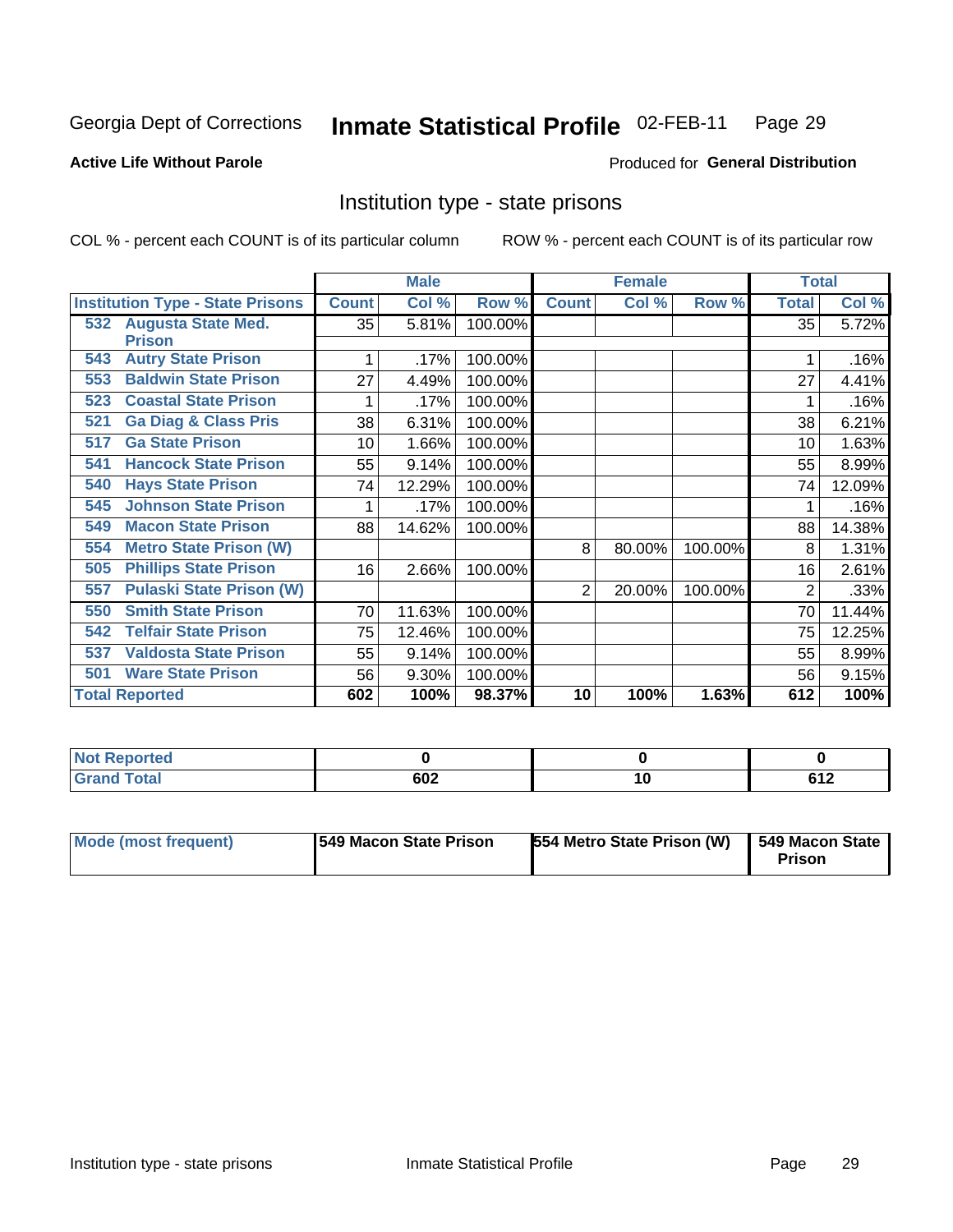Georgia Dept of Corrections **Inmate Statistical Profile** 02-FEB-11

**Active Life Without Parole**

Produced for **General Distribution**

## Institution type - state prisons

COL % - percent each COUNT is of its particular column    ROW % - percent each COUNT is of its particular row

| | Male | | | Female | | | Total | |
|---|---|---|---|---|---|---|---|---|
| **Institution Type - State Prisons** | **Count** | **Col %** | **Row %** | **Count** | **Col %** | **Row %** | **Total** | **Col %** |
| 532 Augusta State Med. Prison | 35 | 5.81% | 100.00% | | | | 35 | 5.72% |
| 543 Autry State Prison | 1 | .17% | 100.00% | | | | 1 | .16% |
| 553 Baldwin State Prison | 27 | 4.49% | 100.00% | | | | 27 | 4.41% |
| 523 Coastal State Prison | 1 | .17% | 100.00% | | | | 1 | .16% |
| 521 Ga Diag & Class Pris | 38 | 6.31% | 100.00% | | | | 38 | 6.21% |
| 517 Ga State Prison | 10 | 1.66% | 100.00% | | | | 10 | 1.63% |
| 541 Hancock State Prison | 55 | 9.14% | 100.00% | | | | 55 | 8.99% |
| 540 Hays State Prison | 74 | 12.29% | 100.00% | | | | 74 | 12.09% |
| 545 Johnson State Prison | 1 | .17% | 100.00% | | | | 1 | .16% |
| 549 Macon State Prison | 88 | 14.62% | 100.00% | | | | 88 | 14.38% |
| 554 Metro State Prison (W) | | | | 8 | 80.00% | 100.00% | 8 | 1.31% |
| 505 Phillips State Prison | 16 | 2.66% | 100.00% | | | | 16 | 2.61% |
| 557 Pulaski State Prison (W) | | | | 2 | 20.00% | 100.00% | 2 | .33% |
| 550 Smith State Prison | 70 | 11.63% | 100.00% | | | | 70 | 11.44% |
| 542 Telfair State Prison | 75 | 12.46% | 100.00% | | | | 75 | 12.25% |
| 537 Valdosta State Prison | 55 | 9.14% | 100.00% | | | | 55 | 8.99% |
| 501 Ware State Prison | 56 | 9.30% | 100.00% | | | | 56 | 9.15% |
| **Total Reported** | **602** | **100%** | **98.37%** | **10** | **100%** | **1.63%** | **612** | **100%** |

| | Male | Female | Total |
|---|---|---|---|
| **Not Reported** | **0** | **0** | **0** |
| **Grand Total** | **602** | **10** | **612** |

| | Male | Female | Total |
|---|---|---|---|
| **Mode (most frequent)** | **549 Macon State Prison** | **554 Metro State Prison (W)** | **549 Macon State Prison** |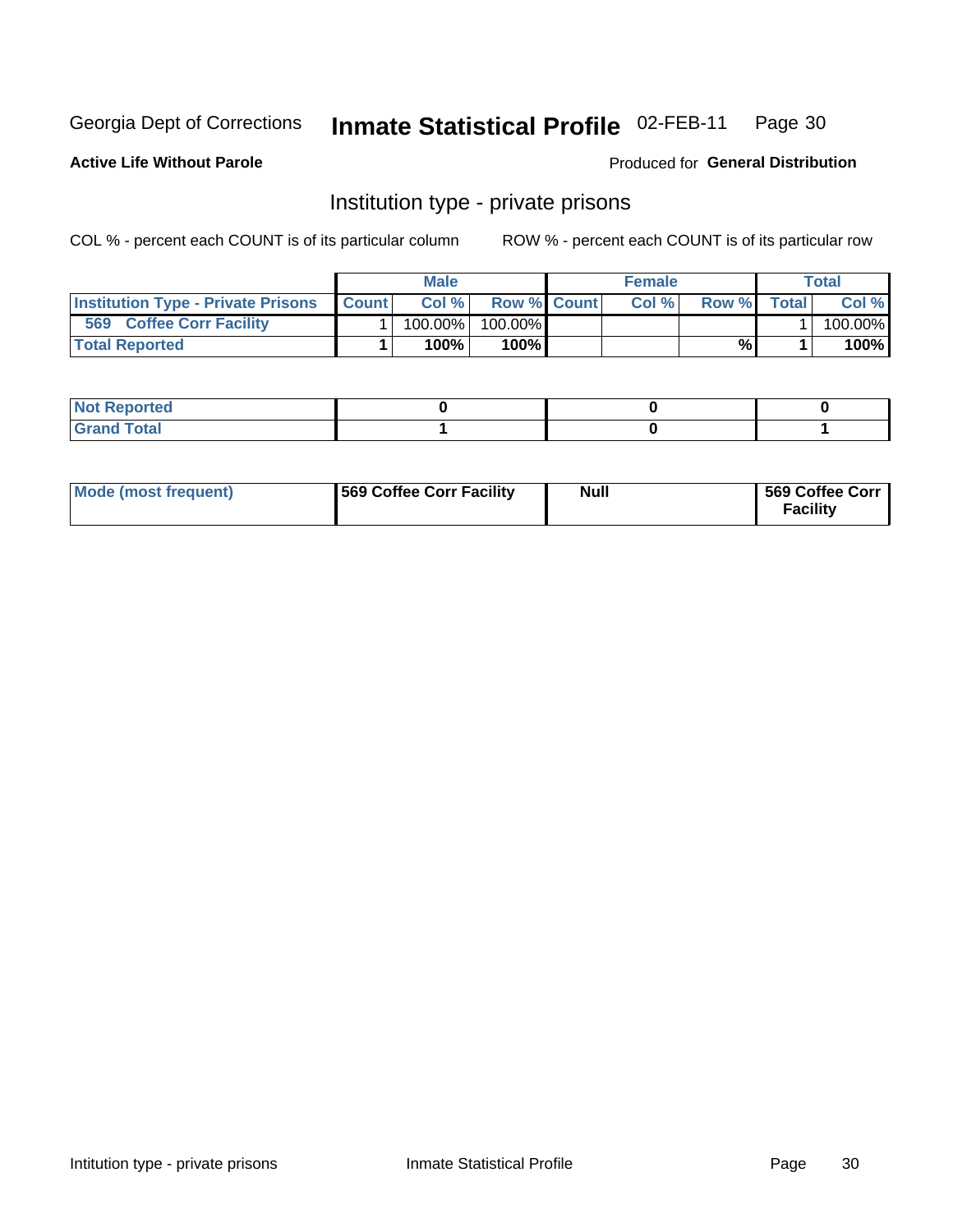Georgia Dept of Corrections **Inmate Statistical Profile** 02-FEB-11

**Active Life Without Parole**

Produced for **General Distribution**

## Institution type - private prisons

COL % - percent each COUNT is of its particular column

ROW % - percent each COUNT is of its particular row

| | Male | | | Female | | | Total | |
|---|---|---|---|---|---|---|---|---|
| **Institution Type - Private Prisons** | **Count** | **Col %** | **Row %** | **Count** | **Col %** | **Row %** | **Total** | **Col %** |
| **569 Coffee Corr Facility** | 1 | 100.00% | 100.00% | | | | 1 | 100.00% |
| **Total Reported** | **1** | **100%** | **100%** | | | **%** | **1** | **100%** |

| | Male | Female | Total |
|---|---|---|---|
| **Not Reported** | **0** | **0** | **0** |
| **Grand Total** | **1** | **0** | **1** |

| | Male | Female | Total |
|---|---|---|---|
| **Mode (most frequent)** | **569 Coffee Corr Facility** | **Null** | **569 Coffee Corr Facility** |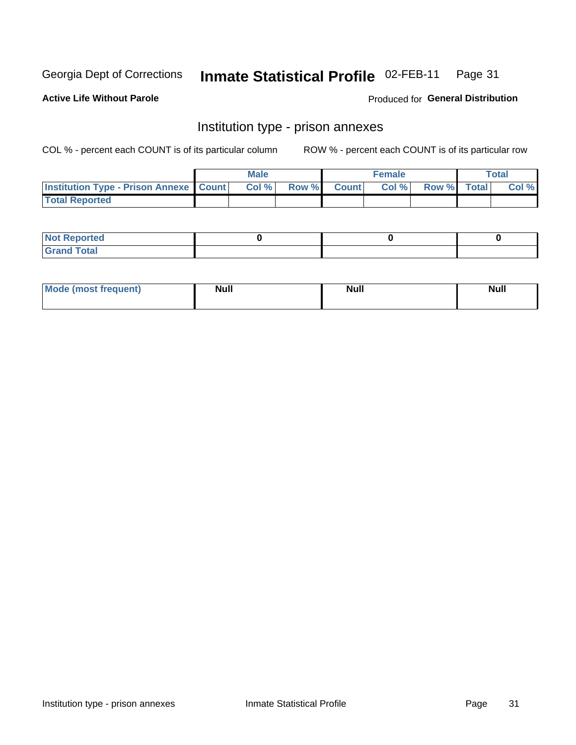Georgia Dept of Corrections **Inmate Statistical Profile** 02-FEB-11

**Active Life Without Parole**

Produced for **General Distribution**

## Institution type - prison annexes

COL % - percent each COUNT is of its particular column ROW % - percent each COUNT is of its particular row

| | Male | | | Female | | | Total | |
|---|---|---|---|---|---|---|---|---|
| Institution Type - Prison Annexe | Count | Col % | Row % | Count | Col % | Row % | Total | Col % |
| Total Reported | | | | | | | | |

| | Male | Female | Total |
|---|---|---|---|
| Not Reported | 0 | 0 | 0 |
| Grand Total | | | |

| | Male | Female | Total |
|---|---|---|---|
| Mode (most frequent) | Null | Null | Null |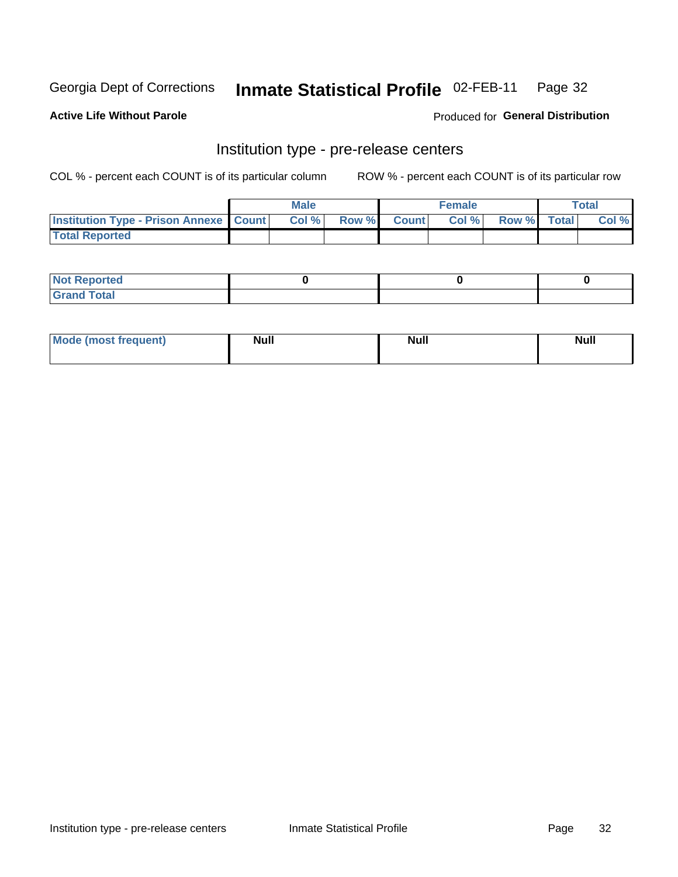Georgia Dept of Corrections **Inmate Statistical Profile** 02-FEB-11

**Active Life Without Parole**

Produced for **General Distribution**

## Institution type - pre-release centers

COL % - percent each COUNT is of its particular column ROW % - percent each COUNT is of its particular row

| | Male | | | Female | | | Total | |
|---|---|---|---|---|---|---|---|---|
| **Institution Type - Prison Annexe** | **Count** | **Col %** | **Row %** | **Count** | **Col %** | **Row %** | **Total** | **Col %** |
| **Total Reported** | | | | | | | | |

| | Male | Female | Total |
|---|---|---|---|
| **Not Reported** | 0 | 0 | 0 |
| **Grand Total** | | | |

| | Male | Female | Total |
|---|---|---|---|
| **Mode (most frequent)** | Null | Null | Null |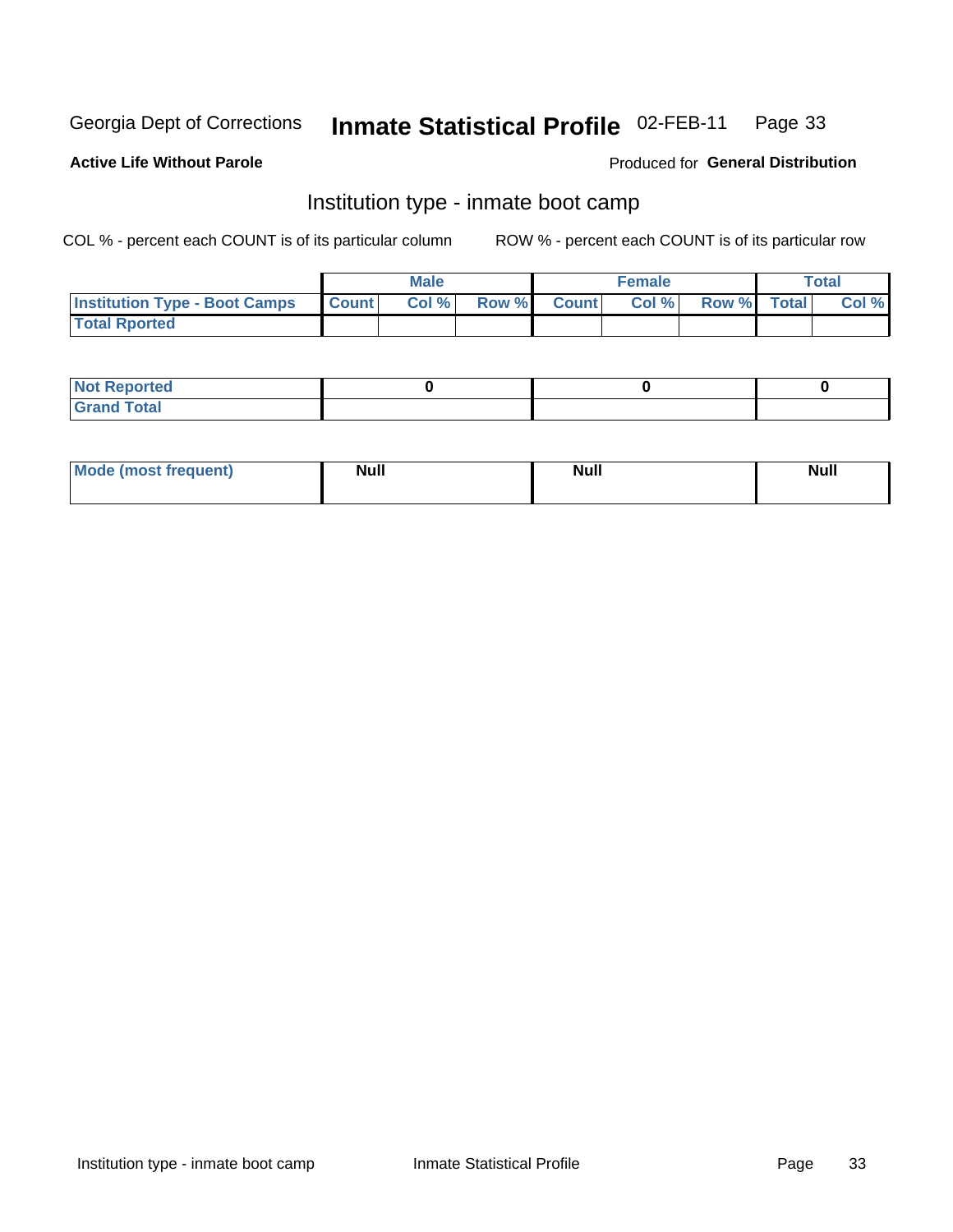Georgia Dept of Corrections **Inmate Statistical Profile** 02-FEB-11

**Active Life Without Parole**

Produced for **General Distribution**

## Institution type - inmate boot camp

COL % - percent each COUNT is of its particular column

ROW % - percent each COUNT is of its particular row

| | Male | | | Female | | | Total | |
|---|---|---|---|---|---|---|---|---|
| **Institution Type - Boot Camps** | **Count** | **Col %** | **Row %** | **Count** | **Col %** | **Row %** | **Total** | **Col %** |
| **Total Rported** | | | | | | | | |

| | Male | Female | Total |
|---|---|---|---|
| **Not Reported** | 0 | 0 | 0 |
| **Grand Total** | | | |

| | Male | Female | Total |
|---|---|---|---|
| **Mode (most frequent)** | Null | Null | Null |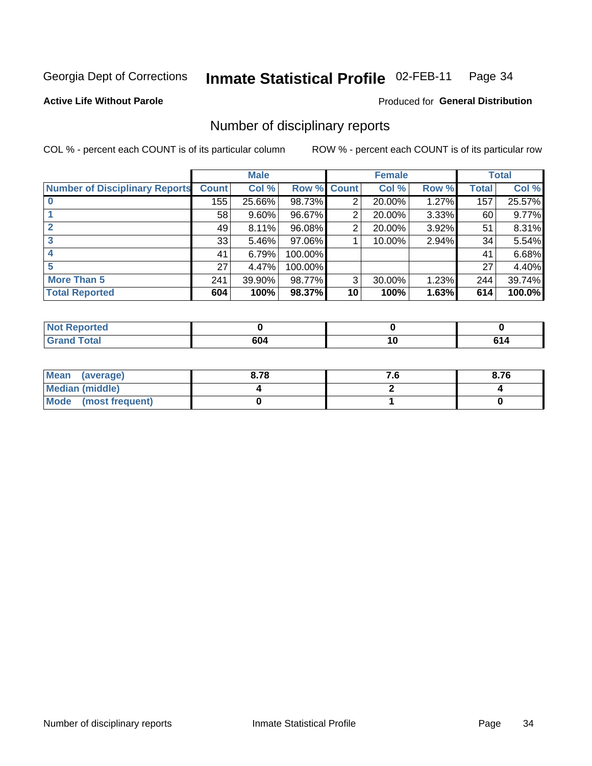Georgia Dept of Corrections **Inmate Statistical Profile** 02-FEB-11

**Active Life Without Parole**

Produced for **General Distribution**

## Number of disciplinary reports

COL % - percent each COUNT is of its particular column

ROW % - percent each COUNT is of its particular row

| | Male | | | Female | | | Total | |
|---|---|---|---|---|---|---|---|---|
| **Number of Disciplinary Reports** | **Count** | **Col %** | **Row %** | **Count** | **Col %** | **Row %** | **Total** | **Col %** |
| **0** | 155 | 25.66% | 98.73% | 2 | 20.00% | 1.27% | 157 | 25.57% |
| **1** | 58 | 9.60% | 96.67% | 2 | 20.00% | 3.33% | 60 | 9.77% |
| **2** | 49 | 8.11% | 96.08% | 2 | 20.00% | 3.92% | 51 | 8.31% |
| **3** | 33 | 5.46% | 97.06% | 1 | 10.00% | 2.94% | 34 | 5.54% |
| **4** | 41 | 6.79% | 100.00% | | | | 41 | 6.68% |
| **5** | 27 | 4.47% | 100.00% | | | | 27 | 4.40% |
| **More Than 5** | 241 | 39.90% | 98.77% | 3 | 30.00% | 1.23% | 244 | 39.74% |
| **Total Reported** | **604** | **100%** | **98.37%** | **10** | **100%** | **1.63%** | **614** | **100.0%** |

| | Male | Female | Total |
|---|---|---|---|
| **Not Reported** | **0** | **0** | **0** |
| **Grand Total** | **604** | **10** | **614** |

| | Male | Female | Total |
|---|---|---|---|
| **Mean (average)** | **8.78** | **7.6** | **8.76** |
| **Median (middle)** | **4** | **2** | **4** |
| **Mode (most frequent)** | **0** | **1** | **0** |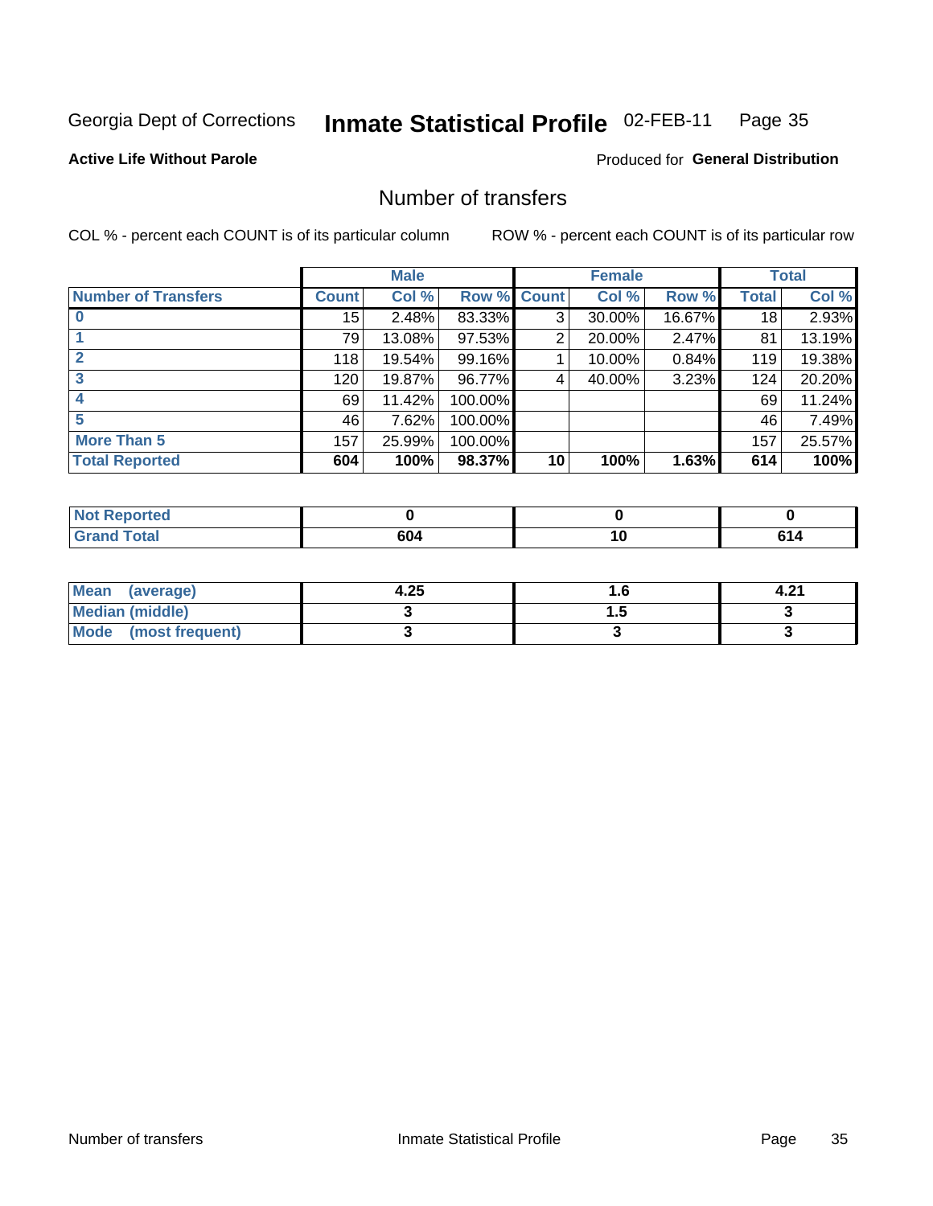Georgia Dept of Corrections **Inmate Statistical Profile** 02-FEB-11

**Active Life Without Parole**

Produced for **General Distribution**

## Number of transfers

COL % - percent each COUNT is of its particular column

ROW % - percent each COUNT is of its particular row

| | Male | | | Female | | | Total | |
|---|---|---|---|---|---|---|---|---|
| **Number of Transfers** | **Count** | **Col %** | **Row %** | **Count** | **Col %** | **Row %** | **Total** | **Col %** |
| **0** | 15 | 2.48% | 83.33% | 3 | 30.00% | 16.67% | 18 | 2.93% |
| **1** | 79 | 13.08% | 97.53% | 2 | 20.00% | 2.47% | 81 | 13.19% |
| **2** | 118 | 19.54% | 99.16% | 1 | 10.00% | 0.84% | 119 | 19.38% |
| **3** | 120 | 19.87% | 96.77% | 4 | 40.00% | 3.23% | 124 | 20.20% |
| **4** | 69 | 11.42% | 100.00% | | | | 69 | 11.24% |
| **5** | 46 | 7.62% | 100.00% | | | | 46 | 7.49% |
| **More Than 5** | 157 | 25.99% | 100.00% | | | | 157 | 25.57% |
| **Total Reported** | **604** | **100%** | **98.37%** | **10** | **100%** | **1.63%** | **614** | **100%** |

| | Male | Female | Total |
|---|---|---|---|
| **Not Reported** | **0** | **0** | **0** |
| **Grand Total** | **604** | **10** | **614** |

| | Male | Female | Total |
|---|---|---|---|
| **Mean (average)** | **4.25** | **1.6** | **4.21** |
| **Median (middle)** | **3** | **1.5** | **3** |
| **Mode (most frequent)** | **3** | **3** | **3** |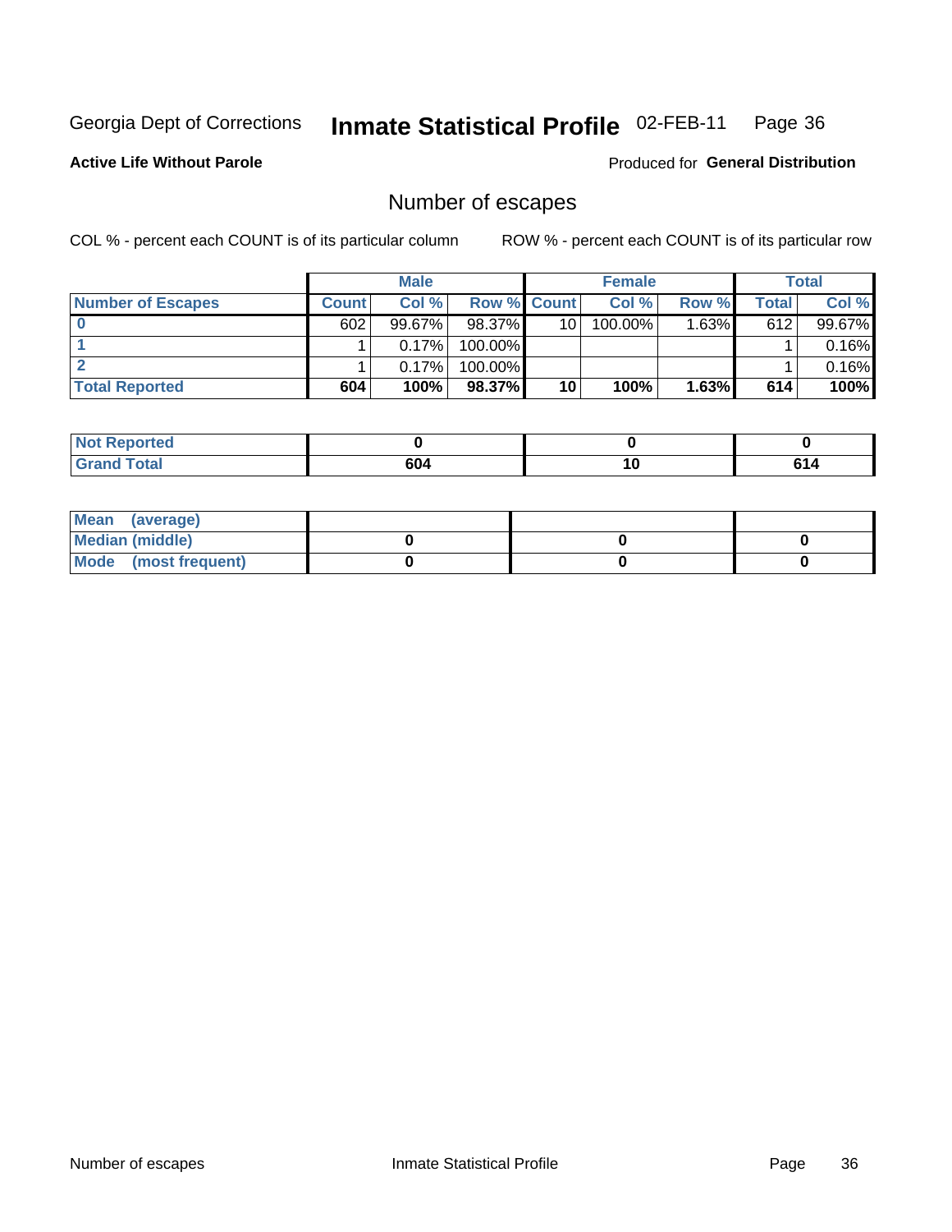Georgia Dept of Corrections **Inmate Statistical Profile** 02-FEB-11

**Active Life Without Parole**

Produced for **General Distribution**

## Number of escapes

COL % - percent each COUNT is of its particular column

ROW % - percent each COUNT is of its particular row

| | Male | | | Female | | | Total | |
|---|---|---|---|---|---|---|---|---|
| **Number of Escapes** | **Count** | **Col %** | **Row %** | **Count** | **Col %** | **Row %** | **Total** | **Col %** |
| **0** | 602 | 99.67% | 98.37% | 10 | 100.00% | 1.63% | 612 | 99.67% |
| **1** | 1 | 0.17% | 100.00% | | | | 1 | 0.16% |
| **2** | 1 | 0.17% | 100.00% | | | | 1 | 0.16% |
| **Total Reported** | **604** | **100%** | **98.37%** | **10** | **100%** | **1.63%** | **614** | **100%** |

| | Male | Female | Total |
|---|---|---|---|
| **Not Reported** | **0** | **0** | **0** |
| **Grand Total** | **604** | **10** | **614** |

| | Male | Female | Total |
|---|---|---|---|
| **Mean (average)** | | | |
| **Median (middle)** | **0** | **0** | **0** |
| **Mode (most frequent)** | **0** | **0** | **0** |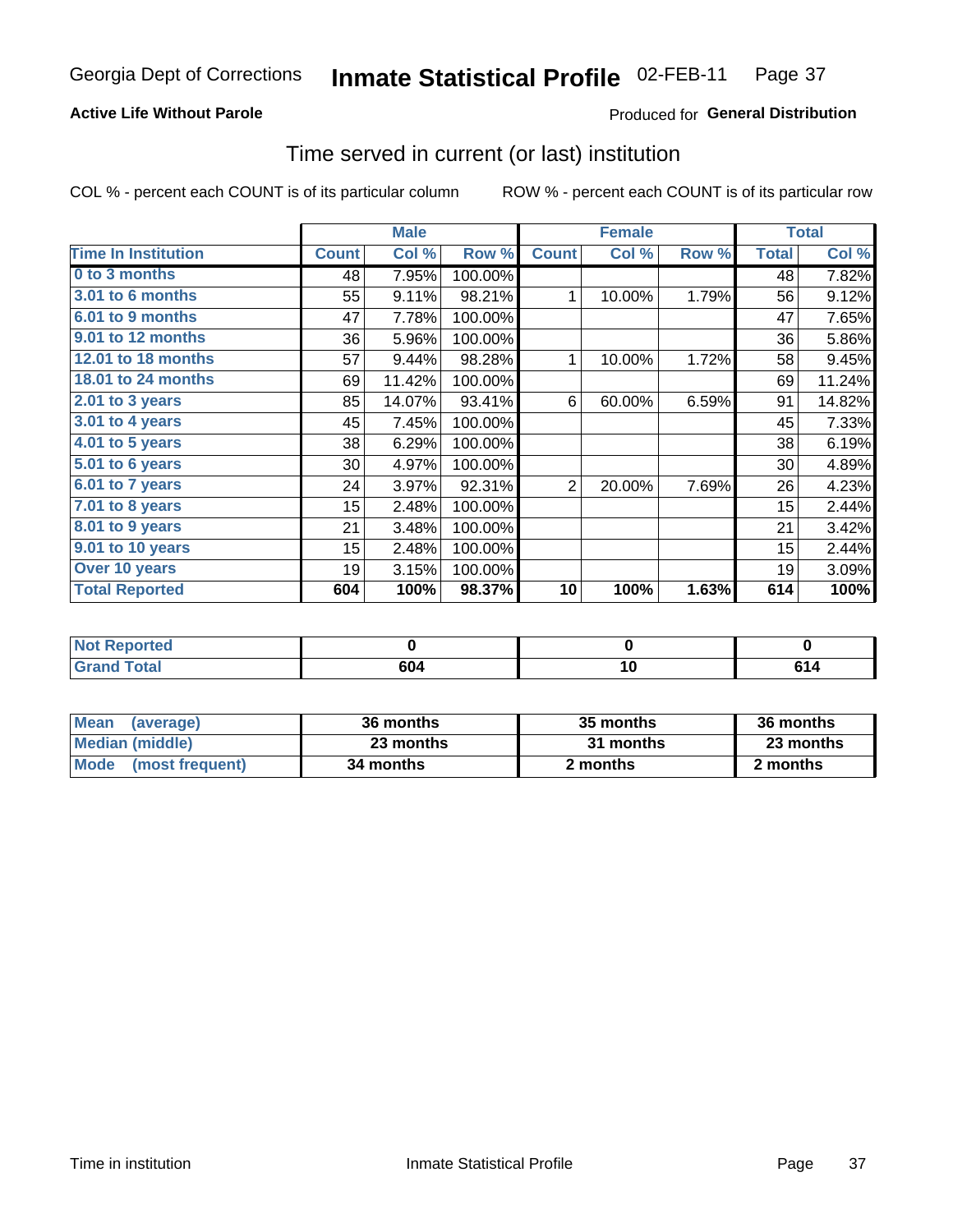Georgia Dept of Corrections **Inmate Statistical Profile** 02-FEB-11

**Active Life Without Parole**

Produced for **General Distribution**

## Time served in current (or last) institution

COL % - percent each COUNT is of its particular column

ROW % - percent each COUNT is of its particular row

| | Male | | | Female | | | Total | |
|---|---|---|---|---|---|---|---|---|
| **Time In Institution** | **Count** | **Col %** | **Row %** | **Count** | **Col %** | **Row %** | **Total** | **Col %** |
| 0 to 3 months | 48 | 7.95% | 100.00% | | | | 48 | 7.82% |
| 3.01 to 6 months | 55 | 9.11% | 98.21% | 1 | 10.00% | 1.79% | 56 | 9.12% |
| 6.01 to 9 months | 47 | 7.78% | 100.00% | | | | 47 | 7.65% |
| 9.01 to 12 months | 36 | 5.96% | 100.00% | | | | 36 | 5.86% |
| 12.01 to 18 months | 57 | 9.44% | 98.28% | 1 | 10.00% | 1.72% | 58 | 9.45% |
| 18.01 to 24 months | 69 | 11.42% | 100.00% | | | | 69 | 11.24% |
| 2.01 to 3 years | 85 | 14.07% | 93.41% | 6 | 60.00% | 6.59% | 91 | 14.82% |
| 3.01 to 4 years | 45 | 7.45% | 100.00% | | | | 45 | 7.33% |
| 4.01 to 5 years | 38 | 6.29% | 100.00% | | | | 38 | 6.19% |
| 5.01 to 6 years | 30 | 4.97% | 100.00% | | | | 30 | 4.89% |
| 6.01 to 7 years | 24 | 3.97% | 92.31% | 2 | 20.00% | 7.69% | 26 | 4.23% |
| 7.01 to 8 years | 15 | 2.48% | 100.00% | | | | 15 | 2.44% |
| 8.01 to 9 years | 21 | 3.48% | 100.00% | | | | 21 | 3.42% |
| 9.01 to 10 years | 15 | 2.48% | 100.00% | | | | 15 | 2.44% |
| Over 10 years | 19 | 3.15% | 100.00% | | | | 19 | 3.09% |
| **Total Reported** | **604** | **100%** | **98.37%** | **10** | **100%** | **1.63%** | **614** | **100%** |

| | Male | Female | Total |
|---|---|---|---|
| Not Reported | 0 | 0 | 0 |
| Grand Total | 604 | 10 | 614 |

| | Male | Female | Total |
|---|---|---|---|
| Mean (average) | 36 months | 35 months | 36 months |
| Median (middle) | 23 months | 31 months | 23 months |
| Mode (most frequent) | 34 months | 2 months | 2 months |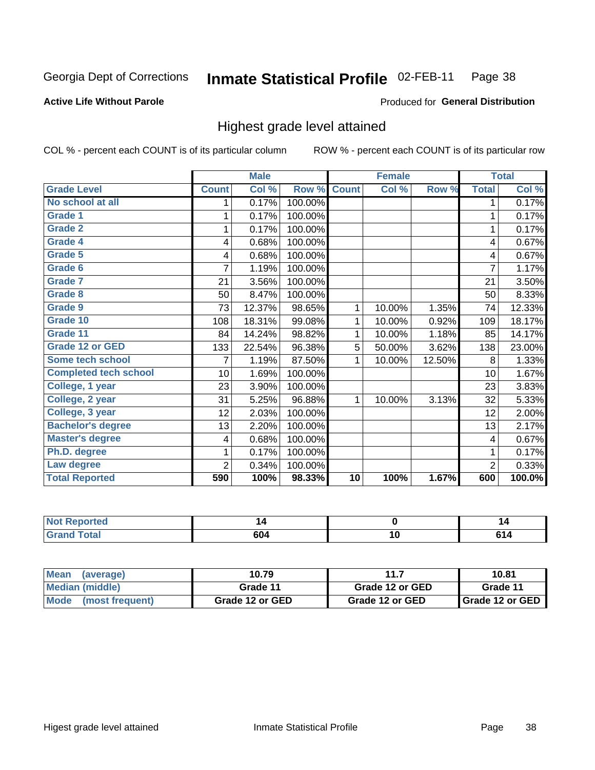Georgia Dept of Corrections **Inmate Statistical Profile** 02-FEB-11

**Active Life Without Parole**

Produced for **General Distribution**

## Highest grade level attained

COL % - percent each COUNT is of its particular column

ROW % - percent each COUNT is of its particular row

| | Male | | | Female | | | Total | |
|---|---|---|---|---|---|---|---|---|
| Grade Level | Count | Col % | Row % | Count | Col % | Row % | Total | Col % |
| No school at all | 1 | 0.17% | 100.00% | | | | 1 | 0.17% |
| Grade 1 | 1 | 0.17% | 100.00% | | | | 1 | 0.17% |
| Grade 2 | 1 | 0.17% | 100.00% | | | | 1 | 0.17% |
| Grade 4 | 4 | 0.68% | 100.00% | | | | 4 | 0.67% |
| Grade 5 | 4 | 0.68% | 100.00% | | | | 4 | 0.67% |
| Grade 6 | 7 | 1.19% | 100.00% | | | | 7 | 1.17% |
| Grade 7 | 21 | 3.56% | 100.00% | | | | 21 | 3.50% |
| Grade 8 | 50 | 8.47% | 100.00% | | | | 50 | 8.33% |
| Grade 9 | 73 | 12.37% | 98.65% | 1 | 10.00% | 1.35% | 74 | 12.33% |
| Grade 10 | 108 | 18.31% | 99.08% | 1 | 10.00% | 0.92% | 109 | 18.17% |
| Grade 11 | 84 | 14.24% | 98.82% | 1 | 10.00% | 1.18% | 85 | 14.17% |
| Grade 12 or GED | 133 | 22.54% | 96.38% | 5 | 50.00% | 3.62% | 138 | 23.00% |
| Some tech school | 7 | 1.19% | 87.50% | 1 | 10.00% | 12.50% | 8 | 1.33% |
| Completed tech school | 10 | 1.69% | 100.00% | | | | 10 | 1.67% |
| College, 1 year | 23 | 3.90% | 100.00% | | | | 23 | 3.83% |
| College, 2 year | 31 | 5.25% | 96.88% | 1 | 10.00% | 3.13% | 32 | 5.33% |
| College, 3 year | 12 | 2.03% | 100.00% | | | | 12 | 2.00% |
| Bachelor's degree | 13 | 2.20% | 100.00% | | | | 13 | 2.17% |
| Master's degree | 4 | 0.68% | 100.00% | | | | 4 | 0.67% |
| Ph.D. degree | 1 | 0.17% | 100.00% | | | | 1 | 0.17% |
| Law degree | 2 | 0.34% | 100.00% | | | | 2 | 0.33% |
| **Total Reported** | **590** | **100%** | **98.33%** | **10** | **100%** | **1.67%** | **600** | **100.0%** |

| | Male | Female | Total |
|---|---|---|---|
| Not Reported | 14 | 0 | 14 |
| Grand Total | 604 | 10 | 614 |

| | Male | Female | Total |
|---|---|---|---|
| Mean (average) | 10.79 | 11.7 | 10.81 |
| Median (middle) | Grade 11 | Grade 12 or GED | Grade 11 |
| Mode (most frequent) | Grade 12 or GED | Grade 12 or GED | Grade 12 or GED |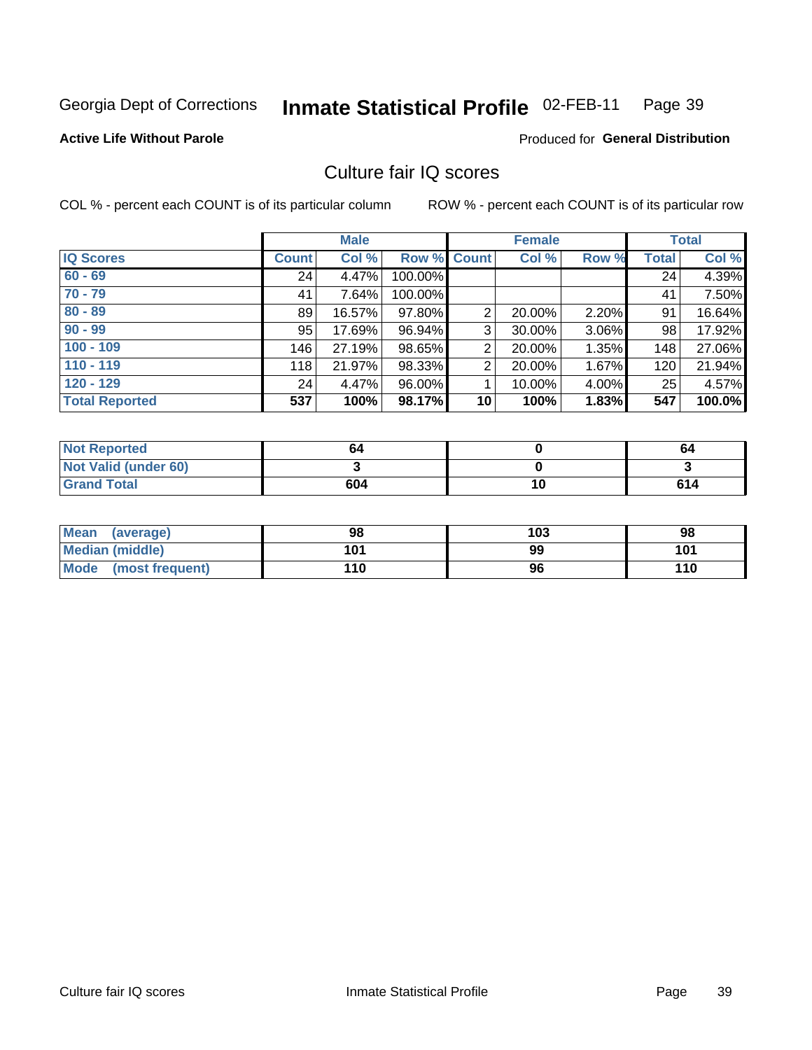Georgia Dept of Corrections **Inmate Statistical Profile** 02-FEB-11

**Active Life Without Parole**

Produced for **General Distribution**

## Culture fair IQ scores

COL % - percent each COUNT is of its particular column

ROW % - percent each COUNT is of its particular row

| | Male | | | Female | | | Total | |
|---|---|---|---|---|---|---|---|---|
| **IQ Scores** | **Count** | **Col %** | **Row %** | **Count** | **Col %** | **Row %** | **Total** | **Col %** |
| **60 - 69** | 24 | 4.47% | 100.00% | | | | 24 | 4.39% |
| **70 - 79** | 41 | 7.64% | 100.00% | | | | 41 | 7.50% |
| **80 - 89** | 89 | 16.57% | 97.80% | 2 | 20.00% | 2.20% | 91 | 16.64% |
| **90 - 99** | 95 | 17.69% | 96.94% | 3 | 30.00% | 3.06% | 98 | 17.92% |
| **100 - 109** | 146 | 27.19% | 98.65% | 2 | 20.00% | 1.35% | 148 | 27.06% |
| **110 - 119** | 118 | 21.97% | 98.33% | 2 | 20.00% | 1.67% | 120 | 21.94% |
| **120 - 129** | 24 | 4.47% | 96.00% | 1 | 10.00% | 4.00% | 25 | 4.57% |
| **Total Reported** | **537** | **100%** | **98.17%** | **10** | **100%** | **1.83%** | **547** | **100.0%** |

| | Male | Female | Total |
|---|---|---|---|
| **Not Reported** | **64** | **0** | **64** |
| **Not Valid (under 60)** | **3** | **0** | **3** |
| **Grand Total** | **604** | **10** | **614** |

| | Male | Female | Total |
|---|---|---|---|
| **Mean (average)** | **98** | **103** | **98** |
| **Median (middle)** | **101** | **99** | **101** |
| **Mode (most frequent)** | **110** | **96** | **110** |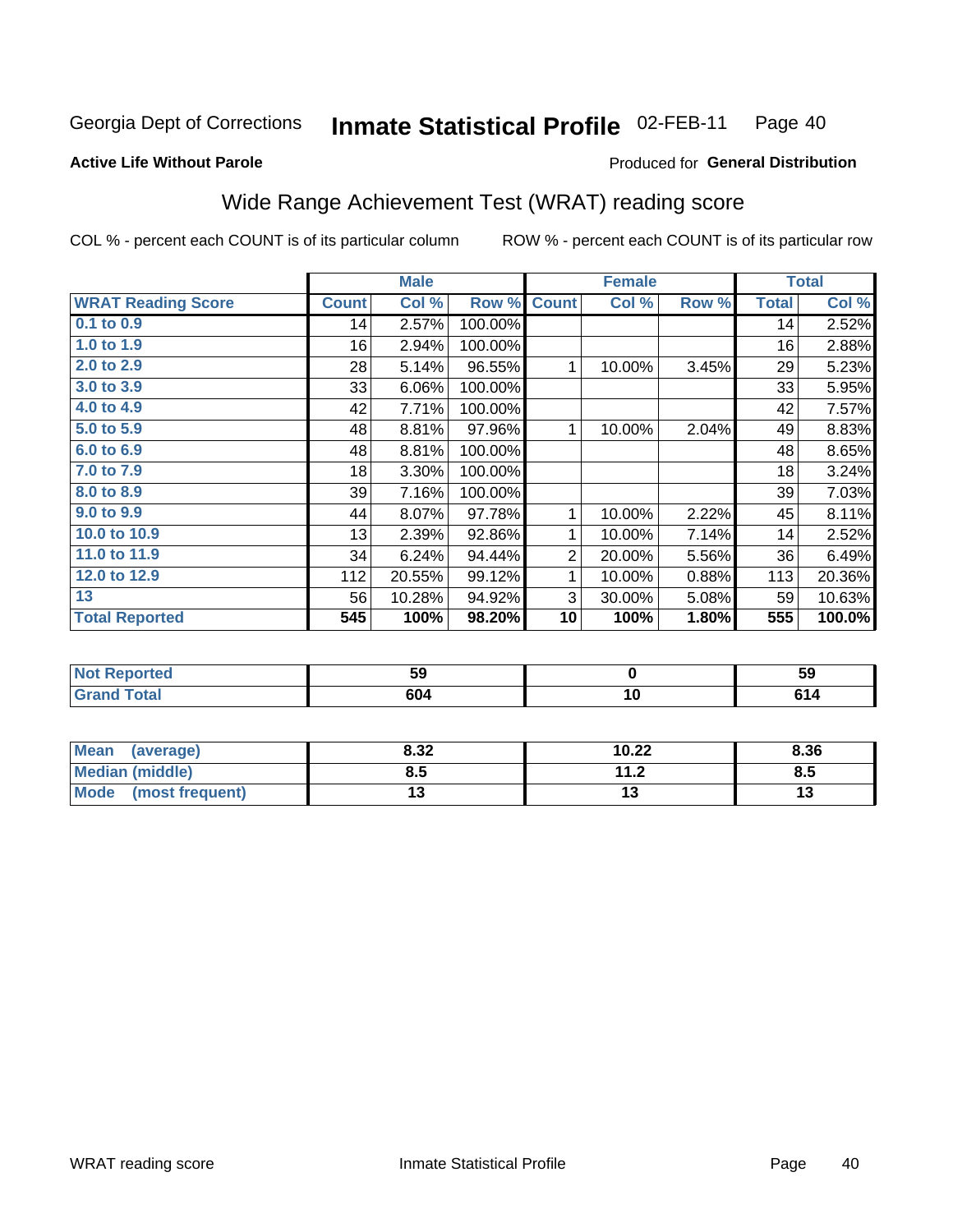Georgia Dept of Corrections **Inmate Statistical Profile** 02-FEB-11 Page 40

**Active Life Without Parole**

Produced for **General Distribution**

## Wide Range Achievement Test (WRAT) reading score

COL % - percent each COUNT is of its particular column ROW % - percent each COUNT is of its particular row

| | Male | | | Female | | | Total | |
|---|---|---|---|---|---|---|---|---|
| **WRAT Reading Score** | **Count** | **Col %** | **Row %** | **Count** | **Col %** | **Row %** | **Total** | **Col %** |
| 0.1 to 0.9 | 14 | 2.57% | 100.00% | | | | 14 | 2.52% |
| 1.0 to 1.9 | 16 | 2.94% | 100.00% | | | | 16 | 2.88% |
| 2.0 to 2.9 | 28 | 5.14% | 96.55% | 1 | 10.00% | 3.45% | 29 | 5.23% |
| 3.0 to 3.9 | 33 | 6.06% | 100.00% | | | | 33 | 5.95% |
| 4.0 to 4.9 | 42 | 7.71% | 100.00% | | | | 42 | 7.57% |
| 5.0 to 5.9 | 48 | 8.81% | 97.96% | 1 | 10.00% | 2.04% | 49 | 8.83% |
| 6.0 to 6.9 | 48 | 8.81% | 100.00% | | | | 48 | 8.65% |
| 7.0 to 7.9 | 18 | 3.30% | 100.00% | | | | 18 | 3.24% |
| 8.0 to 8.9 | 39 | 7.16% | 100.00% | | | | 39 | 7.03% |
| 9.0 to 9.9 | 44 | 8.07% | 97.78% | 1 | 10.00% | 2.22% | 45 | 8.11% |
| 10.0 to 10.9 | 13 | 2.39% | 92.86% | 1 | 10.00% | 7.14% | 14 | 2.52% |
| 11.0 to 11.9 | 34 | 6.24% | 94.44% | 2 | 20.00% | 5.56% | 36 | 6.49% |
| 12.0 to 12.9 | 112 | 20.55% | 99.12% | 1 | 10.00% | 0.88% | 113 | 20.36% |
| 13 | 56 | 10.28% | 94.92% | 3 | 30.00% | 5.08% | 59 | 10.63% |
| **Total Reported** | **545** | **100%** | **98.20%** | **10** | **100%** | **1.80%** | **555** | **100.0%** |

| | Male | Female | Total |
|---|---|---|---|
| Not Reported | 59 | 0 | 59 |
| Grand Total | 604 | 10 | 614 |

| | Male | Female | Total |
|---|---|---|---|
| Mean (average) | 8.32 | 10.22 | 8.36 |
| Median (middle) | 8.5 | 11.2 | 8.5 |
| Mode (most frequent) | 13 | 13 | 13 |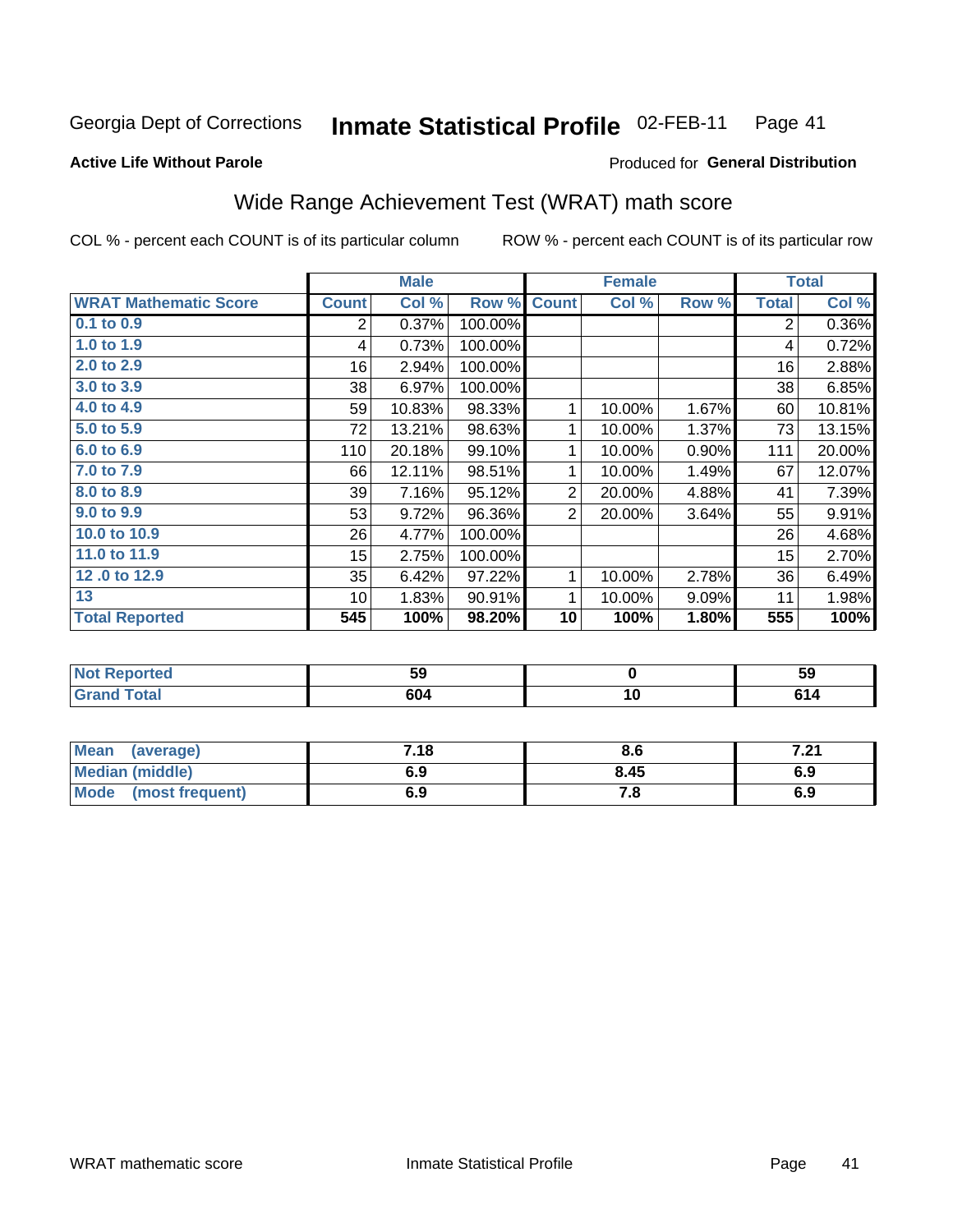Georgia Dept of Corrections **Inmate Statistical Profile** 02-FEB-11

**Active Life Without Parole**

Produced for **General Distribution**

## Wide Range Achievement Test (WRAT) math score

COL % - percent each COUNT is of its particular column ROW % - percent each COUNT is of its particular row

| | Male | | | Female | | | Total | |
|---|---|---|---|---|---|---|---|---|
| **WRAT Mathematic Score** | **Count** | **Col %** | **Row %** | **Count** | **Col %** | **Row %** | **Total** | **Col %** |
| 0.1 to 0.9 | 2 | 0.37% | 100.00% | | | | 2 | 0.36% |
| 1.0 to 1.9 | 4 | 0.73% | 100.00% | | | | 4 | 0.72% |
| 2.0 to 2.9 | 16 | 2.94% | 100.00% | | | | 16 | 2.88% |
| 3.0 to 3.9 | 38 | 6.97% | 100.00% | | | | 38 | 6.85% |
| 4.0 to 4.9 | 59 | 10.83% | 98.33% | 1 | 10.00% | 1.67% | 60 | 10.81% |
| 5.0 to 5.9 | 72 | 13.21% | 98.63% | 1 | 10.00% | 1.37% | 73 | 13.15% |
| 6.0 to 6.9 | 110 | 20.18% | 99.10% | 1 | 10.00% | 0.90% | 111 | 20.00% |
| 7.0 to 7.9 | 66 | 12.11% | 98.51% | 1 | 10.00% | 1.49% | 67 | 12.07% |
| 8.0 to 8.9 | 39 | 7.16% | 95.12% | 2 | 20.00% | 4.88% | 41 | 7.39% |
| 9.0 to 9.9 | 53 | 9.72% | 96.36% | 2 | 20.00% | 3.64% | 55 | 9.91% |
| 10.0 to 10.9 | 26 | 4.77% | 100.00% | | | | 26 | 4.68% |
| 11.0 to 11.9 | 15 | 2.75% | 100.00% | | | | 15 | 2.70% |
| 12 .0 to 12.9 | 35 | 6.42% | 97.22% | 1 | 10.00% | 2.78% | 36 | 6.49% |
| 13 | 10 | 1.83% | 90.91% | 1 | 10.00% | 9.09% | 11 | 1.98% |
| **Total Reported** | **545** | **100%** | **98.20%** | **10** | **100%** | **1.80%** | **555** | **100%** |

| | Male | Female | Total |
|---|---|---|---|
| **Not Reported** | **59** | **0** | **59** |
| **Grand Total** | **604** | **10** | **614** |

| | Male | Female | Total |
|---|---|---|---|
| **Mean (average)** | **7.18** | **8.6** | **7.21** |
| **Median (middle)** | **6.9** | **8.45** | **6.9** |
| **Mode (most frequent)** | **6.9** | **7.8** | **6.9** |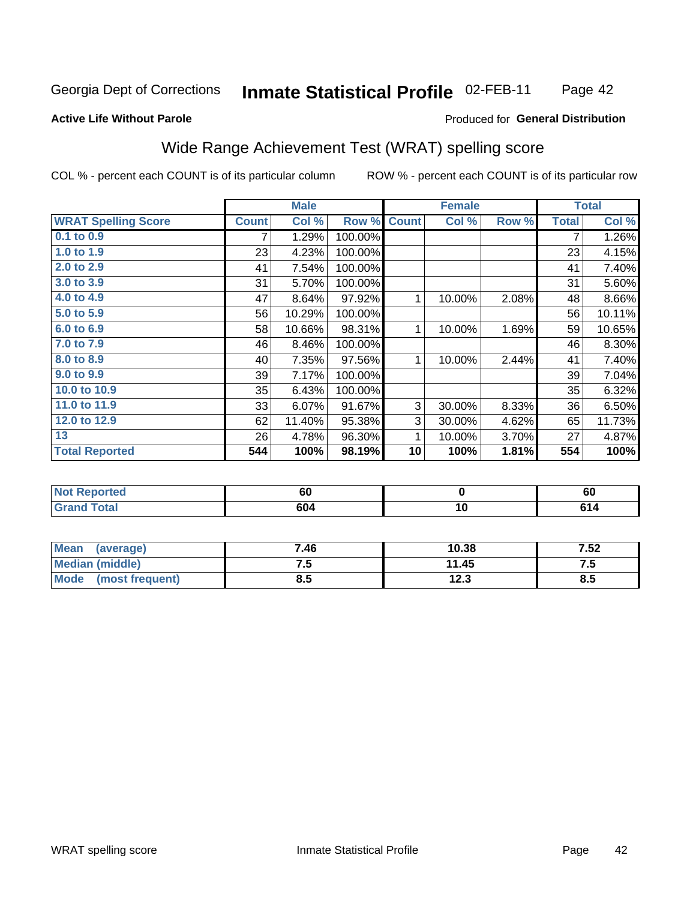Georgia Dept of Corrections **Inmate Statistical Profile** 02-FEB-11

**Active Life Without Parole**

Produced for **General Distribution**

## Wide Range Achievement Test (WRAT) spelling score

COL % - percent each COUNT is of its particular column ROW % - percent each COUNT is of its particular row

| | Male | | | Female | | | Total | |
|---|---|---|---|---|---|---|---|---|
| **WRAT Spelling Score** | **Count** | **Col %** | **Row %** | **Count** | **Col %** | **Row %** | **Total** | **Col %** |
| 0.1 to 0.9 | 7 | 1.29% | 100.00% | | | | 7 | 1.26% |
| 1.0 to 1.9 | 23 | 4.23% | 100.00% | | | | 23 | 4.15% |
| 2.0 to 2.9 | 41 | 7.54% | 100.00% | | | | 41 | 7.40% |
| 3.0 to 3.9 | 31 | 5.70% | 100.00% | | | | 31 | 5.60% |
| 4.0 to 4.9 | 47 | 8.64% | 97.92% | 1 | 10.00% | 2.08% | 48 | 8.66% |
| 5.0 to 5.9 | 56 | 10.29% | 100.00% | | | | 56 | 10.11% |
| 6.0 to 6.9 | 58 | 10.66% | 98.31% | 1 | 10.00% | 1.69% | 59 | 10.65% |
| 7.0 to 7.9 | 46 | 8.46% | 100.00% | | | | 46 | 8.30% |
| 8.0 to 8.9 | 40 | 7.35% | 97.56% | 1 | 10.00% | 2.44% | 41 | 7.40% |
| 9.0 to 9.9 | 39 | 7.17% | 100.00% | | | | 39 | 7.04% |
| 10.0 to 10.9 | 35 | 6.43% | 100.00% | | | | 35 | 6.32% |
| 11.0 to 11.9 | 33 | 6.07% | 91.67% | 3 | 30.00% | 8.33% | 36 | 6.50% |
| 12.0 to 12.9 | 62 | 11.40% | 95.38% | 3 | 30.00% | 4.62% | 65 | 11.73% |
| 13 | 26 | 4.78% | 96.30% | 1 | 10.00% | 3.70% | 27 | 4.87% |
| **Total Reported** | **544** | **100%** | **98.19%** | **10** | **100%** | **1.81%** | **554** | **100%** |

| | Male | Female | Total |
|---|---|---|---|
| Not Reported | 60 | 0 | 60 |
| Grand Total | 604 | 10 | 614 |

| | Male | Female | Total |
|---|---|---|---|
| Mean (average) | 7.46 | 10.38 | 7.52 |
| Median (middle) | 7.5 | 11.45 | 7.5 |
| Mode (most frequent) | 8.5 | 12.3 | 8.5 |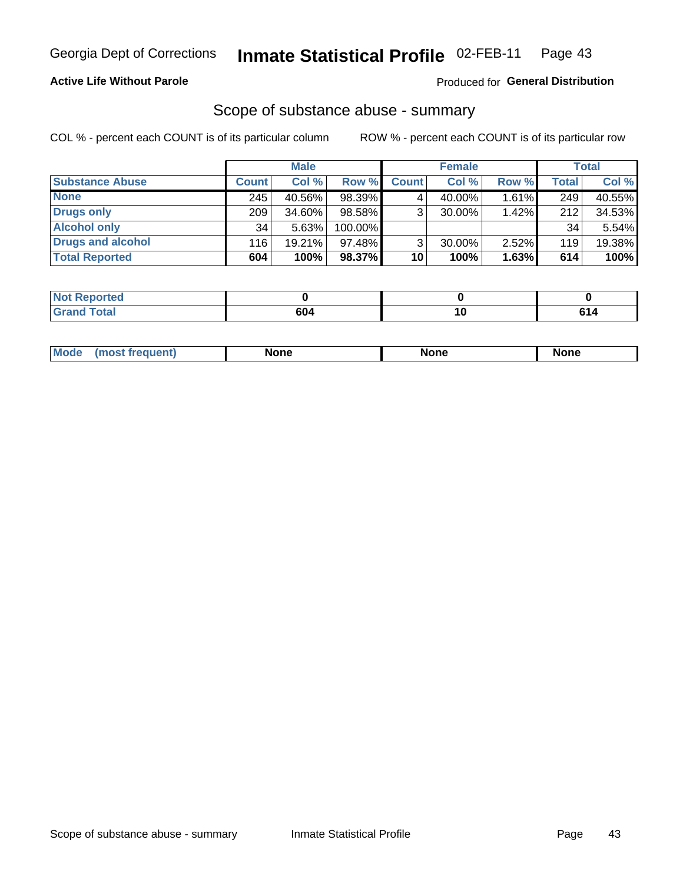Georgia Dept of Corrections **Inmate Statistical Profile** 02-FEB-11

**Active Life Without Parole**

Produced for **General Distribution**

## Scope of substance abuse - summary

COL % - percent each COUNT is of its particular column

ROW % - percent each COUNT is of its particular row

| | Male | | | Female | | | Total | |
|---|---|---|---|---|---|---|---|---|
| **Substance Abuse** | **Count** | **Col %** | **Row %** | **Count** | **Col %** | **Row %** | **Total** | **Col %** |
| **None** | 245 | 40.56% | 98.39% | 4 | 40.00% | 1.61% | 249 | 40.55% |
| **Drugs only** | 209 | 34.60% | 98.58% | 3 | 30.00% | 1.42% | 212 | 34.53% |
| **Alcohol only** | 34 | 5.63% | 100.00% | | | | 34 | 5.54% |
| **Drugs and alcohol** | 116 | 19.21% | 97.48% | 3 | 30.00% | 2.52% | 119 | 19.38% |
| **Total Reported** | **604** | **100%** | **98.37%** | **10** | **100%** | **1.63%** | **614** | **100%** |

| | Male | Female | Total |
|---|---|---|---|
| **Not Reported** | **0** | **0** | **0** |
| **Grand Total** | **604** | **10** | **614** |

| | Male | Female | Total |
|---|---|---|---|
| **Mode (most frequent)** | **None** | **None** | **None** |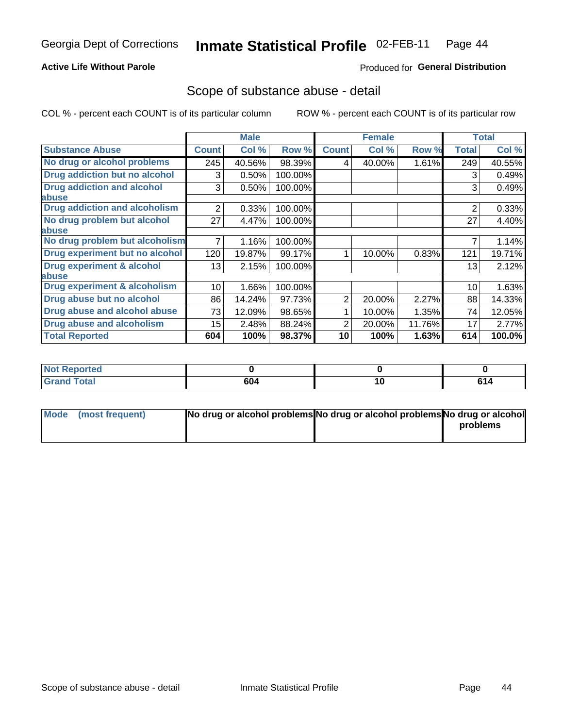Georgia Dept of Corrections **Inmate Statistical Profile** 02-FEB-11

**Active Life Without Parole**

Produced for **General Distribution**

## Scope of substance abuse - detail

COL % - percent each COUNT is of its particular column ROW % - percent each COUNT is of its particular row

| | Male | | | Female | | | Total | |
|---|---|---|---|---|---|---|---|---|
| **Substance Abuse** | **Count** | **Col %** | **Row %** | **Count** | **Col %** | **Row %** | **Total** | **Col %** |
| **No drug or alcohol problems** | 245 | 40.56% | 98.39% | 4 | 40.00% | 1.61% | 249 | 40.55% |
| **Drug addiction but no alcohol** | 3 | 0.50% | 100.00% | | | | 3 | 0.49% |
| **Drug addiction and alcohol abuse** | 3 | 0.50% | 100.00% | | | | 3 | 0.49% |
| **Drug addiction and alcoholism** | 2 | 0.33% | 100.00% | | | | 2 | 0.33% |
| **No drug problem but alcohol abuse** | 27 | 4.47% | 100.00% | | | | 27 | 4.40% |
| **No drug problem but alcoholism** | 7 | 1.16% | 100.00% | | | | 7 | 1.14% |
| **Drug experiment but no alcohol** | 120 | 19.87% | 99.17% | 1 | 10.00% | 0.83% | 121 | 19.71% |
| **Drug experiment & alcohol abuse** | 13 | 2.15% | 100.00% | | | | 13 | 2.12% |
| **Drug experiment & alcoholism** | 10 | 1.66% | 100.00% | | | | 10 | 1.63% |
| **Drug abuse but no alcohol** | 86 | 14.24% | 97.73% | 2 | 20.00% | 2.27% | 88 | 14.33% |
| **Drug abuse and alcohol abuse** | 73 | 12.09% | 98.65% | 1 | 10.00% | 1.35% | 74 | 12.05% |
| **Drug abuse and alcoholism** | 15 | 2.48% | 88.24% | 2 | 20.00% | 11.76% | 17 | 2.77% |
| **Total Reported** | **604** | **100%** | **98.37%** | **10** | **100%** | **1.63%** | **614** | **100.0%** |

| | Male | Female | Total |
|---|---|---|---|
| **Not Reported** | **0** | **0** | **0** |
| **Grand Total** | **604** | **10** | **614** |

| | Male | Female | Total |
|---|---|---|---|
| **Mode (most frequent)** | **No drug or alcohol problems** | **No drug or alcohol problems** | **No drug or alcohol problems** |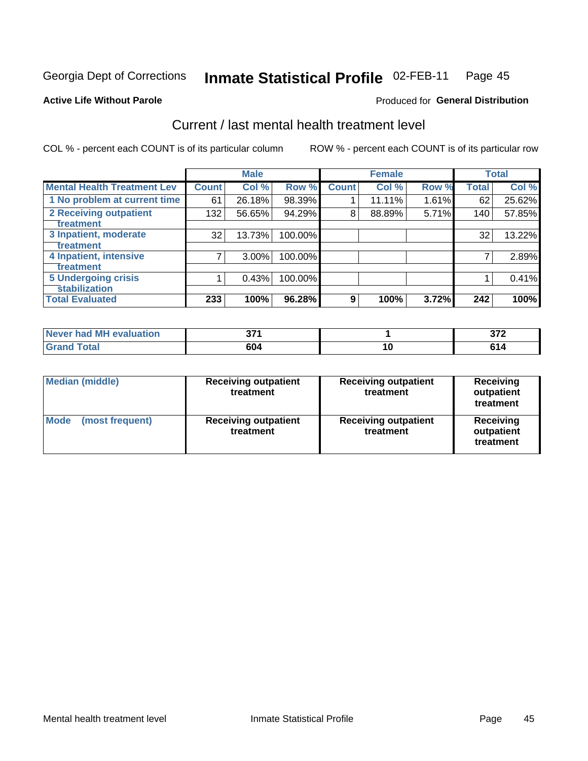Georgia Dept of Corrections **Inmate Statistical Profile** 02-FEB-11

**Active Life Without Parole**

Produced for **General Distribution**

## Current / last mental health treatment level

COL % - percent each COUNT is of its particular column

ROW % - percent each COUNT is of its particular row

| | Male | | | Female | | | Total | |
|---|---|---|---|---|---|---|---|---|
| Mental Health Treatment Lev | Count | Col % | Row % | Count | Col % | Row % | Total | Col % |
| 1 No problem at current time | 61 | 26.18% | 98.39% | 1 | 11.11% | 1.61% | 62 | 25.62% |
| 2 Receiving outpatient treatment | 132 | 56.65% | 94.29% | 8 | 88.89% | 5.71% | 140 | 57.85% |
| 3 Inpatient, moderate treatment | 32 | 13.73% | 100.00% | | | | 32 | 13.22% |
| 4 Inpatient, intensive treatment | 7 | 3.00% | 100.00% | | | | 7 | 2.89% |
| 5 Undergoing crisis stabilization | 1 | 0.43% | 100.00% | | | | 1 | 0.41% |
| **Total Evaluated** | **233** | **100%** | **96.28%** | **9** | **100%** | **3.72%** | **242** | **100%** |

| | Male | Female | Total |
|---|---|---|---|
| Never had MH evaluation | 371 | 1 | 372 |
| Grand Total | 604 | 10 | 614 |

| | Male | Female | Total |
|---|---|---|---|
| Median (middle) | Receiving outpatient treatment | Receiving outpatient treatment | Receiving outpatient treatment |
| Mode (most frequent) | Receiving outpatient treatment | Receiving outpatient treatment | Receiving outpatient treatment |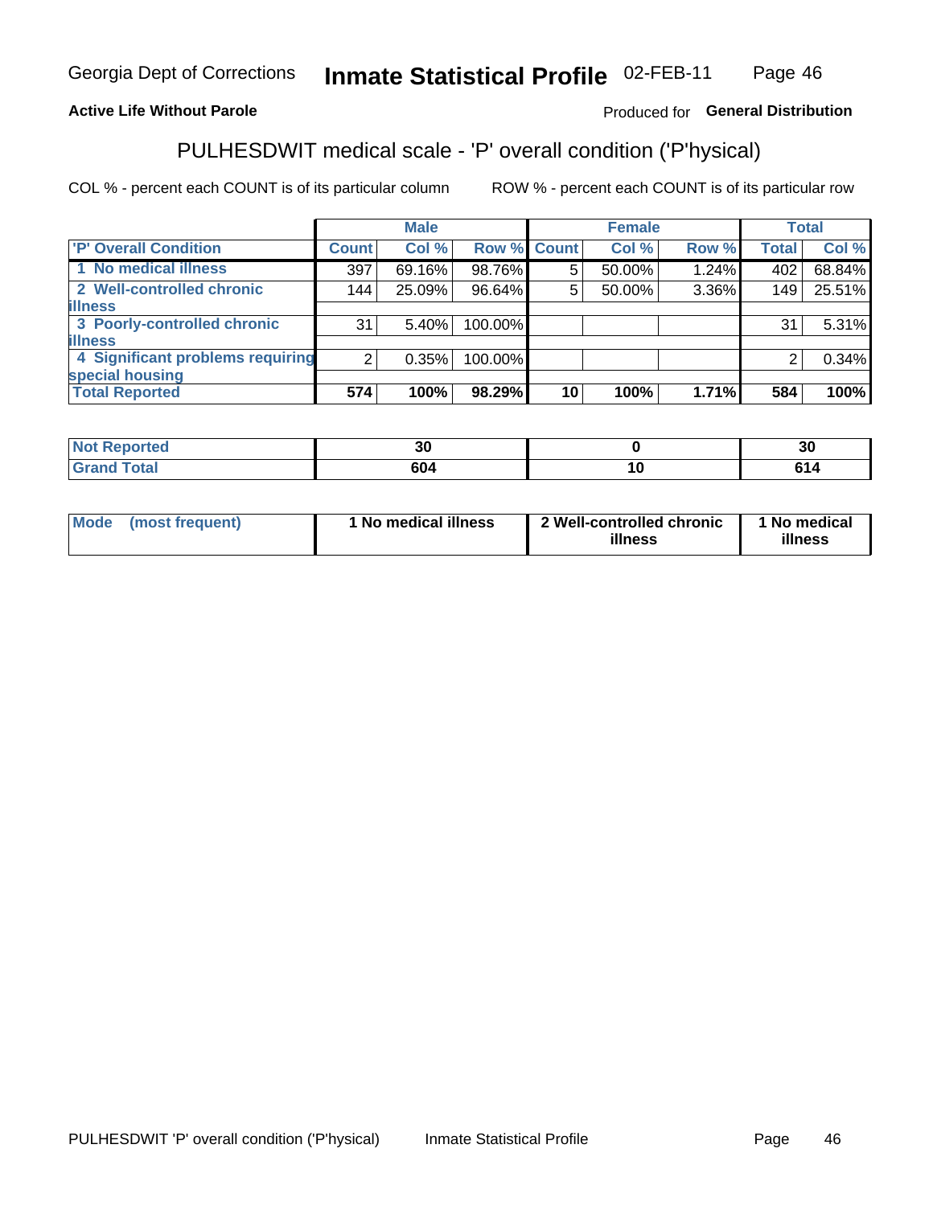Georgia Dept of Corrections **Inmate Statistical Profile** 02-FEB-11

**Active Life Without Parole**

Produced for **General Distribution**

## PULHESDWIT medical scale - 'P' overall condition ('P'hysical)

COL % - percent each COUNT is of its particular column ROW % - percent each COUNT is of its particular row

| | Male | | | Female | | | Total | |
|---|---|---|---|---|---|---|---|---|
| 'P' Overall Condition | Count | Col % | Row % | Count | Col % | Row % | Total | Col % |
| 1 No medical illness | 397 | 69.16% | 98.76% | 5 | 50.00% | 1.24% | 402 | 68.84% |
| 2 Well-controlled chronic illness | 144 | 25.09% | 96.64% | 5 | 50.00% | 3.36% | 149 | 25.51% |
| 3 Poorly-controlled chronic illness | 31 | 5.40% | 100.00% | | | | 31 | 5.31% |
| 4 Significant problems requiring special housing | 2 | 0.35% | 100.00% | | | | 2 | 0.34% |
| **Total Reported** | **574** | **100%** | **98.29%** | **10** | **100%** | **1.71%** | **584** | **100%** |

| | Male | Female | Total |
|---|---|---|---|
| Not Reported | 30 | 0 | 30 |
| Grand Total | 604 | 10 | 614 |

| | Male | Female | Total |
|---|---|---|---|
| Mode (most frequent) | 1 No medical illness | 2 Well-controlled chronic illness | 1 No medical illness |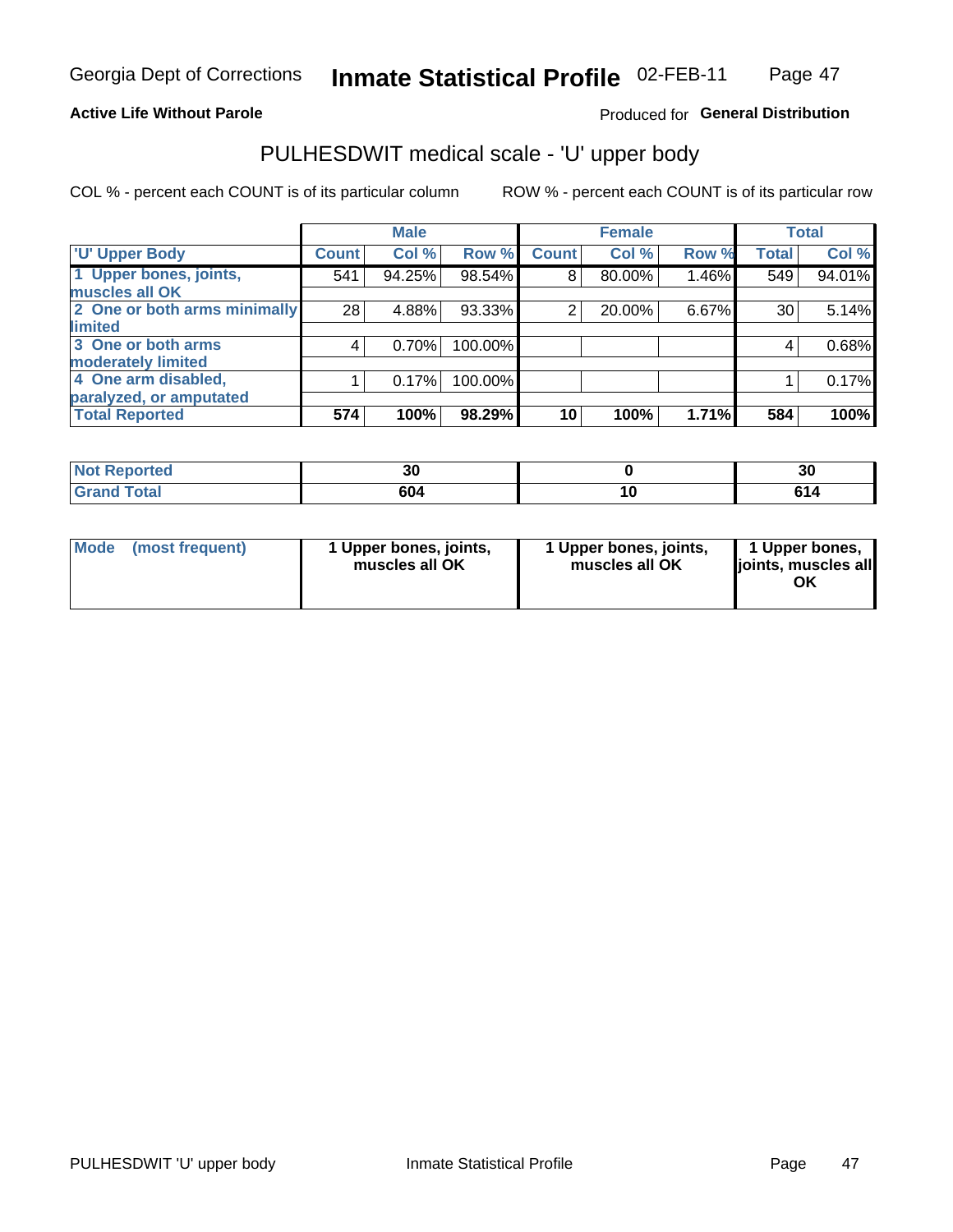Georgia Dept of Corrections **Inmate Statistical Profile** 02-FEB-11

**Active Life Without Parole**

Produced for **General Distribution**

# PULHESDWIT medical scale - 'U' upper body

COL % - percent each COUNT is of its particular column ROW % - percent each COUNT is of its particular row

| | Male | | | Female | | | Total | |
|---|---|---|---|---|---|---|---|---|
| 'U' Upper Body | Count | Col % | Row % | Count | Col % | Row % | Total | Col % |
| 1 Upper bones, joints, muscles all OK | 541 | 94.25% | 98.54% | 8 | 80.00% | 1.46% | 549 | 94.01% |
| 2 One or both arms minimally limited | 28 | 4.88% | 93.33% | 2 | 20.00% | 6.67% | 30 | 5.14% |
| 3 One or both arms moderately limited | 4 | 0.70% | 100.00% | | | | 4 | 0.68% |
| 4 One arm disabled, paralyzed, or amputated | 1 | 0.17% | 100.00% | | | | 1 | 0.17% |
| **Total Reported** | **574** | **100%** | **98.29%** | **10** | **100%** | **1.71%** | **584** | **100%** |

| | Male | Female | Total |
|---|---|---|---|
| Not Reported | 30 | 0 | 30 |
| Grand Total | 604 | 10 | 614 |

| | Male | Female | Total |
|---|---|---|---|
| Mode (most frequent) | 1 Upper bones, joints, muscles all OK | 1 Upper bones, joints, muscles all OK | 1 Upper bones, joints, muscles all OK |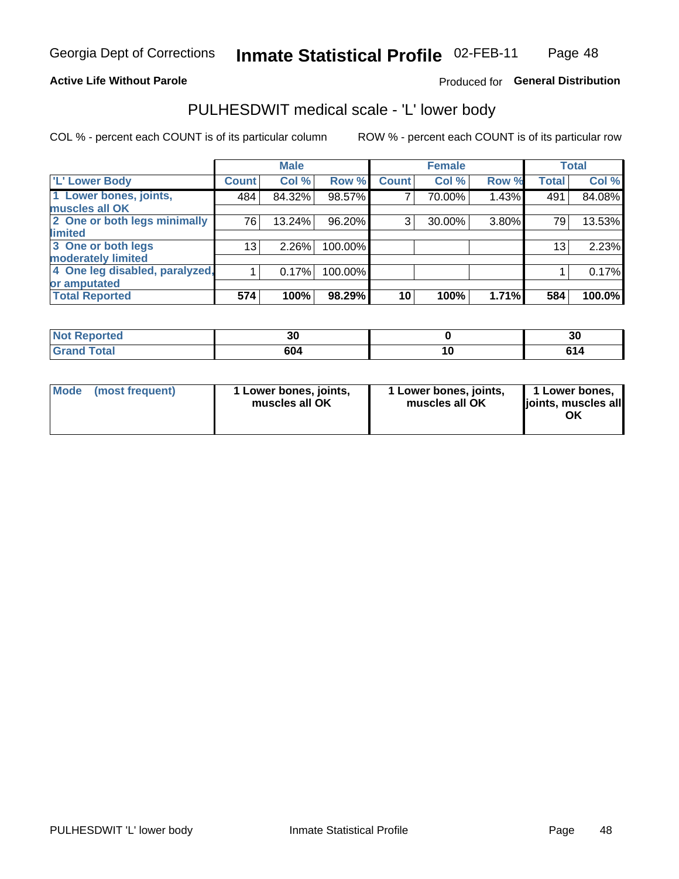Georgia Dept of Corrections **Inmate Statistical Profile** 02-FEB-11

**Active Life Without Parole**

Produced for **General Distribution**

## PULHESDWIT medical scale - 'L' lower body

COL % - percent each COUNT is of its particular column ROW % - percent each COUNT is of its particular row

| | Male | | | Female | | | Total | |
|---|---|---|---|---|---|---|---|---|
| 'L' Lower Body | Count | Col % | Row % | Count | Col % | Row % | Total | Col % |
| 1 Lower bones, joints, muscles all OK | 484 | 84.32% | 98.57% | 7 | 70.00% | 1.43% | 491 | 84.08% |
| 2 One or both legs minimally limited | 76 | 13.24% | 96.20% | 3 | 30.00% | 3.80% | 79 | 13.53% |
| 3 One or both legs moderately limited | 13 | 2.26% | 100.00% | | | | 13 | 2.23% |
| 4 One leg disabled, paralyzed, or amputated | 1 | 0.17% | 100.00% | | | | 1 | 0.17% |
| **Total Reported** | **574** | **100%** | **98.29%** | **10** | **100%** | **1.71%** | **584** | **100.0%** |

| | Male | Female | Total |
|---|---|---|---|
| Not Reported | 30 | 0 | 30 |
| Grand Total | 604 | 10 | 614 |

| | Male | Female | Total |
|---|---|---|---|
| Mode (most frequent) | 1 Lower bones, joints, muscles all OK | 1 Lower bones, joints, muscles all OK | 1 Lower bones, joints, muscles all OK |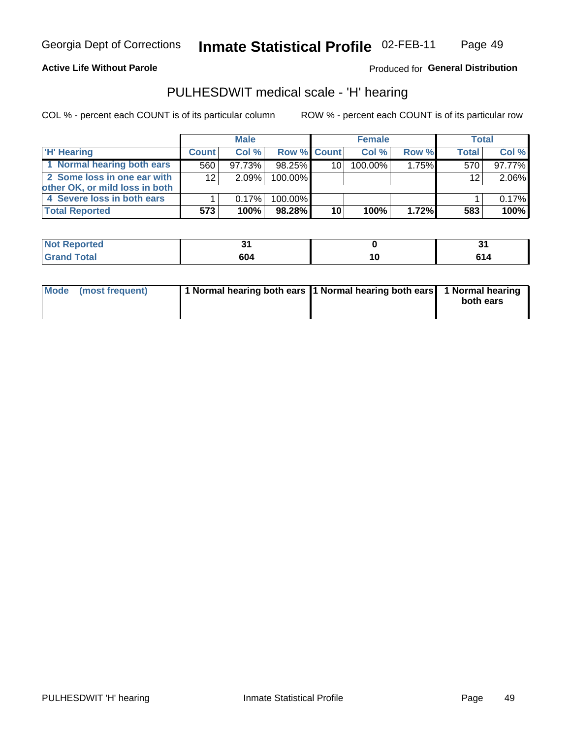Georgia Dept of Corrections **Inmate Statistical Profile** 02-FEB-11

**Active Life Without Parole**

Produced for **General Distribution**

## PULHESDWIT medical scale - 'H' hearing

COL % - percent each COUNT is of its particular column

ROW % - percent each COUNT is of its particular row

| | Male | | | Female | | | Total | |
|---|---|---|---|---|---|---|---|---|
| 'H' Hearing | Count | Col % | Row % | Count | Col % | Row % | Total | Col % |
| 1 Normal hearing both ears | 560 | 97.73% | 98.25% | 10 | 100.00% | 1.75% | 570 | 97.77% |
| 2 Some loss in one ear with other OK, or mild loss in both | 12 | 2.09% | 100.00% | | | | 12 | 2.06% |
| 4 Severe loss in both ears | 1 | 0.17% | 100.00% | | | | 1 | 0.17% |
| **Total Reported** | **573** | **100%** | **98.28%** | **10** | **100%** | **1.72%** | **583** | **100%** |

| | Male | Female | Total |
|---|---|---|---|
| Not Reported | 31 | 0 | 31 |
| Grand Total | 604 | 10 | 614 |

| | Male | Female | Total |
|---|---|---|---|
| Mode (most frequent) | 1 Normal hearing both ears | 1 Normal hearing both ears | 1 Normal hearing both ears |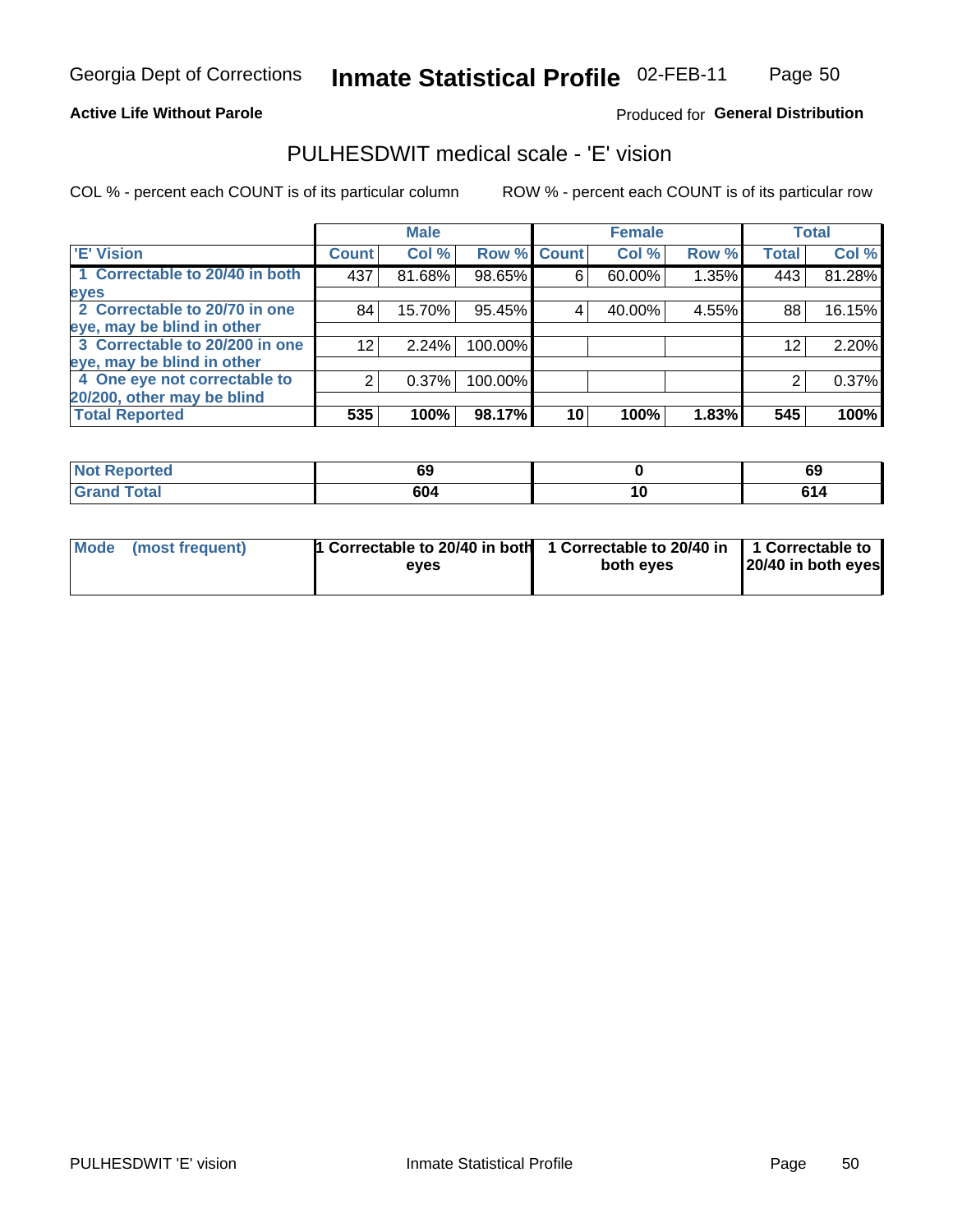Georgia Dept of Corrections **Inmate Statistical Profile** 02-FEB-11

**Active Life Without Parole**

Produced for **General Distribution**

## PULHESDWIT medical scale - 'E' vision

COL % - percent each COUNT is of its particular column

ROW % - percent each COUNT is of its particular row

| | Male | | | Female | | | Total | |
|---|---|---|---|---|---|---|---|---|
| 'E' Vision | Count | Col % | Row % | Count | Col % | Row % | Total | Col % |
| 1 Correctable to 20/40 in both eyes | 437 | 81.68% | 98.65% | 6 | 60.00% | 1.35% | 443 | 81.28% |
| 2 Correctable to 20/70 in one eye, may be blind in other | 84 | 15.70% | 95.45% | 4 | 40.00% | 4.55% | 88 | 16.15% |
| 3 Correctable to 20/200 in one eye, may be blind in other | 12 | 2.24% | 100.00% | | | | 12 | 2.20% |
| 4 One eye not correctable to 20/200, other may be blind | 2 | 0.37% | 100.00% | | | | 2 | 0.37% |
| **Total Reported** | **535** | **100%** | **98.17%** | **10** | **100%** | **1.83%** | **545** | **100%** |

| | Male | Female | Total |
|---|---|---|---|
| Not Reported | 69 | 0 | 69 |
| Grand Total | 604 | 10 | 614 |

| | Male | Female | Total |
|---|---|---|---|
| Mode (most frequent) | 1 Correctable to 20/40 in both eyes | 1 Correctable to 20/40 in both eyes | 1 Correctable to 20/40 in both eyes |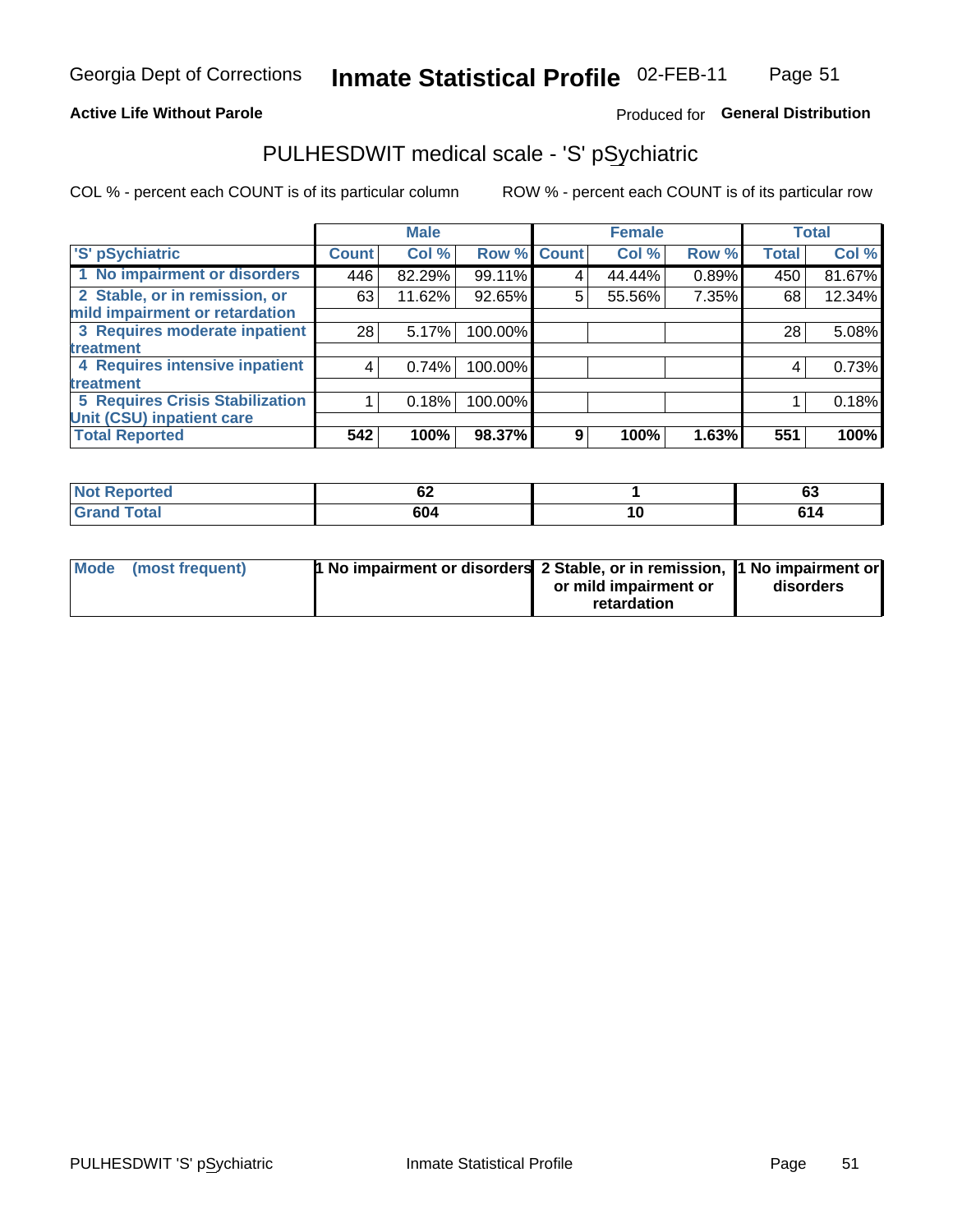Georgia Dept of Corrections **Inmate Statistical Profile** 02-FEB-11

**Active Life Without Parole**

Produced for **General Distribution**

## PULHESDWIT medical scale - 'S' pSychiatric

COL % - percent each COUNT is of its particular column ROW % - percent each COUNT is of its particular row

| | Male | | | Female | | | Total | |
|---|---|---|---|---|---|---|---|---|
| 'S' pSychiatric | Count | Col % | Row % | Count | Col % | Row % | Total | Col % |
| 1 No impairment or disorders | 446 | 82.29% | 99.11% | 4 | 44.44% | 0.89% | 450 | 81.67% |
| 2 Stable, or in remission, or mild impairment or retardation | 63 | 11.62% | 92.65% | 5 | 55.56% | 7.35% | 68 | 12.34% |
| 3 Requires moderate inpatient treatment | 28 | 5.17% | 100.00% | | | | 28 | 5.08% |
| 4 Requires intensive inpatient treatment | 4 | 0.74% | 100.00% | | | | 4 | 0.73% |
| 5 Requires Crisis Stabilization Unit (CSU) inpatient care | 1 | 0.18% | 100.00% | | | | 1 | 0.18% |
| **Total Reported** | **542** | **100%** | **98.37%** | **9** | **100%** | **1.63%** | **551** | **100%** |

| | Male | Female | Total |
|---|---|---|---|
| Not Reported | 62 | 1 | 63 |
| Grand Total | 604 | 10 | 614 |

| | Male | Female | Total |
|---|---|---|---|
| Mode (most frequent) | 1 No impairment or disorders | 2 Stable, or in remission, or mild impairment or retardation | 1 No impairment or disorders |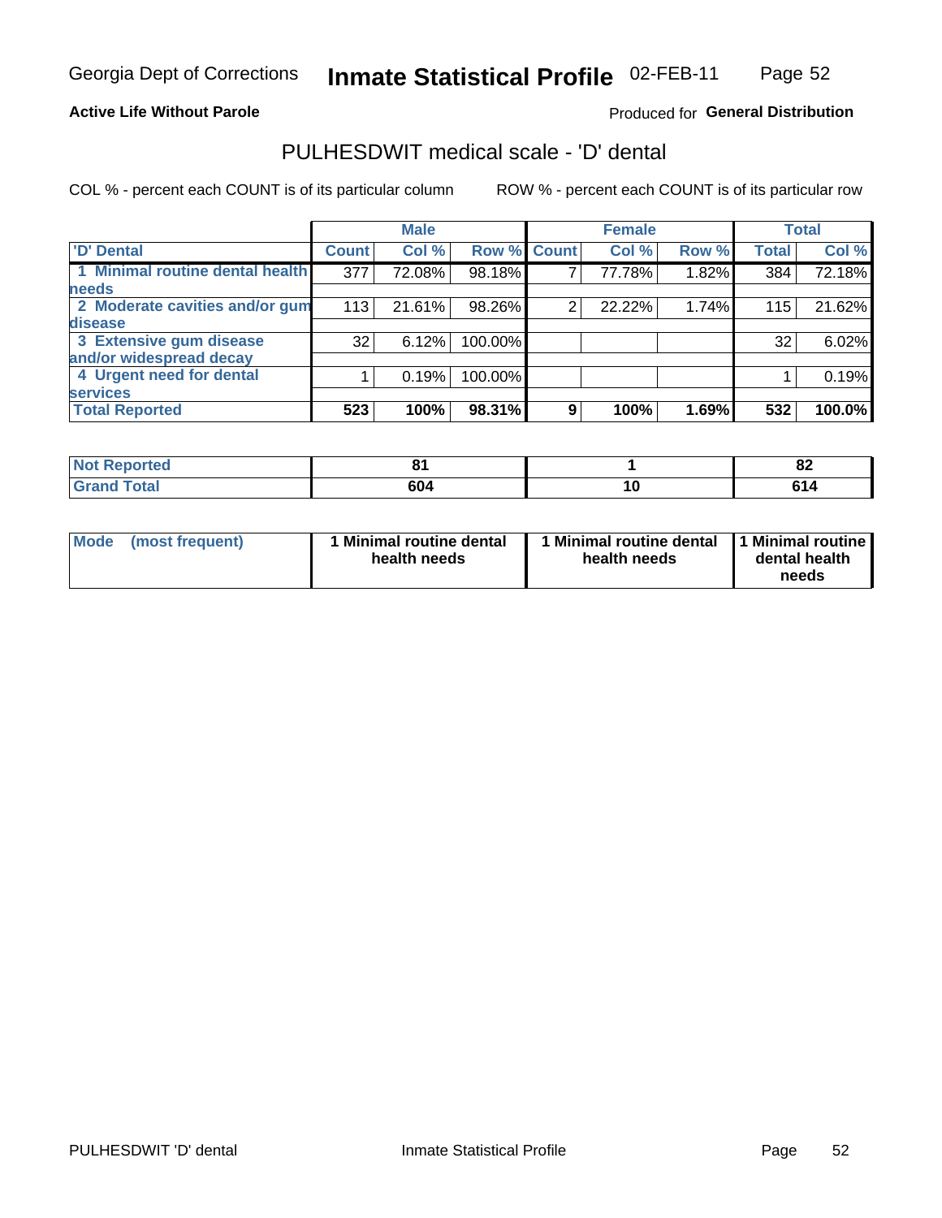Georgia Dept of Corrections **Inmate Statistical Profile** 02-FEB-11

**Active Life Without Parole**

Produced for **General Distribution**

## PULHESDWIT medical scale - 'D' dental

COL % - percent each COUNT is of its particular column ROW % - percent each COUNT is of its particular row

| | Male | | | Female | | | Total | |
|---|---|---|---|---|---|---|---|---|
| **'D' Dental** | **Count** | **Col %** | **Row %** | **Count** | **Col %** | **Row %** | **Total** | **Col %** |
| **1 Minimal routine dental health needs** | 377 | 72.08% | 98.18% | 7 | 77.78% | 1.82% | 384 | 72.18% |
| **2 Moderate cavities and/or gum disease** | 113 | 21.61% | 98.26% | 2 | 22.22% | 1.74% | 115 | 21.62% |
| **3 Extensive gum disease and/or widespread decay** | 32 | 6.12% | 100.00% | | | | 32 | 6.02% |
| **4 Urgent need for dental services** | 1 | 0.19% | 100.00% | | | | 1 | 0.19% |
| **Total Reported** | **523** | **100%** | **98.31%** | **9** | **100%** | **1.69%** | **532** | **100.0%** |

| | Male | Female | Total |
|---|---|---|---|
| **Not Reported** | **81** | **1** | **82** |
| **Grand Total** | **604** | **10** | **614** |

| | Male | Female | Total |
|---|---|---|---|
| **Mode (most frequent)** | **1 Minimal routine dental health needs** | **1 Minimal routine dental health needs** | **1 Minimal routine dental health needs** |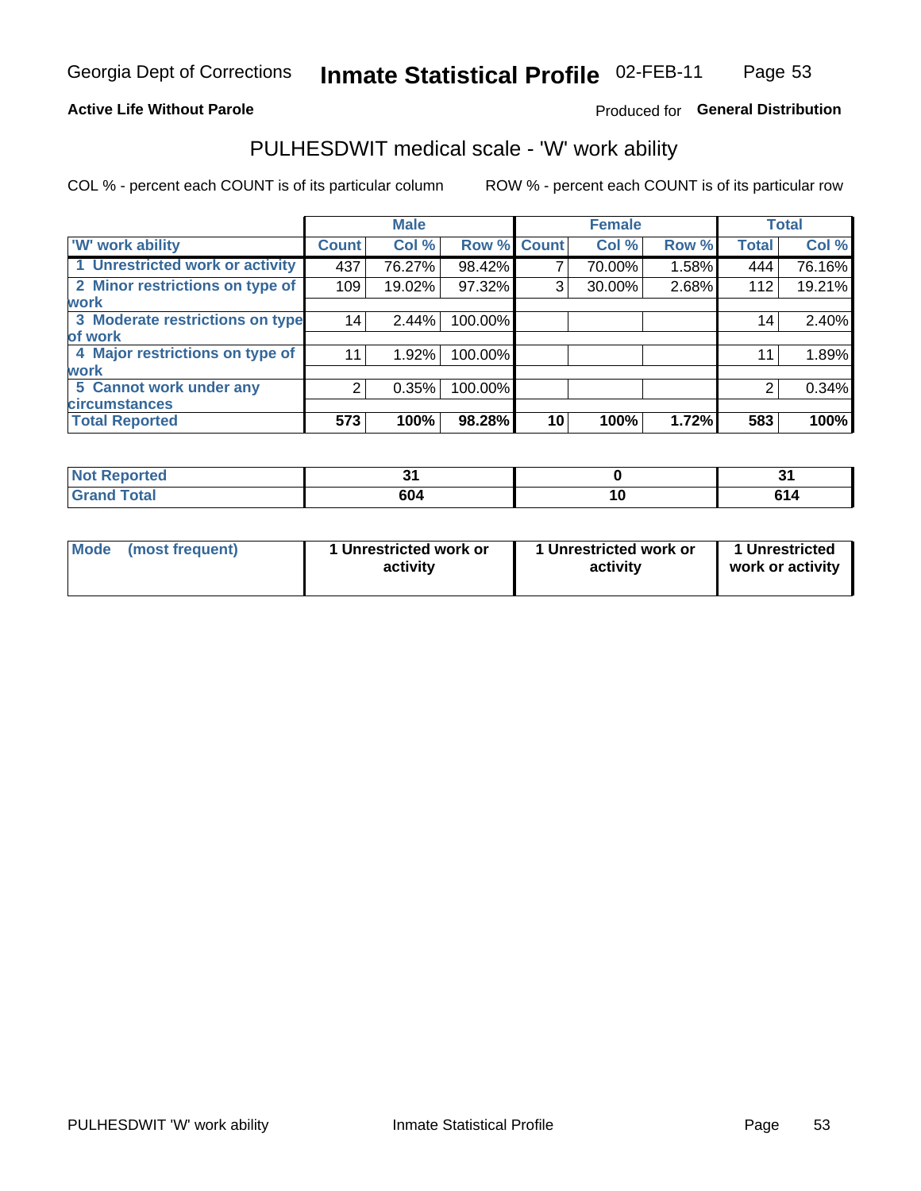Georgia Dept of Corrections **Inmate Statistical Profile** 02-FEB-11

**Active Life Without Parole**

Produced for **General Distribution**

## PULHESDWIT medical scale - 'W' work ability

COL % - percent each COUNT is of its particular column    ROW % - percent each COUNT is of its particular row

| | Male | | | Female | | | Total | |
|---|---|---|---|---|---|---|---|---|
| 'W' work ability | Count | Col % | Row % | Count | Col % | Row % | Total | Col % |
| 1 Unrestricted work or activity | 437 | 76.27% | 98.42% | 7 | 70.00% | 1.58% | 444 | 76.16% |
| 2 Minor restrictions on type of work | 109 | 19.02% | 97.32% | 3 | 30.00% | 2.68% | 112 | 19.21% |
| 3 Moderate restrictions on type of work | 14 | 2.44% | 100.00% | | | | 14 | 2.40% |
| 4 Major restrictions on type of work | 11 | 1.92% | 100.00% | | | | 11 | 1.89% |
| 5 Cannot work under any circumstances | 2 | 0.35% | 100.00% | | | | 2 | 0.34% |
| **Total Reported** | **573** | **100%** | **98.28%** | **10** | **100%** | **1.72%** | **583** | **100%** |

| | Male | Female | Total |
|---|---|---|---|
| Not Reported | 31 | 0 | 31 |
| Grand Total | 604 | 10 | 614 |

| | Male | Female | Total |
|---|---|---|---|
| Mode (most frequent) | 1 Unrestricted work or activity | 1 Unrestricted work or activity | 1 Unrestricted work or activity |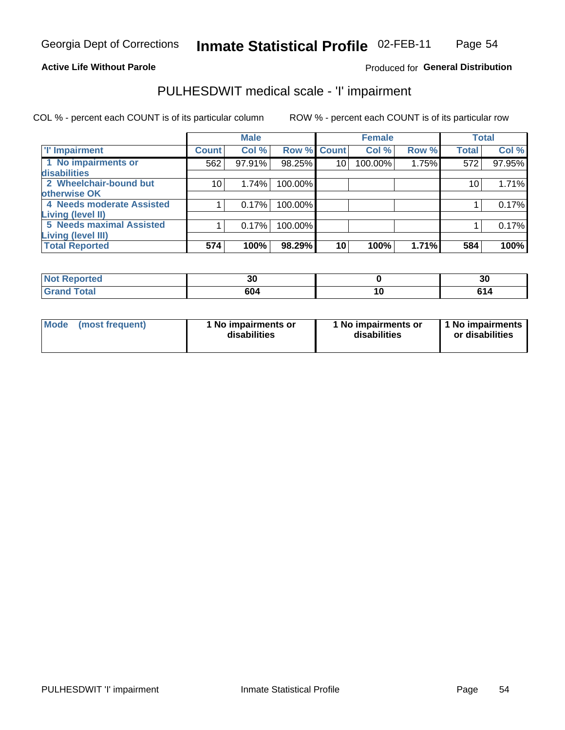Georgia Dept of Corrections **Inmate Statistical Profile** 02-FEB-11

**Active Life Without Parole**

Produced for **General Distribution**

## PULHESDWIT medical scale - 'I' impairment

COL % - percent each COUNT is of its particular column ROW % - percent each COUNT is of its particular row

| | Male | | | Female | | | Total | |
|---|---|---|---|---|---|---|---|---|
| 'I' Impairment | Count | Col % | Row % | Count | Col % | Row % | Total | Col % |
| 1 No impairments or disabilities | 562 | 97.91% | 98.25% | 10 | 100.00% | 1.75% | 572 | 97.95% |
| 2 Wheelchair-bound but otherwise OK | 10 | 1.74% | 100.00% | | | | 10 | 1.71% |
| 4 Needs moderate Assisted Living (level II) | 1 | 0.17% | 100.00% | | | | 1 | 0.17% |
| 5 Needs maximal Assisted Living (level III) | 1 | 0.17% | 100.00% | | | | 1 | 0.17% |
| **Total Reported** | **574** | **100%** | **98.29%** | **10** | **100%** | **1.71%** | **584** | **100%** |

| | Male | Female | Total |
|---|---|---|---|
| Not Reported | 30 | 0 | 30 |
| Grand Total | 604 | 10 | 614 |

| | Male | Female | Total |
|---|---|---|---|
| Mode (most frequent) | 1 No impairments or disabilities | 1 No impairments or disabilities | 1 No impairments or disabilities |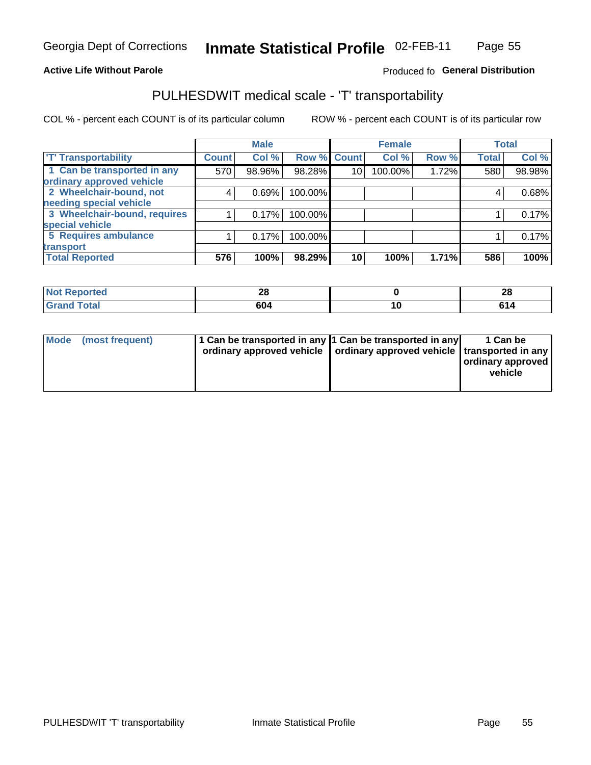Georgia Dept of Corrections **Inmate Statistical Profile** 02-FEB-11

**Active Life Without Parole**

Produced fo **General Distribution**

## PULHESDWIT medical scale - 'T' transportability

COL % - percent each COUNT is of its particular column

ROW % - percent each COUNT is of its particular row

| | Male | | | Female | | | Total | |
|---|---|---|---|---|---|---|---|---|
| 'T' Transportability | Count | Col % | Row % | Count | Col % | Row % | Total | Col % |
| 1 Can be transported in any ordinary approved vehicle | 570 | 98.96% | 98.28% | 10 | 100.00% | 1.72% | 580 | 98.98% |
| 2 Wheelchair-bound, not needing special vehicle | 4 | 0.69% | 100.00% | | | | 4 | 0.68% |
| 3 Wheelchair-bound, requires special vehicle | 1 | 0.17% | 100.00% | | | | 1 | 0.17% |
| 5 Requires ambulance transport | 1 | 0.17% | 100.00% | | | | 1 | 0.17% |
| **Total Reported** | **576** | **100%** | **98.29%** | **10** | **100%** | **1.71%** | **586** | **100%** |

| | Male | Female | Total |
|---|---|---|---|
| Not Reported | 28 | 0 | 28 |
| Grand Total | 604 | 10 | 614 |

| | Male | Female | Total |
|---|---|---|---|
| Mode (most frequent) | 1 Can be transported in any ordinary approved vehicle | 1 Can be transported in any ordinary approved vehicle | 1 Can be transported in any ordinary approved vehicle |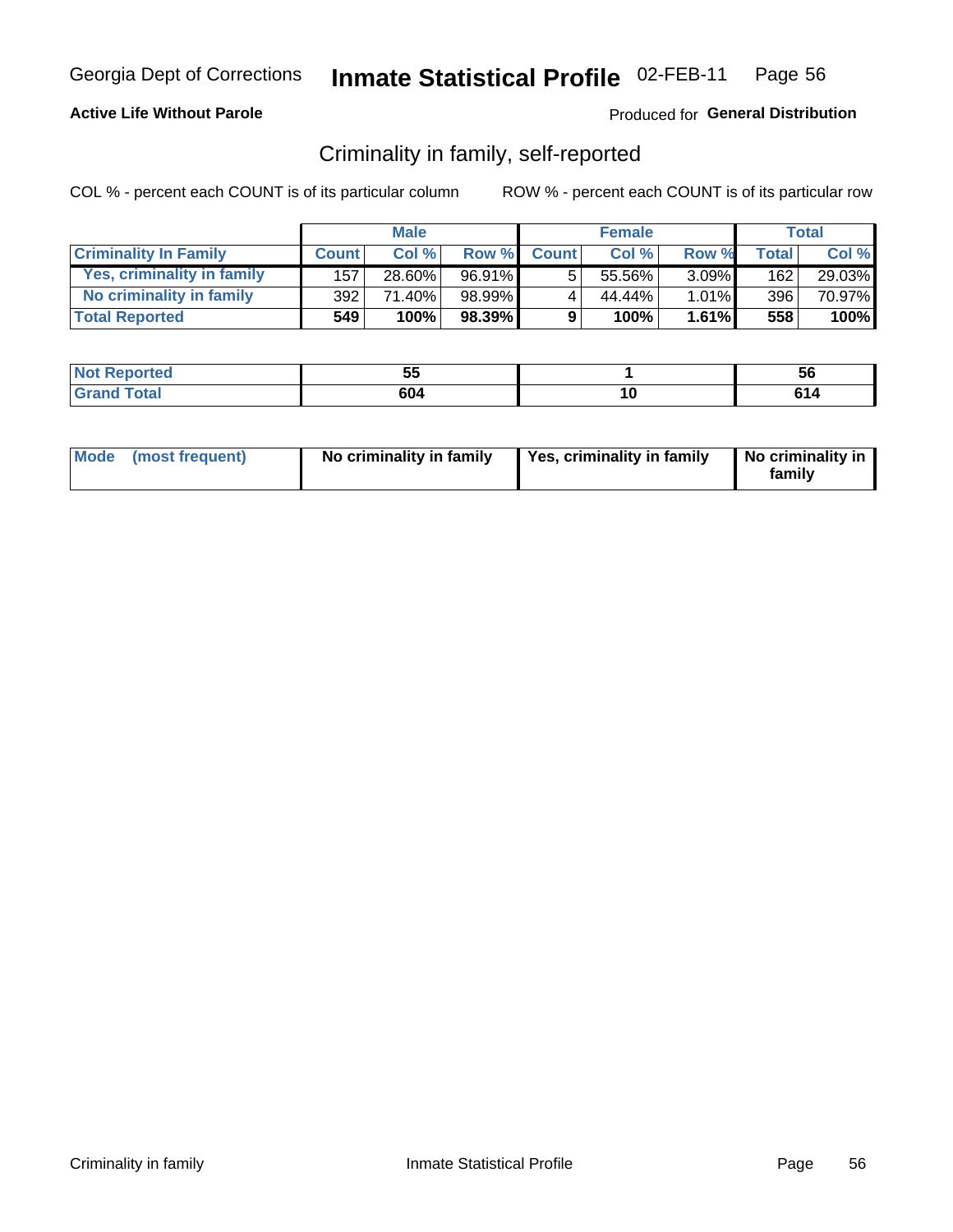Georgia Dept of Corrections **Inmate Statistical Profile** 02-FEB-11

**Active Life Without Parole**

Produced for **General Distribution**

## Criminality in family, self-reported

COL % - percent each COUNT is of its particular column

ROW % - percent each COUNT is of its particular row

| | Male | | | Female | | | Total | |
|---|---|---|---|---|---|---|---|---|
| **Criminality In Family** | **Count** | **Col %** | **Row %** | **Count** | **Col %** | **Row %** | **Total** | **Col %** |
| Yes, criminality in family | 157 | 28.60% | 96.91% | 5 | 55.56% | 3.09% | 162 | 29.03% |
| No criminality in family | 392 | 71.40% | 98.99% | 4 | 44.44% | 1.01% | 396 | 70.97% |
| **Total Reported** | **549** | **100%** | **98.39%** | **9** | **100%** | **1.61%** | **558** | **100%** |

| | Male | Female | Total |
|---|---|---|---|
| **Not Reported** | **55** | **1** | **56** |
| **Grand Total** | **604** | **10** | **614** |

| | Male | Female | Total |
|---|---|---|---|
| **Mode (most frequent)** | **No criminality in family** | **Yes, criminality in family** | **No criminality in family** |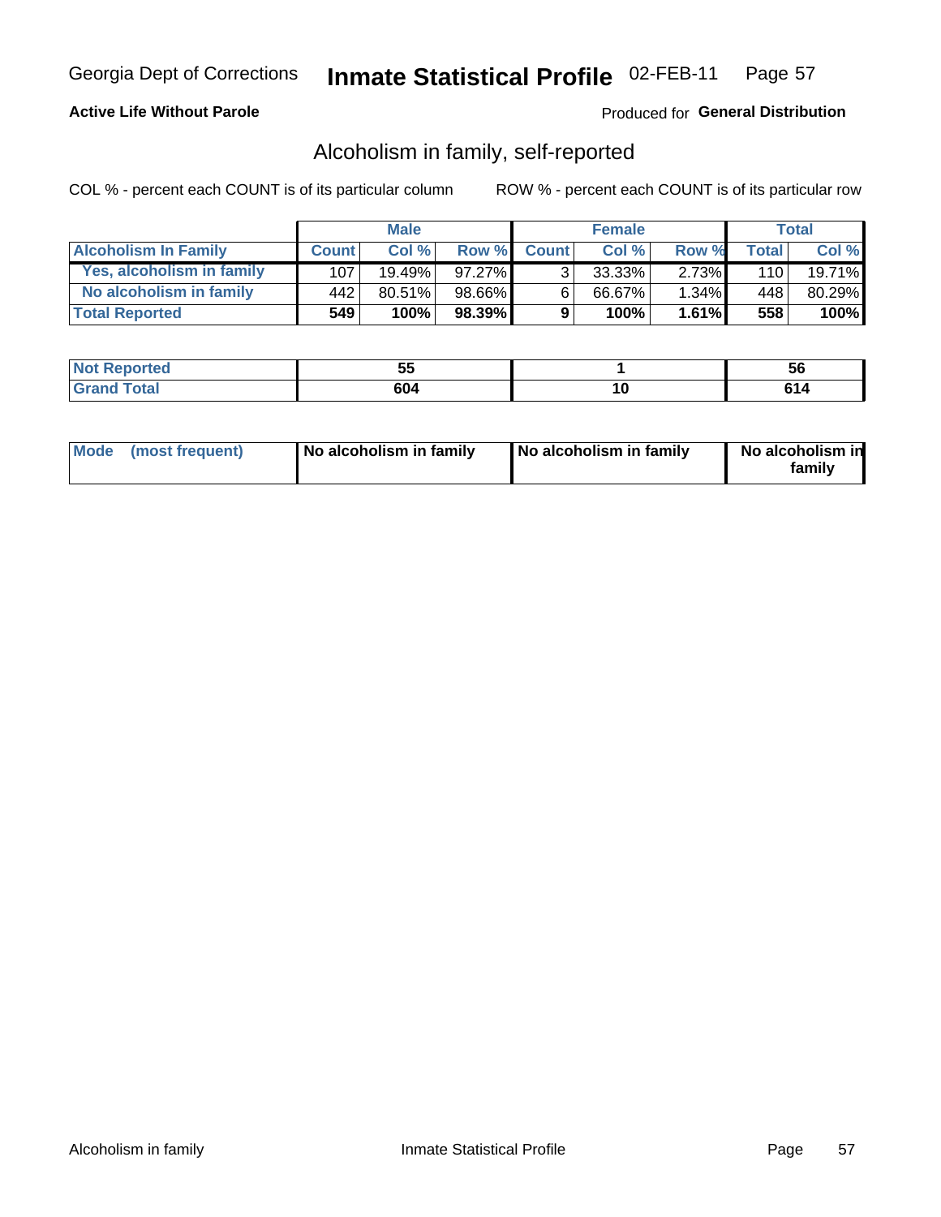Georgia Dept of Corrections **Inmate Statistical Profile** 02-FEB-11

**Active Life Without Parole**

Produced for **General Distribution**

## Alcoholism in family, self-reported

COL % - percent each COUNT is of its particular column

ROW % - percent each COUNT is of its particular row

| | Male | | | Female | | | Total | |
|---|---|---|---|---|---|---|---|---|
| **Alcoholism In Family** | **Count** | **Col %** | **Row %** | **Count** | **Col %** | **Row %** | **Total** | **Col %** |
| **Yes, alcoholism in family** | 107 | 19.49% | 97.27% | 3 | 33.33% | 2.73% | 110 | 19.71% |
| **No alcoholism in family** | 442 | 80.51% | 98.66% | 6 | 66.67% | 1.34% | 448 | 80.29% |
| **Total Reported** | **549** | **100%** | **98.39%** | **9** | **100%** | **1.61%** | **558** | **100%** |

| | Male | Female | Total |
|---|---|---|---|
| **Not Reported** | **55** | **1** | **56** |
| **Grand Total** | **604** | **10** | **614** |

| | Male | Female | Total |
|---|---|---|---|
| **Mode (most frequent)** | **No alcoholism in family** | **No alcoholism in family** | **No alcoholism in family** |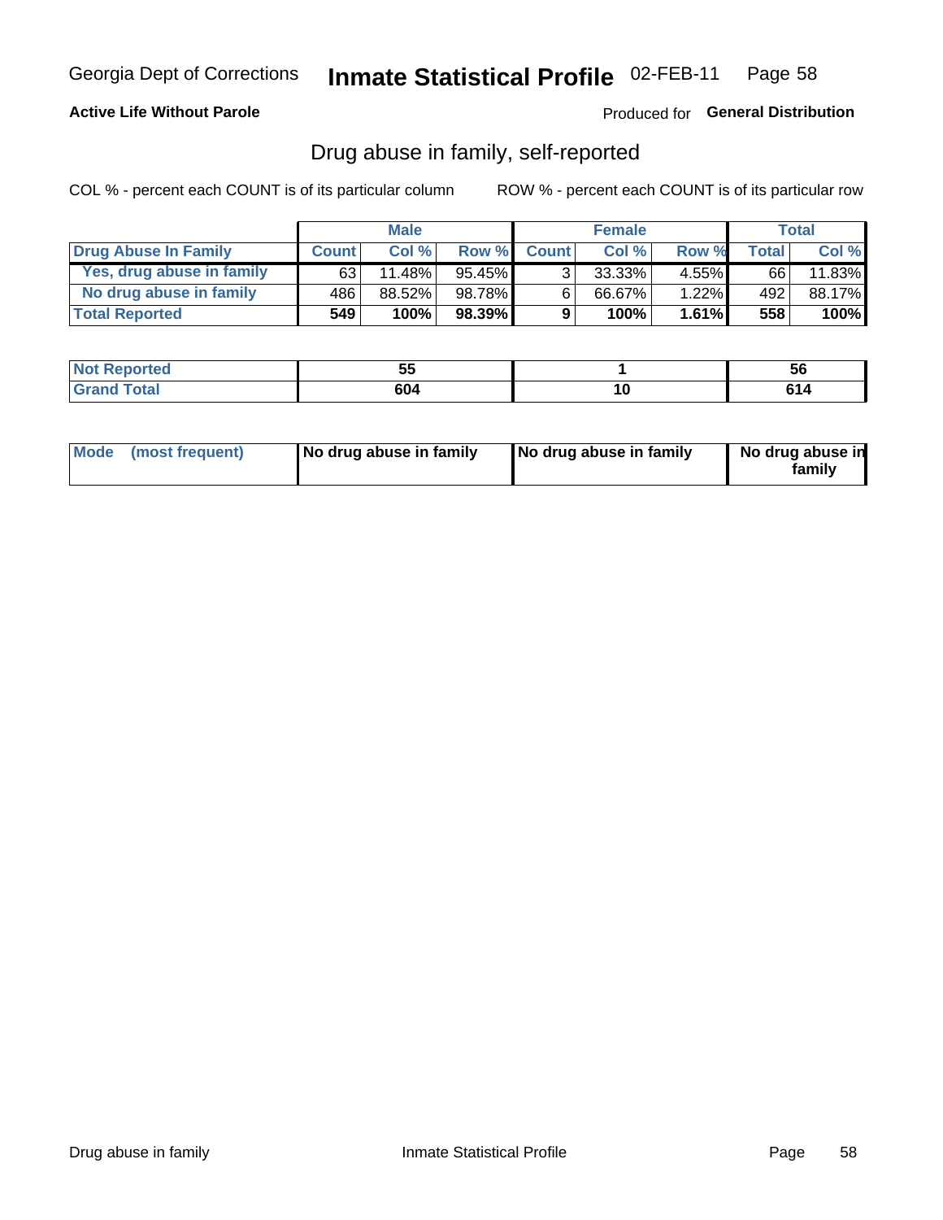Georgia Dept of Corrections **Inmate Statistical Profile** 02-FEB-11

**Active Life Without Parole**

Produced for **General Distribution**

## Drug abuse in family, self-reported

COL % - percent each COUNT is of its particular column ROW % - percent each COUNT is of its particular row

| | Male | | | Female | | | Total | |
|---|---|---|---|---|---|---|---|---|
| **Drug Abuse In Family** | **Count** | **Col %** | **Row %** | **Count** | **Col %** | **Row %** | **Total** | **Col %** |
| Yes, drug abuse in family | 63 | 11.48% | 95.45% | 3 | 33.33% | 4.55% | 66 | 11.83% |
| No drug abuse in family | 486 | 88.52% | 98.78% | 6 | 66.67% | 1.22% | 492 | 88.17% |
| **Total Reported** | **549** | **100%** | **98.39%** | **9** | **100%** | **1.61%** | **558** | **100%** |

| | Male | Female | Total |
|---|---|---|---|
| **Not Reported** | **55** | **1** | **56** |
| **Grand Total** | **604** | **10** | **614** |

| | Male | Female | Total |
|---|---|---|---|
| **Mode (most frequent)** | **No drug abuse in family** | **No drug abuse in family** | **No drug abuse in family** |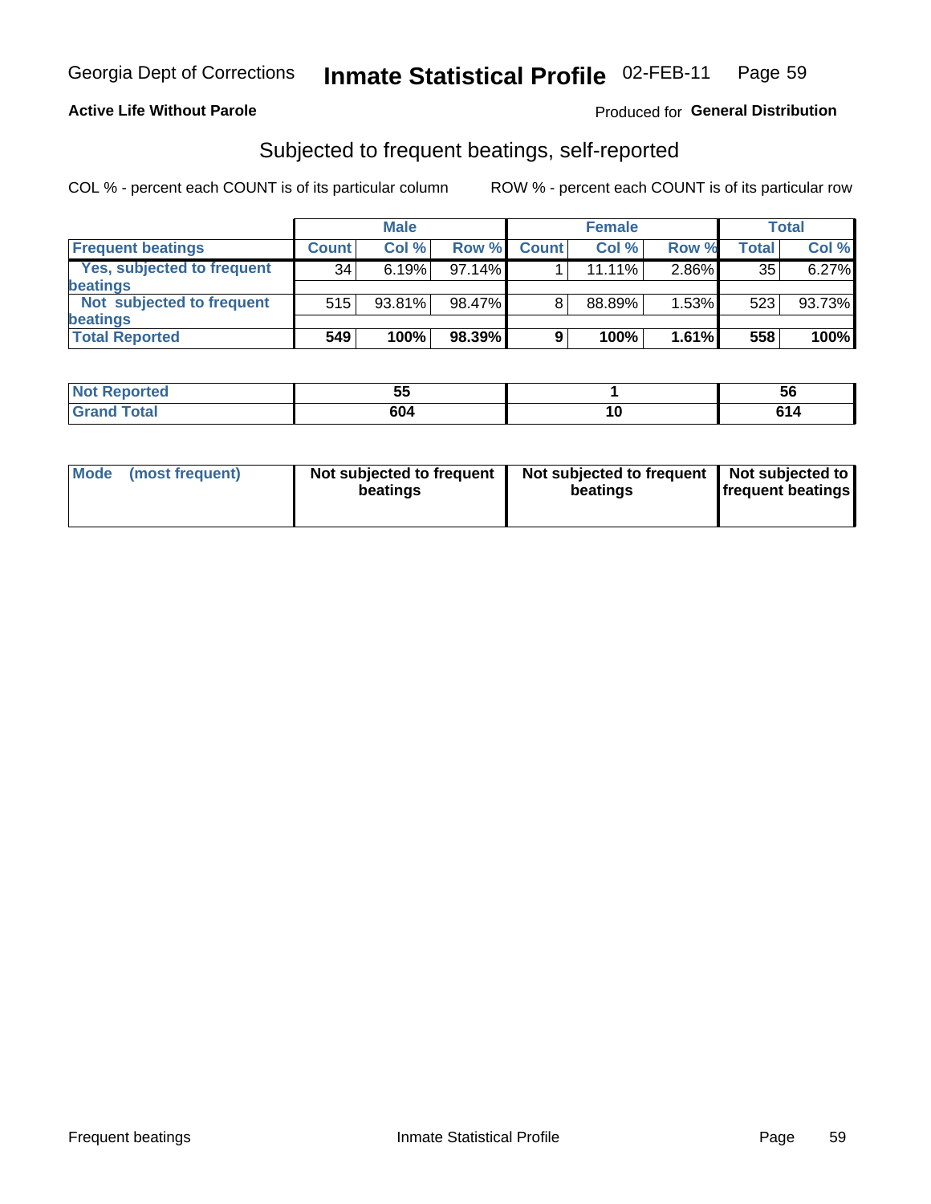Georgia Dept of Corrections **Inmate Statistical Profile** 02-FEB-11

**Active Life Without Parole**

Produced for **General Distribution**

## Subjected to frequent beatings, self-reported

COL % - percent each COUNT is of its particular column

ROW % - percent each COUNT is of its particular row

| | Male | | | Female | | | Total | |
|---|---|---|---|---|---|---|---|---|
| **Frequent beatings** | **Count** | **Col %** | **Row %** | **Count** | **Col %** | **Row %** | **Total** | **Col %** |
| Yes, subjected to frequent beatings | 34 | 6.19% | 97.14% | 1 | 11.11% | 2.86% | 35 | 6.27% |
| Not subjected to frequent beatings | 515 | 93.81% | 98.47% | 8 | 88.89% | 1.53% | 523 | 93.73% |
| **Total Reported** | **549** | **100%** | **98.39%** | **9** | **100%** | **1.61%** | **558** | **100%** |

| | Male | Female | Total |
|---|---|---|---|
| **Not Reported** | **55** | **1** | **56** |
| **Grand Total** | **604** | **10** | **614** |

| | Male | Female | Total |
|---|---|---|---|
| **Mode (most frequent)** | **Not subjected to frequent beatings** | **Not subjected to frequent beatings** | **Not subjected to frequent beatings** |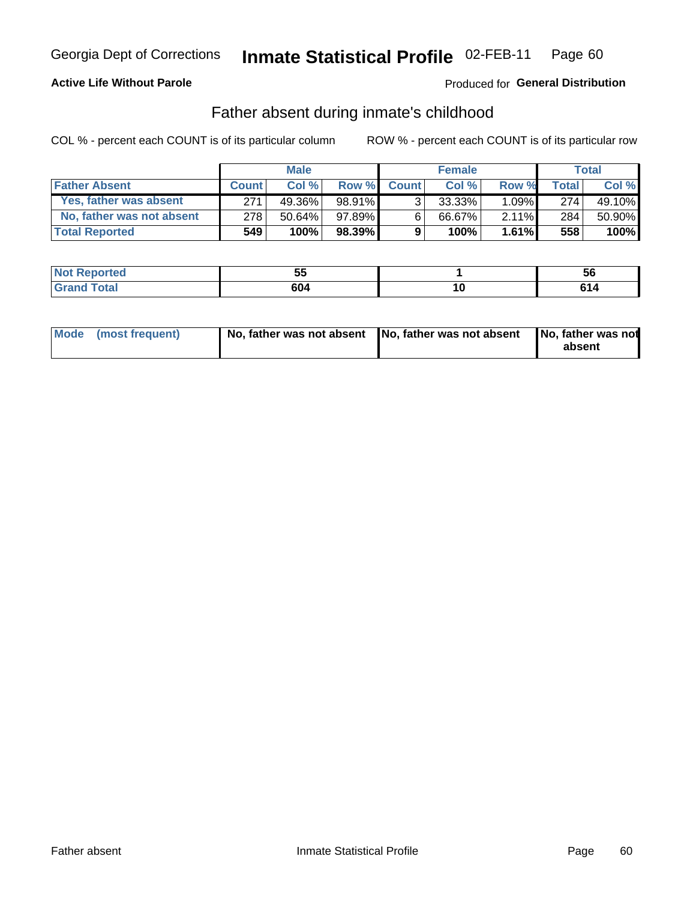Georgia Dept of Corrections **Inmate Statistical Profile** 02-FEB-11 Page 60

**Active Life Without Parole**

Produced for **General Distribution**

## Father absent during inmate's childhood

COL % - percent each COUNT is of its particular column

ROW % - percent each COUNT is of its particular row

| | Male | | | Female | | | Total | |
|---|---|---|---|---|---|---|---|---|
| **Father Absent** | **Count** | **Col %** | **Row %** | **Count** | **Col %** | **Row %** | **Total** | **Col %** |
| Yes, father was absent | 271 | 49.36% | 98.91% | 3 | 33.33% | 1.09% | 274 | 49.10% |
| No, father was not absent | 278 | 50.64% | 97.89% | 6 | 66.67% | 2.11% | 284 | 50.90% |
| **Total Reported** | **549** | **100%** | **98.39%** | **9** | **100%** | **1.61%** | **558** | **100%** |

| | Male | Female | Total |
|---|---|---|---|
| **Not Reported** | **55** | **1** | **56** |
| **Grand Total** | **604** | **10** | **614** |

| | Male | Female | Total |
|---|---|---|---|
| **Mode (most frequent)** | **No, father was not absent** | **No, father was not absent** | **No, father was not absent** |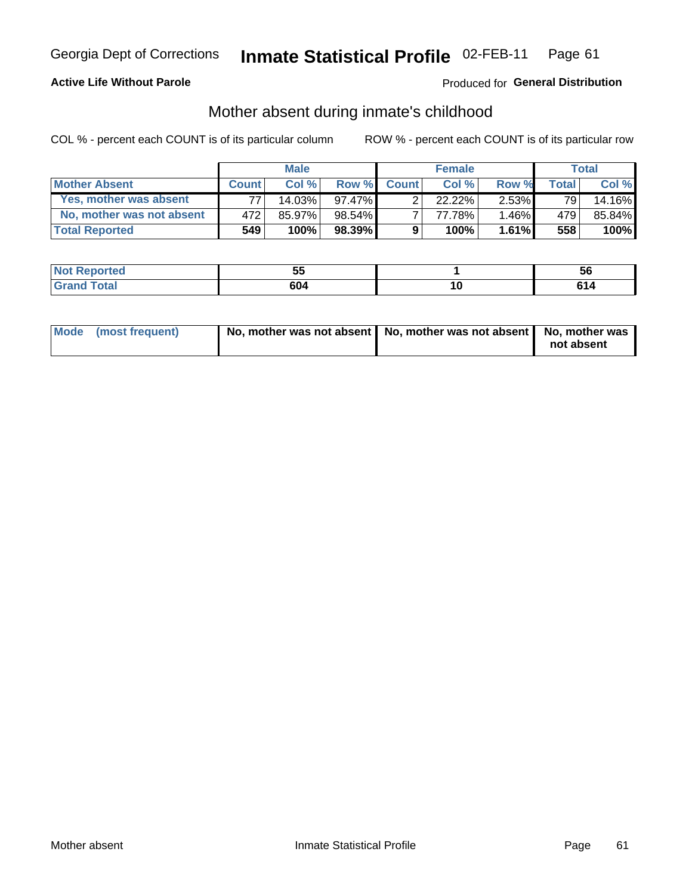Georgia Dept of Corrections **Inmate Statistical Profile** 02-FEB-11

**Active Life Without Parole**

Produced for **General Distribution**

## Mother absent during inmate's childhood

COL % - percent each COUNT is of its particular column    ROW % - percent each COUNT is of its particular row

| | Male | | | Female | | | Total | |
|---|---|---|---|---|---|---|---|---|
| **Mother Absent** | **Count** | **Col %** | **Row %** | **Count** | **Col %** | **Row %** | **Total** | **Col %** |
| **Yes, mother was absent** | 77 | 14.03% | 97.47% | 2 | 22.22% | 2.53% | 79 | 14.16% |
| **No, mother was not absent** | 472 | 85.97% | 98.54% | 7 | 77.78% | 1.46% | 479 | 85.84% |
| **Total Reported** | **549** | **100%** | **98.39%** | **9** | **100%** | **1.61%** | **558** | **100%** |

| | Male | Female | Total |
|---|---|---|---|
| **Not Reported** | **55** | **1** | **56** |
| **Grand Total** | **604** | **10** | **614** |

| | Male | Female | Total |
|---|---|---|---|
| **Mode (most frequent)** | **No, mother was not absent** | **No, mother was not absent** | **No, mother was not absent** |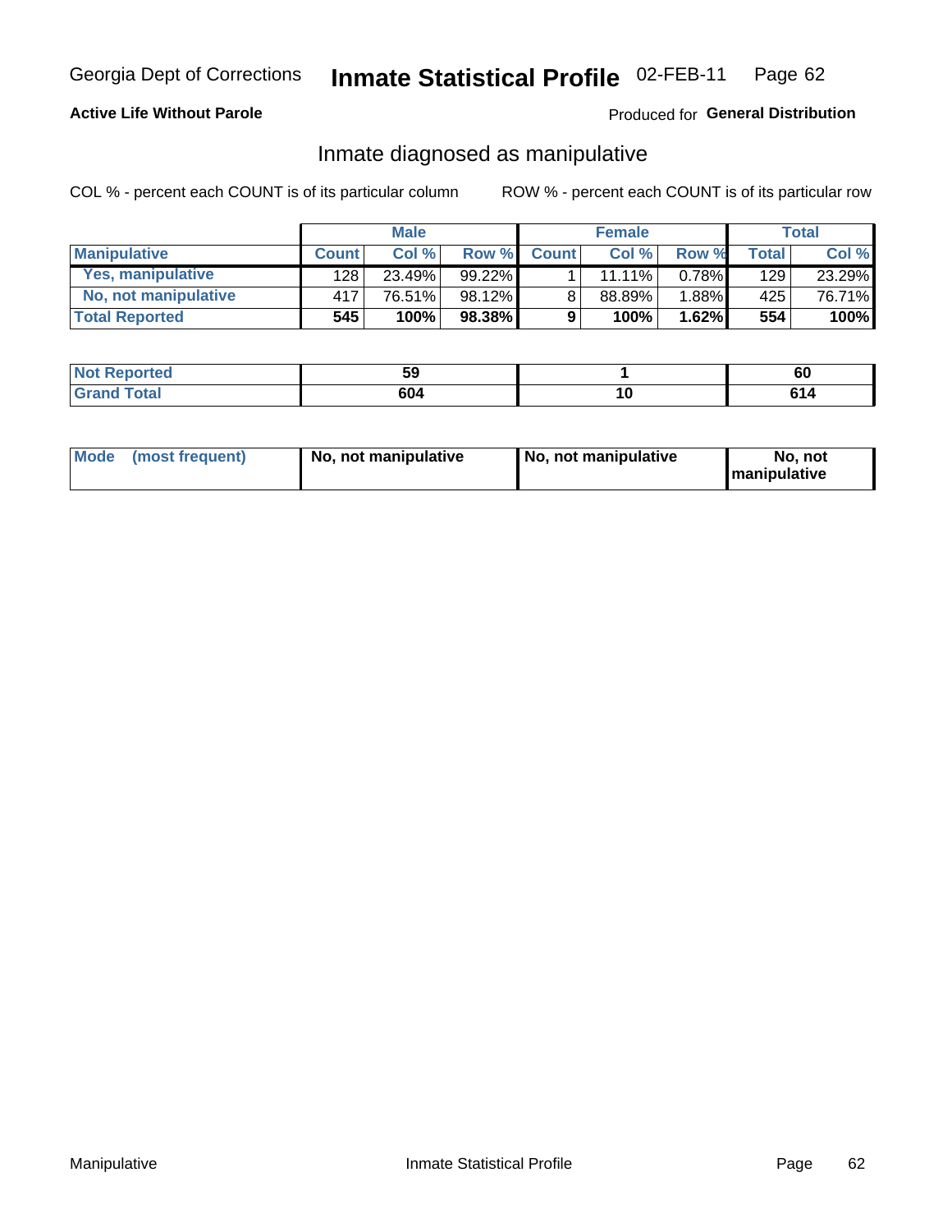Georgia Dept of Corrections **Inmate Statistical Profile** 02-FEB-11

**Active Life Without Parole**

Produced for **General Distribution**

## Inmate diagnosed as manipulative

COL % - percent each COUNT is of its particular column

ROW % - percent each COUNT is of its particular row

| | Male | | | Female | | | Total | |
|---|---|---|---|---|---|---|---|---|
| **Manipulative** | **Count** | **Col %** | **Row %** | **Count** | **Col %** | **Row %** | **Total** | **Col %** |
| **Yes, manipulative** | 128 | 23.49% | 99.22% | 1 | 11.11% | 0.78% | 129 | 23.29% |
| **No, not manipulative** | 417 | 76.51% | 98.12% | 8 | 88.89% | 1.88% | 425 | 76.71% |
| **Total Reported** | **545** | **100%** | **98.38%** | **9** | **100%** | **1.62%** | **554** | **100%** |

| | Male | Female | Total |
|---|---|---|---|
| **Not Reported** | **59** | **1** | **60** |
| **Grand Total** | **604** | **10** | **614** |

| | Male | Female | Total |
|---|---|---|---|
| **Mode (most frequent)** | **No, not manipulative** | **No, not manipulative** | **No, not manipulative** |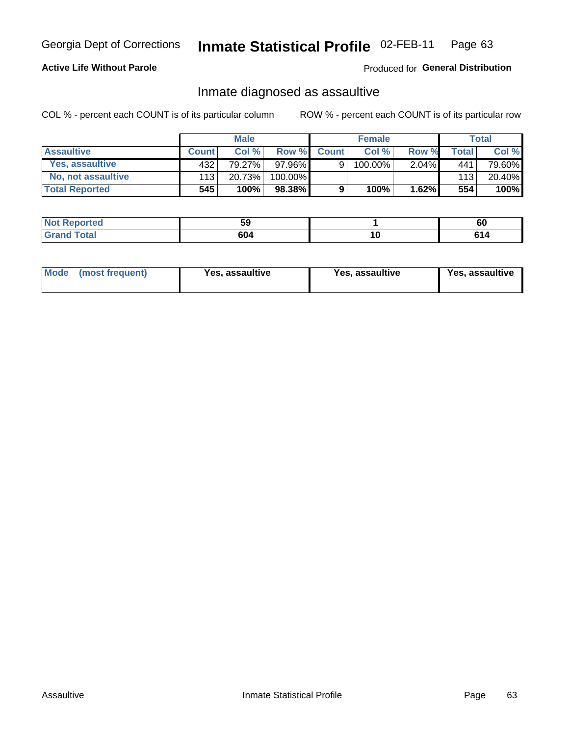Georgia Dept of Corrections **Inmate Statistical Profile** 02-FEB-11

**Active Life Without Parole**

Produced for **General Distribution**

## Inmate diagnosed as assaultive

COL % - percent each COUNT is of its particular column    ROW % - percent each COUNT is of its particular row

| | Male | | | Female | | | Total | |
|---|---|---|---|---|---|---|---|---|
| **Assaultive** | **Count** | **Col %** | **Row %** | **Count** | **Col %** | **Row %** | **Total** | **Col %** |
| **Yes, assaultive** | 432 | 79.27% | 97.96% | 9 | 100.00% | 2.04% | 441 | 79.60% |
| **No, not assaultive** | 113 | 20.73% | 100.00% | | | | 113 | 20.40% |
| **Total Reported** | **545** | **100%** | **98.38%** | **9** | **100%** | **1.62%** | **554** | **100%** |

| | Male | Female | Total |
|---|---|---|---|
| **Not Reported** | **59** | **1** | **60** |
| **Grand Total** | **604** | **10** | **614** |

| | Male | Female | Total |
|---|---|---|---|
| **Mode (most frequent)** | **Yes, assaultive** | **Yes, assaultive** | **Yes, assaultive** |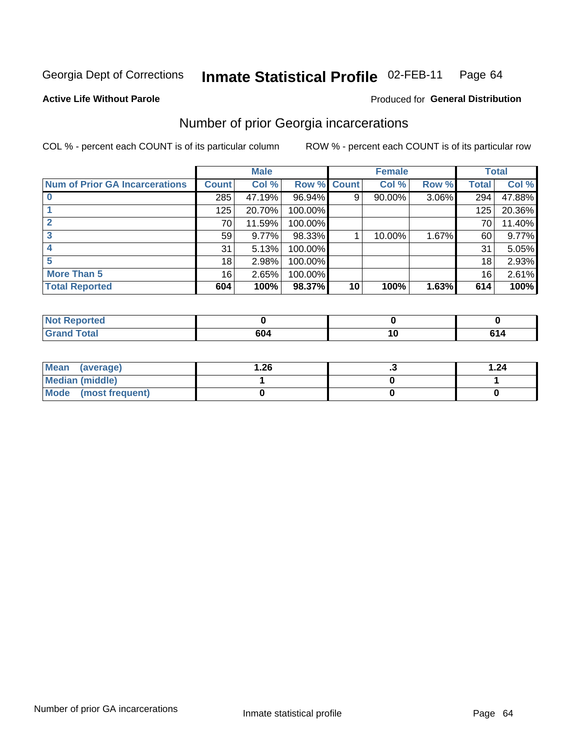Georgia Dept of Corrections **Inmate Statistical Profile** 02-FEB-11

**Active Life Without Parole**

Produced for **General Distribution**

## Number of prior Georgia incarcerations

COL % - percent each COUNT is of its particular column

ROW % - percent each COUNT is of its particular row

| | Male | | | Female | | | Total | |
|---|---|---|---|---|---|---|---|---|
| **Num of Prior GA Incarcerations** | **Count** | **Col %** | **Row %** | **Count** | **Col %** | **Row %** | **Total** | **Col %** |
| **0** | 285 | 47.19% | 96.94% | 9 | 90.00% | 3.06% | 294 | 47.88% |
| **1** | 125 | 20.70% | 100.00% | | | | 125 | 20.36% |
| **2** | 70 | 11.59% | 100.00% | | | | 70 | 11.40% |
| **3** | 59 | 9.77% | 98.33% | 1 | 10.00% | 1.67% | 60 | 9.77% |
| **4** | 31 | 5.13% | 100.00% | | | | 31 | 5.05% |
| **5** | 18 | 2.98% | 100.00% | | | | 18 | 2.93% |
| **More Than 5** | 16 | 2.65% | 100.00% | | | | 16 | 2.61% |
| **Total Reported** | **604** | **100%** | **98.37%** | **10** | **100%** | **1.63%** | **614** | **100%** |

| | Male | Female | Total |
|---|---|---|---|
| **Not Reported** | **0** | **0** | **0** |
| **Grand Total** | **604** | **10** | **614** |

| | Male | Female | Total |
|---|---|---|---|
| **Mean (average)** | **1.26** | **.3** | **1.24** |
| **Median (middle)** | **1** | **0** | **1** |
| **Mode (most frequent)** | **0** | **0** | **0** |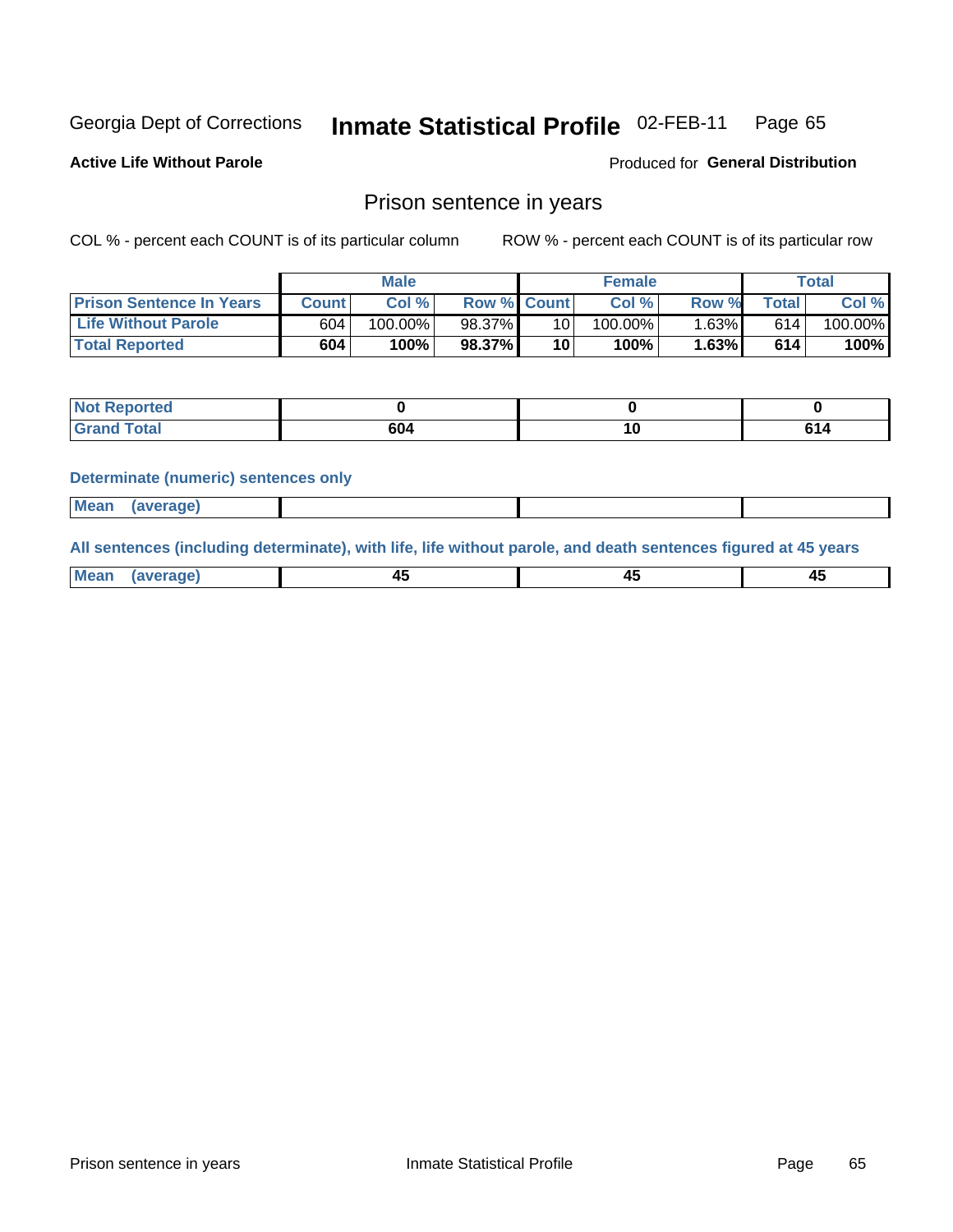Georgia Dept of Corrections **Inmate Statistical Profile** 02-FEB-11

**Active Life Without Parole**

Produced for **General Distribution**

## Prison sentence in years

COL % - percent each COUNT is of its particular column    ROW % - percent each COUNT is of its particular row

| | Male | | | Female | | | Total | |
|---|---|---|---|---|---|---|---|---|
| **Prison Sentence In Years** | **Count** | **Col %** | **Row %** | **Count** | **Col %** | **Row %** | **Total** | **Col %** |
| **Life Without Parole** | 604 | 100.00% | 98.37% | 10 | 100.00% | 1.63% | 614 | 100.00% |
| **Total Reported** | **604** | **100%** | **98.37%** | **10** | **100%** | **1.63%** | **614** | **100%** |

| | Male | Female | Total |
|---|---|---|---|
| **Not Reported** | **0** | **0** | **0** |
| **Grand Total** | **604** | **10** | **614** |

**Determinate (numeric) sentences only**

| | Male | Female | Total |
|---|---|---|---|
| **Mean (average)** | | | |

**All sentences (including determinate), with life, life without parole, and death sentences figured at 45 years**

| | Male | Female | Total |
|---|---|---|---|
| **Mean (average)** | **45** | **45** | **45** |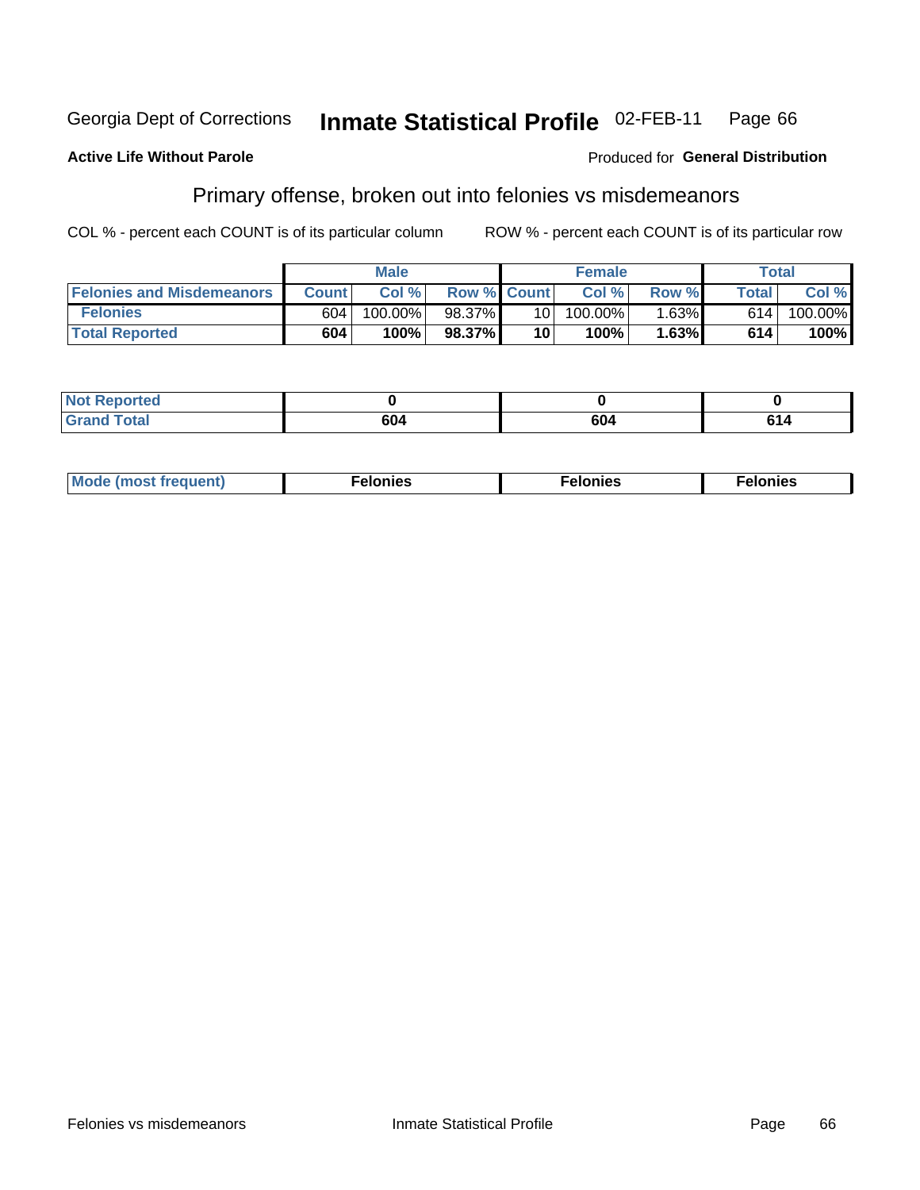Georgia Dept of Corrections **Inmate Statistical Profile** 02-FEB-11

**Active Life Without Parole**

Produced for **General Distribution**

## Primary offense, broken out into felonies vs misdemeanors

COL % - percent each COUNT is of its particular column

ROW % - percent each COUNT is of its particular row

| | Male | | | Female | | | Total | |
|---|---|---|---|---|---|---|---|---|
| Felonies and Misdemeanors | Count | Col % | Row % | Count | Col % | Row % | Total | Col % |
| Felonies | 604 | 100.00% | 98.37% | 10 | 100.00% | 1.63% | 614 | 100.00% |
| **Total Reported** | **604** | **100%** | **98.37%** | **10** | **100%** | **1.63%** | **614** | **100%** |

| | Male | Female | Total |
|---|---|---|---|
| Not Reported | 0 | 0 | 0 |
| Grand Total | 604 | 604 | 614 |

| | Male | Female | Total |
|---|---|---|---|
| Mode (most frequent) | Felonies | Felonies | Felonies |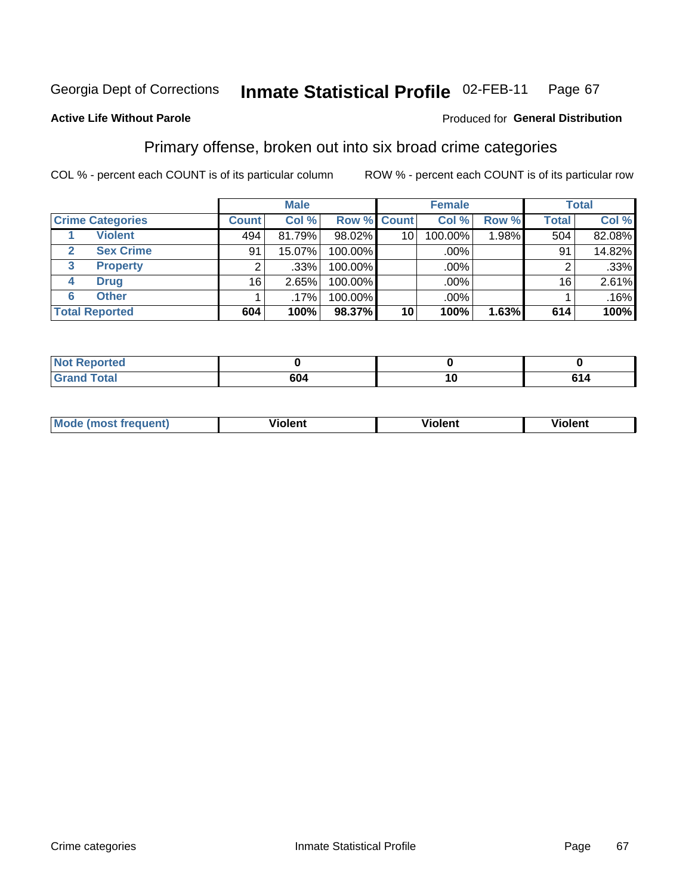Georgia Dept of Corrections **Inmate Statistical Profile** 02-FEB-11

**Active Life Without Parole**

Produced for **General Distribution**

## Primary offense, broken out into six broad crime categories

COL % - percent each COUNT is of its particular column

ROW % - percent each COUNT is of its particular row

| | | Male | | | Female | | | Total | |
|---|---|---|---|---|---|---|---|---|---|
| **Crime Categories** | | **Count** | **Col %** | **Row %** | **Count** | **Col %** | **Row %** | **Total** | **Col %** |
| 1 | Violent | 494 | 81.79% | 98.02% | 10 | 100.00% | 1.98% | 504 | 82.08% |
| 2 | Sex Crime | 91 | 15.07% | 100.00% | | .00% | | 91 | 14.82% |
| 3 | Property | 2 | .33% | 100.00% | | .00% | | 2 | .33% |
| 4 | Drug | 16 | 2.65% | 100.00% | | .00% | | 16 | 2.61% |
| 6 | Other | 1 | .17% | 100.00% | | .00% | | 1 | .16% |
| **Total Reported** | | **604** | **100%** | **98.37%** | **10** | **100%** | **1.63%** | **614** | **100%** |

| | Male | Female | Total |
|---|---|---|---|
| **Not Reported** | **0** | **0** | **0** |
| **Grand Total** | **604** | **10** | **614** |

| | Male | Female | Total |
|---|---|---|---|
| **Mode (most frequent)** | **Violent** | **Violent** | **Violent** |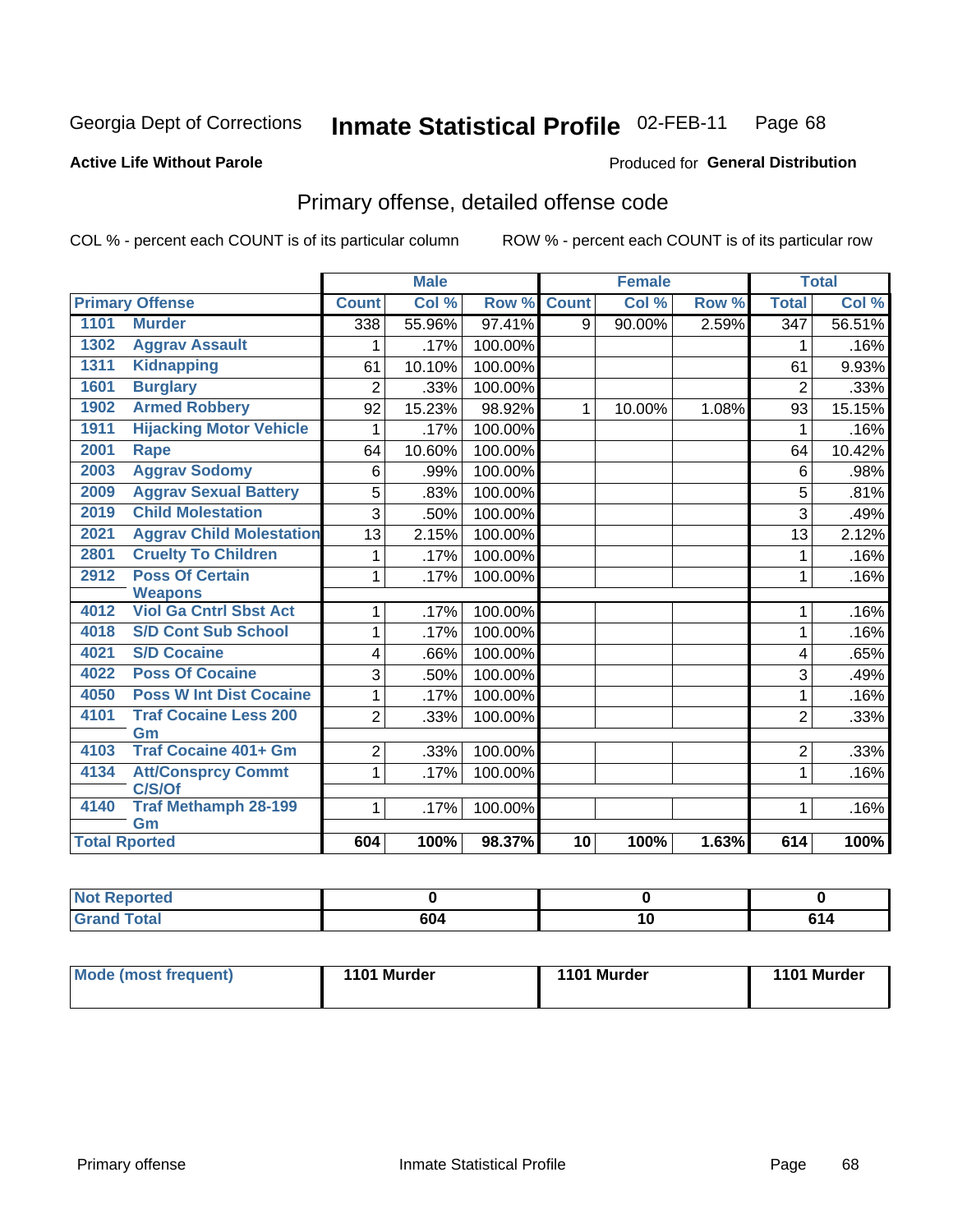Georgia Dept of Corrections

# Inmate Statistical Profile 02-FEB-11

**Active Life Without Parole**

Produced for **General Distribution**

## Primary offense, detailed offense code

COL % - percent each COUNT is of its particular column

ROW % - percent each COUNT is of its particular row

| Primary Offense | | Male | | | Female | | | Total | |
|---|---|---|---|---|---|---|---|---|---|
| | | Count | Col % | Row % | Count | Col % | Row % | Total | Col % |
| 1101 | Murder | 338 | 55.96% | 97.41% | 9 | 90.00% | 2.59% | 347 | 56.51% |
| 1302 | Aggrav Assault | 1 | .17% | 100.00% | | | | 1 | .16% |
| 1311 | Kidnapping | 61 | 10.10% | 100.00% | | | | 61 | 9.93% |
| 1601 | Burglary | 2 | .33% | 100.00% | | | | 2 | .33% |
| 1902 | Armed Robbery | 92 | 15.23% | 98.92% | 1 | 10.00% | 1.08% | 93 | 15.15% |
| 1911 | Hijacking Motor Vehicle | 1 | .17% | 100.00% | | | | 1 | .16% |
| 2001 | Rape | 64 | 10.60% | 100.00% | | | | 64 | 10.42% |
| 2003 | Aggrav Sodomy | 6 | .99% | 100.00% | | | | 6 | .98% |
| 2009 | Aggrav Sexual Battery | 5 | .83% | 100.00% | | | | 5 | .81% |
| 2019 | Child Molestation | 3 | .50% | 100.00% | | | | 3 | .49% |
| 2021 | Aggrav Child Molestation | 13 | 2.15% | 100.00% | | | | 13 | 2.12% |
| 2801 | Cruelty To Children | 1 | .17% | 100.00% | | | | 1 | .16% |
| 2912 | Poss Of Certain Weapons | 1 | .17% | 100.00% | | | | 1 | .16% |
| 4012 | Viol Ga Cntrl Sbst Act | 1 | .17% | 100.00% | | | | 1 | .16% |
| 4018 | S/D Cont Sub School | 1 | .17% | 100.00% | | | | 1 | .16% |
| 4021 | S/D Cocaine | 4 | .66% | 100.00% | | | | 4 | .65% |
| 4022 | Poss Of Cocaine | 3 | .50% | 100.00% | | | | 3 | .49% |
| 4050 | Poss W Int Dist Cocaine | 1 | .17% | 100.00% | | | | 1 | .16% |
| 4101 | Traf Cocaine Less 200 Gm | 2 | .33% | 100.00% | | | | 2 | .33% |
| 4103 | Traf Cocaine 401+ Gm | 2 | .33% | 100.00% | | | | 2 | .33% |
| 4134 | Att/Consprcy Commt C/S/Of | 1 | .17% | 100.00% | | | | 1 | .16% |
| 4140 | Traf Methamph 28-199 Gm | 1 | .17% | 100.00% | | | | 1 | .16% |
| **Total Rported** | | **604** | **100%** | **98.37%** | **10** | **100%** | **1.63%** | **614** | **100%** |

| | Male | Female | Total |
|---|---|---|---|
| Not Reported | 0 | 0 | 0 |
| Grand Total | 604 | 10 | 614 |

| | Male | Female | Total |
|---|---|---|---|
| Mode (most frequent) | 1101 Murder | 1101 Murder | 1101 Murder |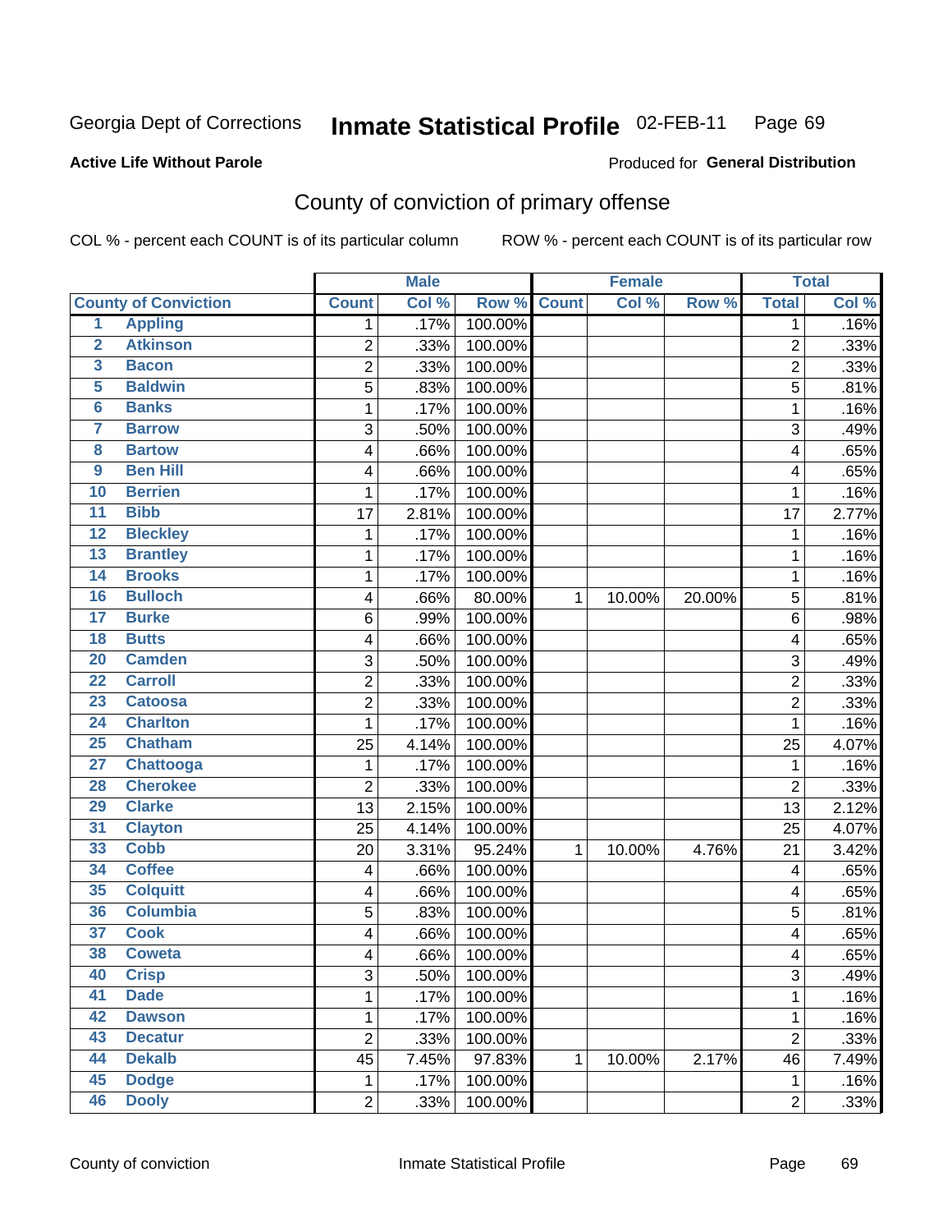# Georgia Dept of Corrections — Inmate Statistical Profile 02-FEB-11

**Active Life Without Parole**

Produced for **General Distribution**

## County of conviction of primary offense

COL % - percent each COUNT is of its particular column        ROW % - percent each COUNT is of its particular row

| | | Male | | | Female | | | Total | |
|---|---|---|---|---|---|---|---|---|---|
| **County of Conviction** | | **Count** | **Col %** | **Row %** | **Count** | **Col %** | **Row %** | **Total** | **Col %** |
| 1 | Appling | 1 | .17% | 100.00% | | | | 1 | .16% |
| 2 | Atkinson | 2 | .33% | 100.00% | | | | 2 | .33% |
| 3 | Bacon | 2 | .33% | 100.00% | | | | 2 | .33% |
| 5 | Baldwin | 5 | .83% | 100.00% | | | | 5 | .81% |
| 6 | Banks | 1 | .17% | 100.00% | | | | 1 | .16% |
| 7 | Barrow | 3 | .50% | 100.00% | | | | 3 | .49% |
| 8 | Bartow | 4 | .66% | 100.00% | | | | 4 | .65% |
| 9 | Ben Hill | 4 | .66% | 100.00% | | | | 4 | .65% |
| 10 | Berrien | 1 | .17% | 100.00% | | | | 1 | .16% |
| 11 | Bibb | 17 | 2.81% | 100.00% | | | | 17 | 2.77% |
| 12 | Bleckley | 1 | .17% | 100.00% | | | | 1 | .16% |
| 13 | Brantley | 1 | .17% | 100.00% | | | | 1 | .16% |
| 14 | Brooks | 1 | .17% | 100.00% | | | | 1 | .16% |
| 16 | Bulloch | 4 | .66% | 80.00% | 1 | 10.00% | 20.00% | 5 | .81% |
| 17 | Burke | 6 | .99% | 100.00% | | | | 6 | .98% |
| 18 | Butts | 4 | .66% | 100.00% | | | | 4 | .65% |
| 20 | Camden | 3 | .50% | 100.00% | | | | 3 | .49% |
| 22 | Carroll | 2 | .33% | 100.00% | | | | 2 | .33% |
| 23 | Catoosa | 2 | .33% | 100.00% | | | | 2 | .33% |
| 24 | Charlton | 1 | .17% | 100.00% | | | | 1 | .16% |
| 25 | Chatham | 25 | 4.14% | 100.00% | | | | 25 | 4.07% |
| 27 | Chattooga | 1 | .17% | 100.00% | | | | 1 | .16% |
| 28 | Cherokee | 2 | .33% | 100.00% | | | | 2 | .33% |
| 29 | Clarke | 13 | 2.15% | 100.00% | | | | 13 | 2.12% |
| 31 | Clayton | 25 | 4.14% | 100.00% | | | | 25 | 4.07% |
| 33 | Cobb | 20 | 3.31% | 95.24% | 1 | 10.00% | 4.76% | 21 | 3.42% |
| 34 | Coffee | 4 | .66% | 100.00% | | | | 4 | .65% |
| 35 | Colquitt | 4 | .66% | 100.00% | | | | 4 | .65% |
| 36 | Columbia | 5 | .83% | 100.00% | | | | 5 | .81% |
| 37 | Cook | 4 | .66% | 100.00% | | | | 4 | .65% |
| 38 | Coweta | 4 | .66% | 100.00% | | | | 4 | .65% |
| 40 | Crisp | 3 | .50% | 100.00% | | | | 3 | .49% |
| 41 | Dade | 1 | .17% | 100.00% | | | | 1 | .16% |
| 42 | Dawson | 1 | .17% | 100.00% | | | | 1 | .16% |
| 43 | Decatur | 2 | .33% | 100.00% | | | | 2 | .33% |
| 44 | Dekalb | 45 | 7.45% | 97.83% | 1 | 10.00% | 2.17% | 46 | 7.49% |
| 45 | Dodge | 1 | .17% | 100.00% | | | | 1 | .16% |
| 46 | Dooly | 2 | .33% | 100.00% | | | | 2 | .33% |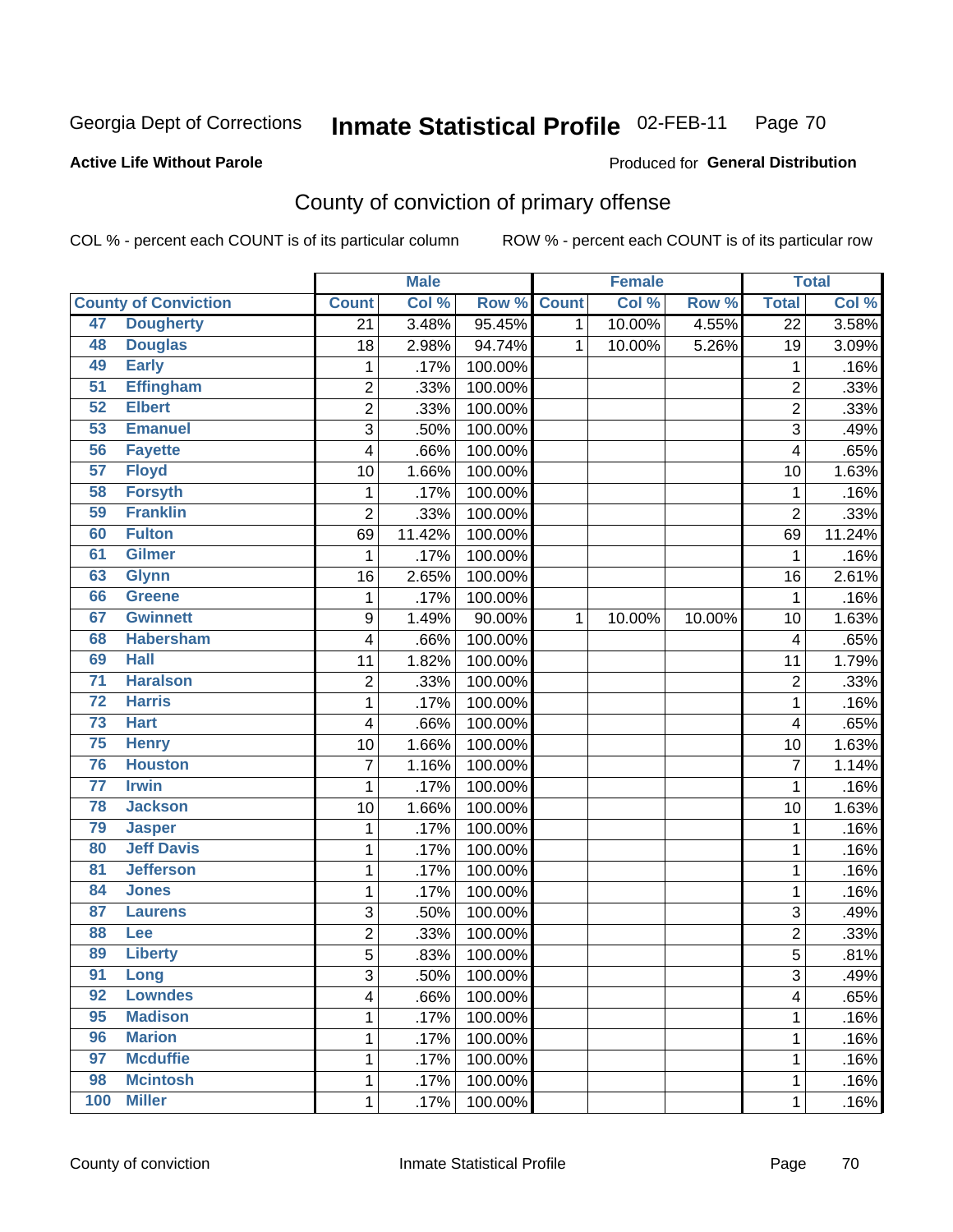Georgia Dept of Corrections **Inmate Statistical Profile** 02-FEB-11

**Active Life Without Parole**

Produced for **General Distribution**

## County of conviction of primary offense

COL % - percent each COUNT is of its particular column ROW % - percent each COUNT is of its particular row

| County of Conviction | | Male | | | Female | | | Total | |
|---|---|---|---|---|---|---|---|---|---|
| | | Count | Col % | Row % | Count | Col % | Row % | Total | Col % |
| 47 | Dougherty | 21 | 3.48% | 95.45% | 1 | 10.00% | 4.55% | 22 | 3.58% |
| 48 | Douglas | 18 | 2.98% | 94.74% | 1 | 10.00% | 5.26% | 19 | 3.09% |
| 49 | Early | 1 | .17% | 100.00% | | | | 1 | .16% |
| 51 | Effingham | 2 | .33% | 100.00% | | | | 2 | .33% |
| 52 | Elbert | 2 | .33% | 100.00% | | | | 2 | .33% |
| 53 | Emanuel | 3 | .50% | 100.00% | | | | 3 | .49% |
| 56 | Fayette | 4 | .66% | 100.00% | | | | 4 | .65% |
| 57 | Floyd | 10 | 1.66% | 100.00% | | | | 10 | 1.63% |
| 58 | Forsyth | 1 | .17% | 100.00% | | | | 1 | .16% |
| 59 | Franklin | 2 | .33% | 100.00% | | | | 2 | .33% |
| 60 | Fulton | 69 | 11.42% | 100.00% | | | | 69 | 11.24% |
| 61 | Gilmer | 1 | .17% | 100.00% | | | | 1 | .16% |
| 63 | Glynn | 16 | 2.65% | 100.00% | | | | 16 | 2.61% |
| 66 | Greene | 1 | .17% | 100.00% | | | | 1 | .16% |
| 67 | Gwinnett | 9 | 1.49% | 90.00% | 1 | 10.00% | 10.00% | 10 | 1.63% |
| 68 | Habersham | 4 | .66% | 100.00% | | | | 4 | .65% |
| 69 | Hall | 11 | 1.82% | 100.00% | | | | 11 | 1.79% |
| 71 | Haralson | 2 | .33% | 100.00% | | | | 2 | .33% |
| 72 | Harris | 1 | .17% | 100.00% | | | | 1 | .16% |
| 73 | Hart | 4 | .66% | 100.00% | | | | 4 | .65% |
| 75 | Henry | 10 | 1.66% | 100.00% | | | | 10 | 1.63% |
| 76 | Houston | 7 | 1.16% | 100.00% | | | | 7 | 1.14% |
| 77 | Irwin | 1 | .17% | 100.00% | | | | 1 | .16% |
| 78 | Jackson | 10 | 1.66% | 100.00% | | | | 10 | 1.63% |
| 79 | Jasper | 1 | .17% | 100.00% | | | | 1 | .16% |
| 80 | Jeff Davis | 1 | .17% | 100.00% | | | | 1 | .16% |
| 81 | Jefferson | 1 | .17% | 100.00% | | | | 1 | .16% |
| 84 | Jones | 1 | .17% | 100.00% | | | | 1 | .16% |
| 87 | Laurens | 3 | .50% | 100.00% | | | | 3 | .49% |
| 88 | Lee | 2 | .33% | 100.00% | | | | 2 | .33% |
| 89 | Liberty | 5 | .83% | 100.00% | | | | 5 | .81% |
| 91 | Long | 3 | .50% | 100.00% | | | | 3 | .49% |
| 92 | Lowndes | 4 | .66% | 100.00% | | | | 4 | .65% |
| 95 | Madison | 1 | .17% | 100.00% | | | | 1 | .16% |
| 96 | Marion | 1 | .17% | 100.00% | | | | 1 | .16% |
| 97 | Mcduffie | 1 | .17% | 100.00% | | | | 1 | .16% |
| 98 | Mcintosh | 1 | .17% | 100.00% | | | | 1 | .16% |
| 100 | Miller | 1 | .17% | 100.00% | | | | 1 | .16% |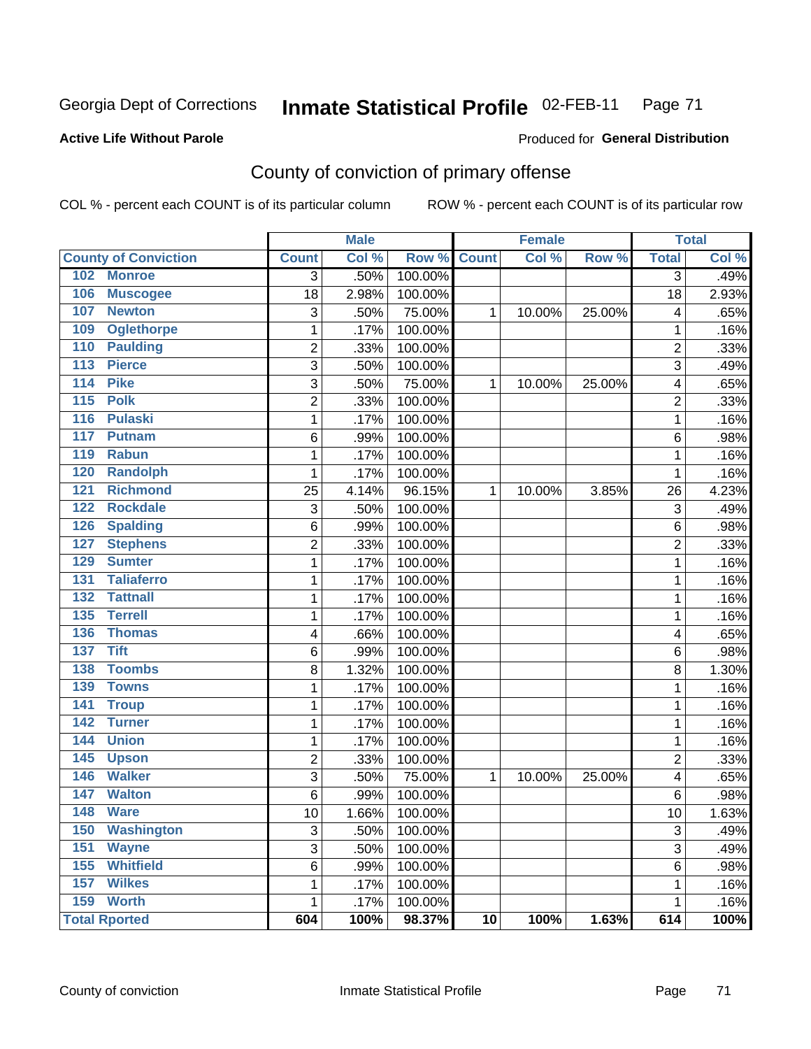Georgia Dept of Corrections **Inmate Statistical Profile** 02-FEB-11

**Active Life Without Parole**

Produced for **General Distribution**

## County of conviction of primary offense

COL % - percent each COUNT is of its particular column ROW % - percent each COUNT is of its particular row

| County of Conviction | Male | | | Female | | | Total | |
|---|---|---|---|---|---|---|---|---|
| | Count | Col % | Row % | Count | Col % | Row % | Total | Col % |
| 102 Monroe | 3 | .50% | 100.00% | | | | 3 | .49% |
| 106 Muscogee | 18 | 2.98% | 100.00% | | | | 18 | 2.93% |
| 107 Newton | 3 | .50% | 75.00% | 1 | 10.00% | 25.00% | 4 | .65% |
| 109 Oglethorpe | 1 | .17% | 100.00% | | | | 1 | .16% |
| 110 Paulding | 2 | .33% | 100.00% | | | | 2 | .33% |
| 113 Pierce | 3 | .50% | 100.00% | | | | 3 | .49% |
| 114 Pike | 3 | .50% | 75.00% | 1 | 10.00% | 25.00% | 4 | .65% |
| 115 Polk | 2 | .33% | 100.00% | | | | 2 | .33% |
| 116 Pulaski | 1 | .17% | 100.00% | | | | 1 | .16% |
| 117 Putnam | 6 | .99% | 100.00% | | | | 6 | .98% |
| 119 Rabun | 1 | .17% | 100.00% | | | | 1 | .16% |
| 120 Randolph | 1 | .17% | 100.00% | | | | 1 | .16% |
| 121 Richmond | 25 | 4.14% | 96.15% | 1 | 10.00% | 3.85% | 26 | 4.23% |
| 122 Rockdale | 3 | .50% | 100.00% | | | | 3 | .49% |
| 126 Spalding | 6 | .99% | 100.00% | | | | 6 | .98% |
| 127 Stephens | 2 | .33% | 100.00% | | | | 2 | .33% |
| 129 Sumter | 1 | .17% | 100.00% | | | | 1 | .16% |
| 131 Taliaferro | 1 | .17% | 100.00% | | | | 1 | .16% |
| 132 Tattnall | 1 | .17% | 100.00% | | | | 1 | .16% |
| 135 Terrell | 1 | .17% | 100.00% | | | | 1 | .16% |
| 136 Thomas | 4 | .66% | 100.00% | | | | 4 | .65% |
| 137 Tift | 6 | .99% | 100.00% | | | | 6 | .98% |
| 138 Toombs | 8 | 1.32% | 100.00% | | | | 8 | 1.30% |
| 139 Towns | 1 | .17% | 100.00% | | | | 1 | .16% |
| 141 Troup | 1 | .17% | 100.00% | | | | 1 | .16% |
| 142 Turner | 1 | .17% | 100.00% | | | | 1 | .16% |
| 144 Union | 1 | .17% | 100.00% | | | | 1 | .16% |
| 145 Upson | 2 | .33% | 100.00% | | | | 2 | .33% |
| 146 Walker | 3 | .50% | 75.00% | 1 | 10.00% | 25.00% | 4 | .65% |
| 147 Walton | 6 | .99% | 100.00% | | | | 6 | .98% |
| 148 Ware | 10 | 1.66% | 100.00% | | | | 10 | 1.63% |
| 150 Washington | 3 | .50% | 100.00% | | | | 3 | .49% |
| 151 Wayne | 3 | .50% | 100.00% | | | | 3 | .49% |
| 155 Whitfield | 6 | .99% | 100.00% | | | | 6 | .98% |
| 157 Wilkes | 1 | .17% | 100.00% | | | | 1 | .16% |
| 159 Worth | 1 | .17% | 100.00% | | | | 1 | .16% |
| **Total Rported** | **604** | **100%** | **98.37%** | **10** | **100%** | **1.63%** | **614** | **100%** |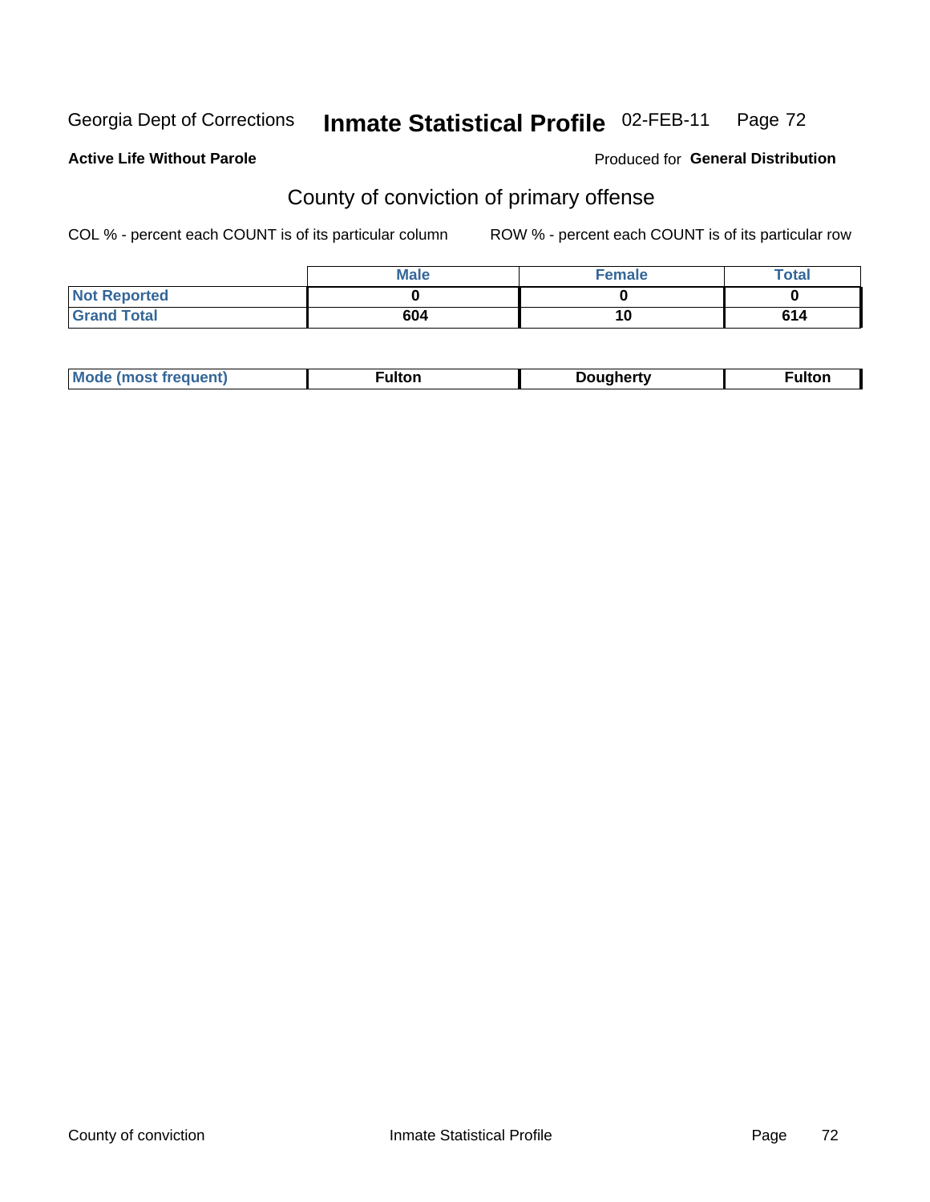Georgia Dept of Corrections **Inmate Statistical Profile** 02-FEB-11 Page 72

**Active Life Without Parole**

Produced for **General Distribution**

## County of conviction of primary offense

COL % - percent each COUNT is of its particular column

ROW % - percent each COUNT is of its particular row

| | Male | Female | Total |
|---|---|---|---|
| Not Reported | 0 | 0 | 0 |
| Grand Total | 604 | 10 | 614 |

| Mode (most frequent) | Fulton | Dougherty | Fulton |
|---|---|---|---|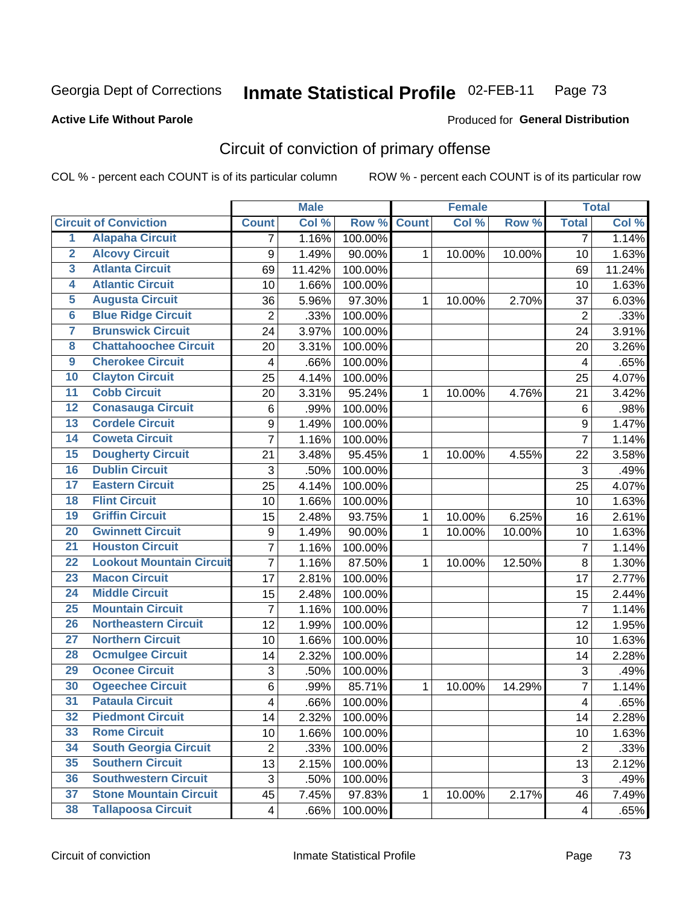Georgia Dept of Corrections **Inmate Statistical Profile** 02-FEB-11

**Active Life Without Parole**

Produced for **General Distribution**

## Circuit of conviction of primary offense

COL % - percent each COUNT is of its particular column

ROW % - percent each COUNT is of its particular row

| | | Male | | | Female | | | Total | |
|---|---|---|---|---|---|---|---|---|---|
| | Circuit of Conviction | Count | Col % | Row % | Count | Col % | Row % | Total | Col % |
| 1 | Alapaha Circuit | 7 | 1.16% | 100.00% | | | | 7 | 1.14% |
| 2 | Alcovy Circuit | 9 | 1.49% | 90.00% | 1 | 10.00% | 10.00% | 10 | 1.63% |
| 3 | Atlanta Circuit | 69 | 11.42% | 100.00% | | | | 69 | 11.24% |
| 4 | Atlantic Circuit | 10 | 1.66% | 100.00% | | | | 10 | 1.63% |
| 5 | Augusta Circuit | 36 | 5.96% | 97.30% | 1 | 10.00% | 2.70% | 37 | 6.03% |
| 6 | Blue Ridge Circuit | 2 | .33% | 100.00% | | | | 2 | .33% |
| 7 | Brunswick Circuit | 24 | 3.97% | 100.00% | | | | 24 | 3.91% |
| 8 | Chattahoochee Circuit | 20 | 3.31% | 100.00% | | | | 20 | 3.26% |
| 9 | Cherokee Circuit | 4 | .66% | 100.00% | | | | 4 | .65% |
| 10 | Clayton Circuit | 25 | 4.14% | 100.00% | | | | 25 | 4.07% |
| 11 | Cobb Circuit | 20 | 3.31% | 95.24% | 1 | 10.00% | 4.76% | 21 | 3.42% |
| 12 | Conasauga Circuit | 6 | .99% | 100.00% | | | | 6 | .98% |
| 13 | Cordele Circuit | 9 | 1.49% | 100.00% | | | | 9 | 1.47% |
| 14 | Coweta Circuit | 7 | 1.16% | 100.00% | | | | 7 | 1.14% |
| 15 | Dougherty Circuit | 21 | 3.48% | 95.45% | 1 | 10.00% | 4.55% | 22 | 3.58% |
| 16 | Dublin Circuit | 3 | .50% | 100.00% | | | | 3 | .49% |
| 17 | Eastern Circuit | 25 | 4.14% | 100.00% | | | | 25 | 4.07% |
| 18 | Flint Circuit | 10 | 1.66% | 100.00% | | | | 10 | 1.63% |
| 19 | Griffin Circuit | 15 | 2.48% | 93.75% | 1 | 10.00% | 6.25% | 16 | 2.61% |
| 20 | Gwinnett Circuit | 9 | 1.49% | 90.00% | 1 | 10.00% | 10.00% | 10 | 1.63% |
| 21 | Houston Circuit | 7 | 1.16% | 100.00% | | | | 7 | 1.14% |
| 22 | Lookout Mountain Circuit | 7 | 1.16% | 87.50% | 1 | 10.00% | 12.50% | 8 | 1.30% |
| 23 | Macon Circuit | 17 | 2.81% | 100.00% | | | | 17 | 2.77% |
| 24 | Middle Circuit | 15 | 2.48% | 100.00% | | | | 15 | 2.44% |
| 25 | Mountain Circuit | 7 | 1.16% | 100.00% | | | | 7 | 1.14% |
| 26 | Northeastern Circuit | 12 | 1.99% | 100.00% | | | | 12 | 1.95% |
| 27 | Northern Circuit | 10 | 1.66% | 100.00% | | | | 10 | 1.63% |
| 28 | Ocmulgee Circuit | 14 | 2.32% | 100.00% | | | | 14 | 2.28% |
| 29 | Oconee Circuit | 3 | .50% | 100.00% | | | | 3 | .49% |
| 30 | Ogeechee Circuit | 6 | .99% | 85.71% | 1 | 10.00% | 14.29% | 7 | 1.14% |
| 31 | Pataula Circuit | 4 | .66% | 100.00% | | | | 4 | .65% |
| 32 | Piedmont Circuit | 14 | 2.32% | 100.00% | | | | 14 | 2.28% |
| 33 | Rome Circuit | 10 | 1.66% | 100.00% | | | | 10 | 1.63% |
| 34 | South Georgia Circuit | 2 | .33% | 100.00% | | | | 2 | .33% |
| 35 | Southern Circuit | 13 | 2.15% | 100.00% | | | | 13 | 2.12% |
| 36 | Southwestern Circuit | 3 | .50% | 100.00% | | | | 3 | .49% |
| 37 | Stone Mountain Circuit | 45 | 7.45% | 97.83% | 1 | 10.00% | 2.17% | 46 | 7.49% |
| 38 | Tallapoosa Circuit | 4 | .66% | 100.00% | | | | 4 | .65% |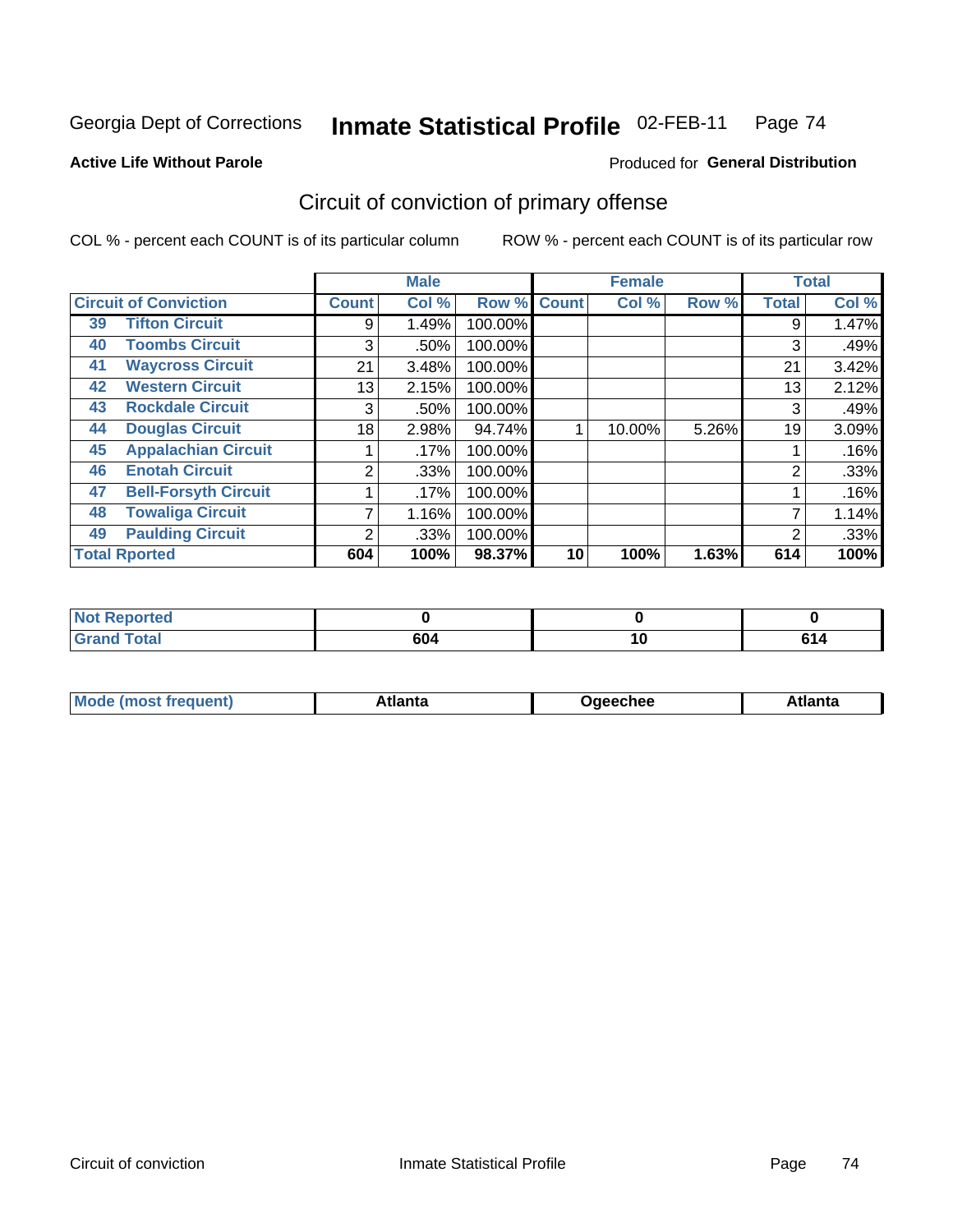# Georgia Dept of Corrections — Inmate Statistical Profile 02-FEB-11

**Active Life Without Parole**

Produced for **General Distribution**

## Circuit of conviction of primary offense

COL % - percent each COUNT is of its particular column

ROW % - percent each COUNT is of its particular row

| Circuit of Conviction | | Male | | | Female | | | Total | |
|---|---|---|---|---|---|---|---|---|---|
| | | Count | Col % | Row % | Count | Col % | Row % | Total | Col % |
| 39 | Tifton Circuit | 9 | 1.49% | 100.00% | | | | 9 | 1.47% |
| 40 | Toombs Circuit | 3 | .50% | 100.00% | | | | 3 | .49% |
| 41 | Waycross Circuit | 21 | 3.48% | 100.00% | | | | 21 | 3.42% |
| 42 | Western Circuit | 13 | 2.15% | 100.00% | | | | 13 | 2.12% |
| 43 | Rockdale Circuit | 3 | .50% | 100.00% | | | | 3 | .49% |
| 44 | Douglas Circuit | 18 | 2.98% | 94.74% | 1 | 10.00% | 5.26% | 19 | 3.09% |
| 45 | Appalachian Circuit | 1 | .17% | 100.00% | | | | 1 | .16% |
| 46 | Enotah Circuit | 2 | .33% | 100.00% | | | | 2 | .33% |
| 47 | Bell-Forsyth Circuit | 1 | .17% | 100.00% | | | | 1 | .16% |
| 48 | Towaliga Circuit | 7 | 1.16% | 100.00% | | | | 7 | 1.14% |
| 49 | Paulding Circuit | 2 | .33% | 100.00% | | | | 2 | .33% |
| **Total Rported** | | **604** | **100%** | **98.37%** | **10** | **100%** | **1.63%** | **614** | **100%** |

| | Male | Female | Total |
|---|---|---|---|
| Not Reported | 0 | 0 | 0 |
| Grand Total | 604 | 10 | 614 |

| | Male | Female | Total |
|---|---|---|---|
| Mode (most frequent) | Atlanta | Ogeechee | Atlanta |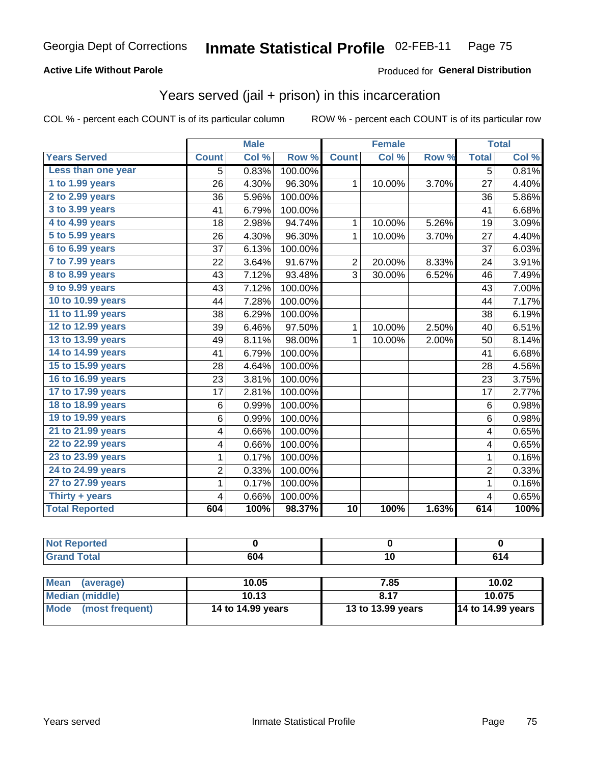Georgia Dept of Corrections **Inmate Statistical Profile** 02-FEB-11

**Active Life Without Parole**

Produced for **General Distribution**

## Years served (jail + prison) in this incarceration

COL % - percent each COUNT is of its particular column    ROW % - percent each COUNT is of its particular row

| | Male | | | Female | | | Total | |
|---|---|---|---|---|---|---|---|---|
| **Years Served** | **Count** | **Col %** | **Row %** | **Count** | **Col %** | **Row %** | **Total** | **Col %** |
| Less than one year | 5 | 0.83% | 100.00% | | | | 5 | 0.81% |
| 1 to 1.99 years | 26 | 4.30% | 96.30% | 1 | 10.00% | 3.70% | 27 | 4.40% |
| 2 to 2.99 years | 36 | 5.96% | 100.00% | | | | 36 | 5.86% |
| 3 to 3.99 years | 41 | 6.79% | 100.00% | | | | 41 | 6.68% |
| 4 to 4.99 years | 18 | 2.98% | 94.74% | 1 | 10.00% | 5.26% | 19 | 3.09% |
| 5 to 5.99 years | 26 | 4.30% | 96.30% | 1 | 10.00% | 3.70% | 27 | 4.40% |
| 6 to 6.99 years | 37 | 6.13% | 100.00% | | | | 37 | 6.03% |
| 7 to 7.99 years | 22 | 3.64% | 91.67% | 2 | 20.00% | 8.33% | 24 | 3.91% |
| 8 to 8.99 years | 43 | 7.12% | 93.48% | 3 | 30.00% | 6.52% | 46 | 7.49% |
| 9 to 9.99 years | 43 | 7.12% | 100.00% | | | | 43 | 7.00% |
| 10 to 10.99 years | 44 | 7.28% | 100.00% | | | | 44 | 7.17% |
| 11 to 11.99 years | 38 | 6.29% | 100.00% | | | | 38 | 6.19% |
| 12 to 12.99 years | 39 | 6.46% | 97.50% | 1 | 10.00% | 2.50% | 40 | 6.51% |
| 13 to 13.99 years | 49 | 8.11% | 98.00% | 1 | 10.00% | 2.00% | 50 | 8.14% |
| 14 to 14.99 years | 41 | 6.79% | 100.00% | | | | 41 | 6.68% |
| 15 to 15.99 years | 28 | 4.64% | 100.00% | | | | 28 | 4.56% |
| 16 to 16.99 years | 23 | 3.81% | 100.00% | | | | 23 | 3.75% |
| 17 to 17.99 years | 17 | 2.81% | 100.00% | | | | 17 | 2.77% |
| 18 to 18.99 years | 6 | 0.99% | 100.00% | | | | 6 | 0.98% |
| 19 to 19.99 years | 6 | 0.99% | 100.00% | | | | 6 | 0.98% |
| 21 to 21.99 years | 4 | 0.66% | 100.00% | | | | 4 | 0.65% |
| 22 to 22.99 years | 4 | 0.66% | 100.00% | | | | 4 | 0.65% |
| 23 to 23.99 years | 1 | 0.17% | 100.00% | | | | 1 | 0.16% |
| 24 to 24.99 years | 2 | 0.33% | 100.00% | | | | 2 | 0.33% |
| 27 to 27.99 years | 1 | 0.17% | 100.00% | | | | 1 | 0.16% |
| Thirty + years | 4 | 0.66% | 100.00% | | | | 4 | 0.65% |
| **Total Reported** | **604** | **100%** | **98.37%** | **10** | **100%** | **1.63%** | **614** | **100%** |

| | Male | Female | Total |
|---|---|---|---|
| Not Reported | 0 | 0 | 0 |
| Grand Total | 604 | 10 | 614 |

| | Male | Female | Total |
|---|---|---|---|
| Mean (average) | 10.05 | 7.85 | 10.02 |
| Median (middle) | 10.13 | 8.17 | 10.075 |
| Mode (most frequent) | 14 to 14.99 years | 13 to 13.99 years | 14 to 14.99 years |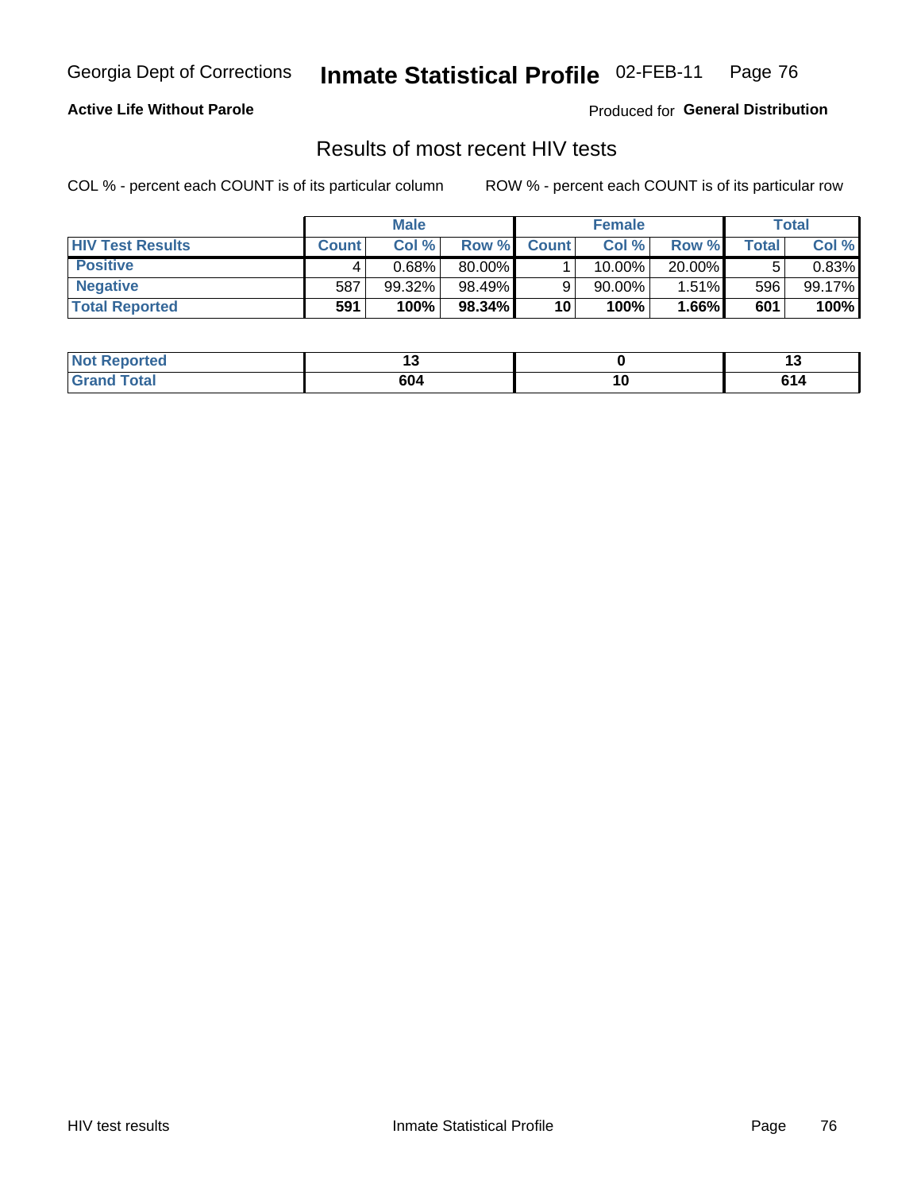Georgia Dept of Corrections **Inmate Statistical Profile** 02-FEB-11

**Active Life Without Parole**

Produced for **General Distribution**

## Results of most recent HIV tests

COL % - percent each COUNT is of its particular column ROW % - percent each COUNT is of its particular row

| | Male | | | Female | | | Total | |
|---|---|---|---|---|---|---|---|---|
| **HIV Test Results** | **Count** | **Col %** | **Row %** | **Count** | **Col %** | **Row %** | **Total** | **Col %** |
| **Positive** | 4 | 0.68% | 80.00% | 1 | 10.00% | 20.00% | 5 | 0.83% |
| **Negative** | 587 | 99.32% | 98.49% | 9 | 90.00% | 1.51% | 596 | 99.17% |
| **Total Reported** | **591** | **100%** | **98.34%** | **10** | **100%** | **1.66%** | **601** | **100%** |

| | Male | Female | Total |
|---|---|---|---|
| **Not Reported** | **13** | **0** | **13** |
| **Grand Total** | **604** | **10** | **614** |

HIV test results Inmate Statistical Profile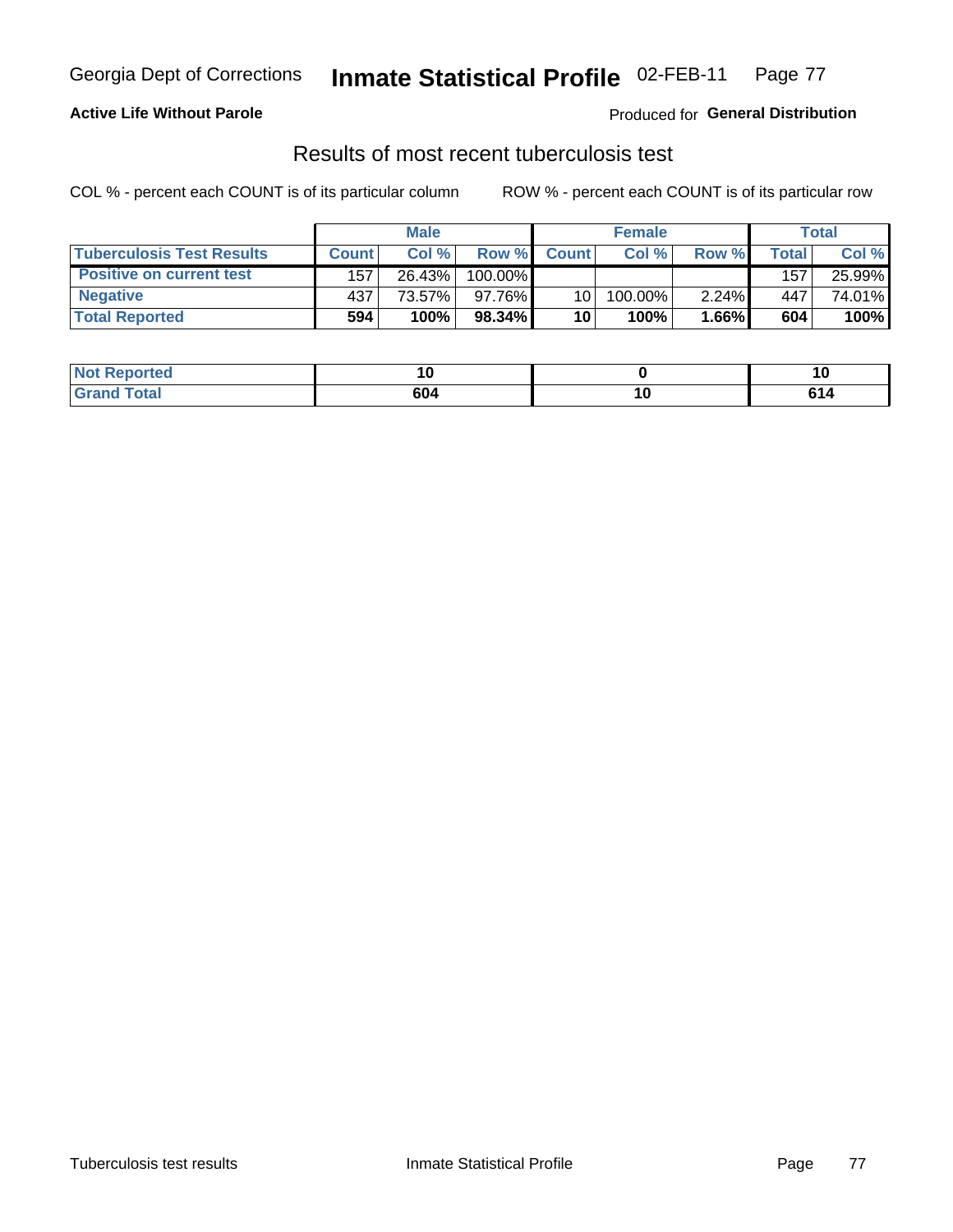# Results of most recent tuberculosis test

**Active Life Without Parole**

Produced for **General Distribution**

COL % - percent each COUNT is of its particular column

ROW % - percent each COUNT is of its particular row

| | Male | | | Female | | | Total | |
|---|---|---|---|---|---|---|---|---|
| **Tuberculosis Test Results** | **Count** | **Col %** | **Row %** | **Count** | **Col %** | **Row %** | **Total** | **Col %** |
| **Positive on current test** | 157 | 26.43% | 100.00% | | | | 157 | 25.99% |
| **Negative** | 437 | 73.57% | 97.76% | 10 | 100.00% | 2.24% | 447 | 74.01% |
| **Total Reported** | **594** | **100%** | **98.34%** | **10** | **100%** | **1.66%** | **604** | **100%** |

| | Male | Female | Total |
|---|---|---|---|
| **Not Reported** | **10** | **0** | **10** |
| **Grand Total** | **604** | **10** | **614** |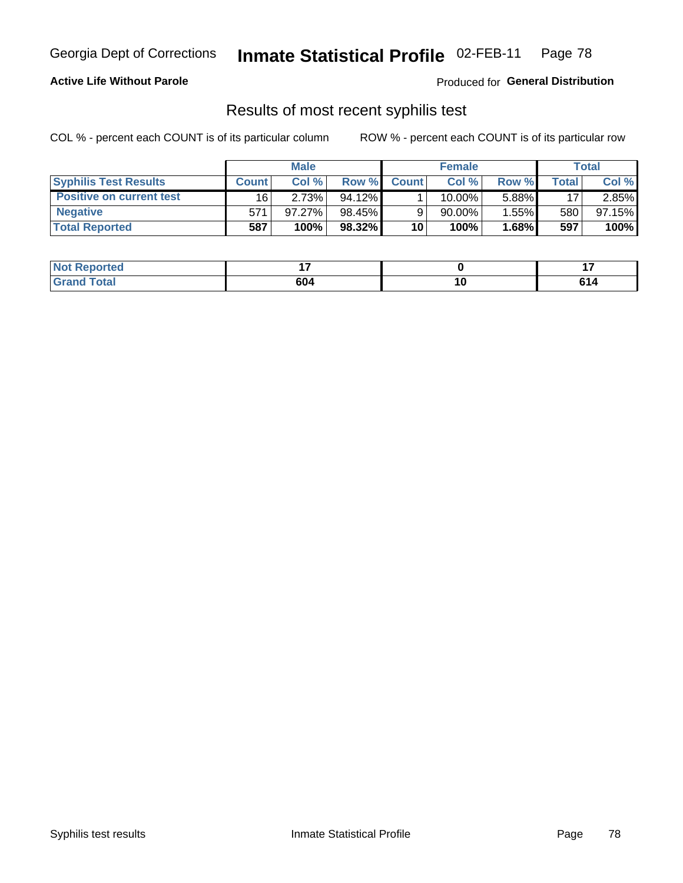Georgia Dept of Corrections **Inmate Statistical Profile** 02-FEB-11

**Active Life Without Parole**

Produced for **General Distribution**

## Results of most recent syphilis test

COL % - percent each COUNT is of its particular column ROW % - percent each COUNT is of its particular row

| | Male | | | Female | | | Total | |
|---|---|---|---|---|---|---|---|---|
| **Syphilis Test Results** | **Count** | **Col %** | **Row %** | **Count** | **Col %** | **Row %** | **Total** | **Col %** |
| **Positive on current test** | 16 | 2.73% | 94.12% | 1 | 10.00% | 5.88% | 17 | 2.85% |
| **Negative** | 571 | 97.27% | 98.45% | 9 | 90.00% | 1.55% | 580 | 97.15% |
| **Total Reported** | **587** | **100%** | **98.32%** | **10** | **100%** | **1.68%** | **597** | **100%** |

| | Male | Female | Total |
|---|---|---|---|
| **Not Reported** | **17** | **0** | **17** |
| **Grand Total** | **604** | **10** | **614** |

Syphilis test results Inmate Statistical Profile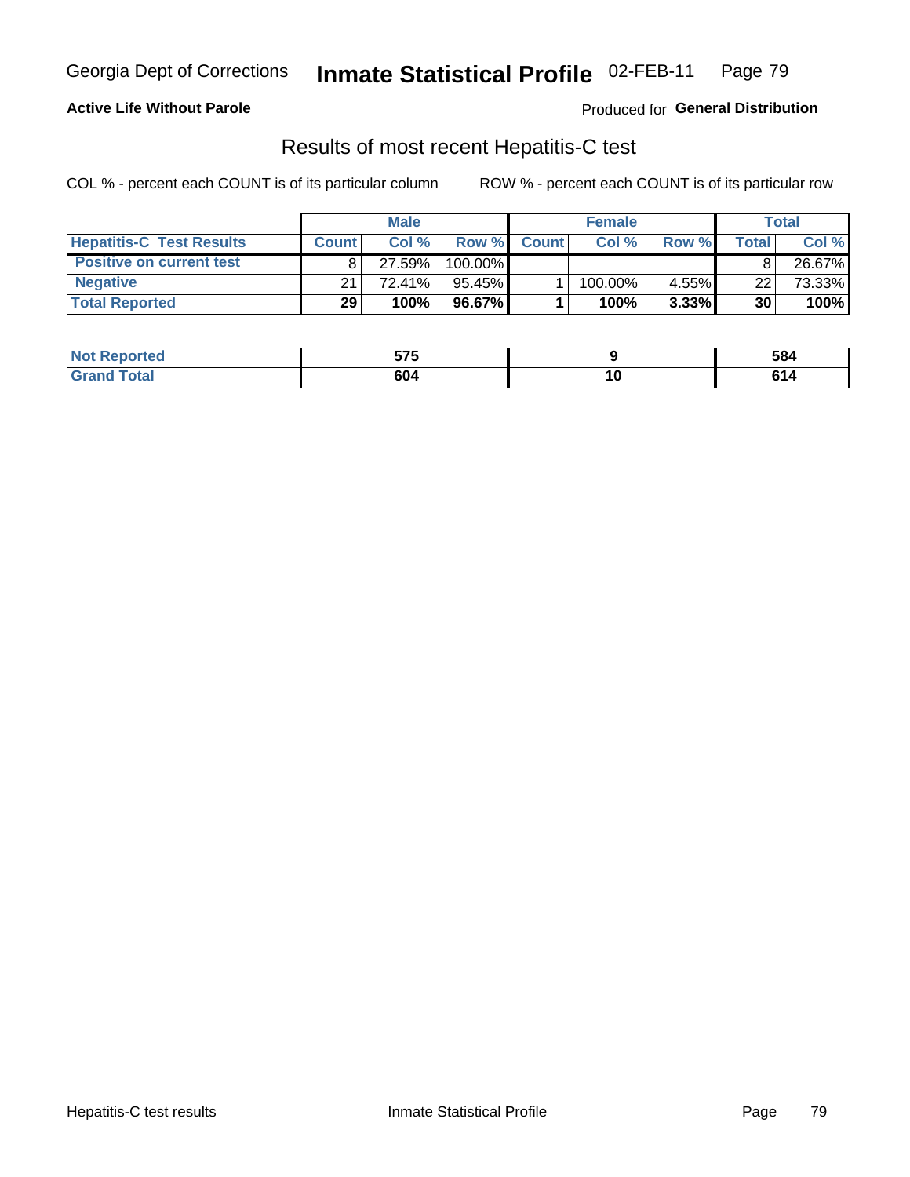Georgia Dept of Corrections **Inmate Statistical Profile** 02-FEB-11

**Active Life Without Parole**

Produced for **General Distribution**

## Results of most recent Hepatitis-C test

COL % - percent each COUNT is of its particular column

ROW % - percent each COUNT is of its particular row

| | Male | | | Female | | | Total | |
|---|---|---|---|---|---|---|---|---|
| **Hepatitis-C Test Results** | **Count** | **Col %** | **Row %** | **Count** | **Col %** | **Row %** | **Total** | **Col %** |
| **Positive on current test** | 8 | 27.59% | 100.00% | | | | 8 | 26.67% |
| **Negative** | 21 | 72.41% | 95.45% | 1 | 100.00% | 4.55% | 22 | 73.33% |
| **Total Reported** | **29** | **100%** | **96.67%** | **1** | **100%** | **3.33%** | **30** | **100%** |

| | Male | Female | Total |
|---|---|---|---|
| **Not Reported** | **575** | **9** | **584** |
| **Grand Total** | **604** | **10** | **614** |